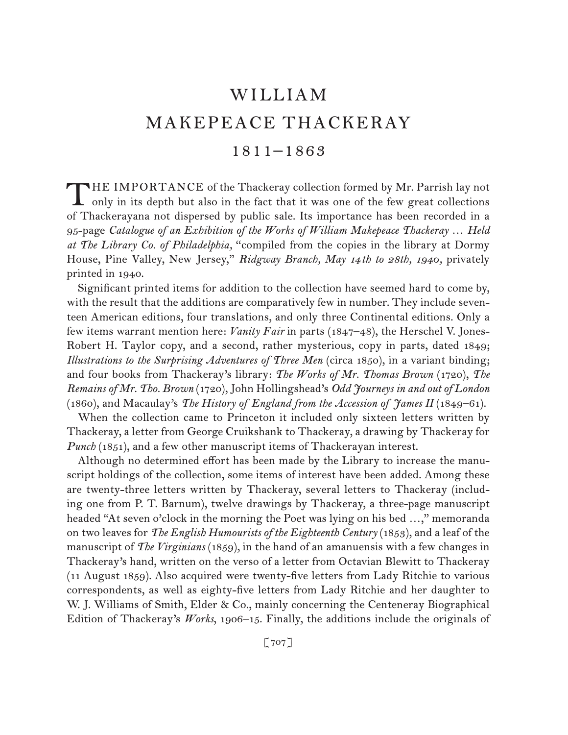# WILLIAM MAKEPEACE THACKERAY

## 1811–1863

THE IMPORTANCE of the Thackeray collection formed by Mr. Parrish lay not only in its depth but also in the fact that it was one of the few great collections of Thackerayana not dispersed by public sale. Its importance has been recorded in a 95-page *Catalogue of an Exhibition of the Works of William Makepeace Thackeray … Held at The Library Co. of Philadelphia,* "compiled from the copies in the library at Dormy House, Pine Valley, New Jersey," *Ridgway Branch, May 14th to 28th, 1940,* privately printed in 1940.

Significant printed items for addition to the collection have seemed hard to come by, with the result that the additions are comparatively few in number. They include seventeen American editions, four translations, and only three Continental editions. Only a few items warrant mention here: *Vanity Fair* in parts (1847–48), the Herschel V. Jones-Robert H. Taylor copy, and a second, rather mysterious, copy in parts, dated 1849; *Illustrations to the Surprising Adventures of Three Men* (circa 1850), in a variant binding; and four books from Thackeray's library: *The Works of Mr. Thomas Brown* (1720), *The Remains of Mr. Tho. Brown* (1720), John Hollingshead's *Odd Journeys in and out of London* (1860), and Macaulay's *The History of England from the Accession of James II* (1849–61).

When the collection came to Princeton it included only sixteen letters written by Thackeray, a letter from George Cruikshank to Thackeray, a drawing by Thackeray for *Punch* (1851), and a few other manuscript items of Thackerayan interest.

Although no determined effort has been made by the Library to increase the manuscript holdings of the collection, some items of interest have been added. Among these are twenty-three letters written by Thackeray, several letters to Thackeray (including one from P. T. Barnum), twelve drawings by Thackeray, a three-page manuscript headed "At seven o'clock in the morning the Poet was lying on his bed …," memoranda on two leaves for *The English Humourists of the Eighteenth Century* (1853), and a leaf of the manuscript of *The Virginians* (1859), in the hand of an amanuensis with a few changes in Thackeray's hand, written on the verso of a letter from Octavian Blewitt to Thackeray (11 August 1859). Also acquired were twenty-five letters from Lady Ritchie to various correspondents, as well as eighty-five letters from Lady Ritchie and her daughter to W. J. Williams of Smith, Elder & Co., mainly concerning the Centeneray Biographical Edition of Thackeray's *Works,* 1906–15. Finally, the additions include the originals of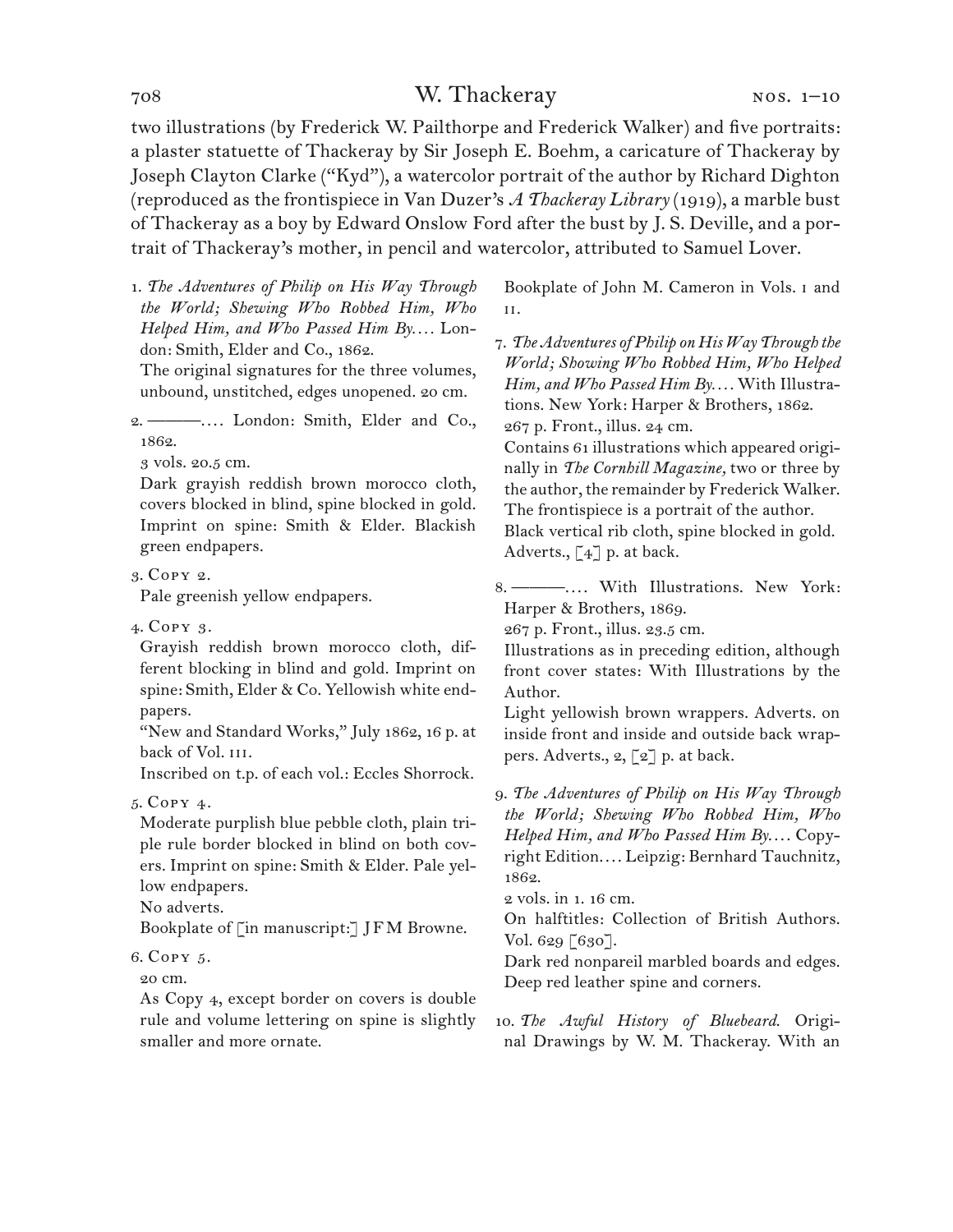two illustrations (by Frederick W. Pailthorpe and Frederick Walker) and five portraits: a plaster statuette of Thackeray by Sir Joseph E. Boehm, a caricature of Thackeray by Joseph Clayton Clarke ("Kyd"), a watercolor portrait of the author by Richard Dighton (reproduced as the frontispiece in Van Duzer's *A Thackeray Library* (1919), a marble bust of Thackeray as a boy by Edward Onslow Ford after the bust by J. S. Deville, and a portrait of Thackeray's mother, in pencil and watercolor, attributed to Samuel Lover.

1. *The Adventures of Philip on His Way Through the World; Shewing Who Robbed Him, Who Helped Him, and Who Passed Him By.* . . . London: Smith, Elder and Co., 1862.
   The original signatures for the three volumes, unbound, unstitched, edges unopened. 20 cm.

2. ———. . . . London: Smith, Elder and Co., 1862.
   3 vols. 20.5 cm.
   Dark grayish reddish brown morocco cloth, covers blocked in blind, spine blocked in gold. Imprint on spine: Smith & Elder. Blackish green endpapers.

3. Copy 2.
   Pale greenish yellow endpapers.

4. Copy 3.
   Grayish reddish brown morocco cloth, different blocking in blind and gold. Imprint on spine: Smith, Elder & Co. Yellowish white endpapers.
   "New and Standard Works," July 1862, 16 p. at back of Vol. III.
   Inscribed on t.p. of each vol.: Eccles Shorrock.

5. Copy 4.
   Moderate purplish blue pebble cloth, plain triple rule border blocked in blind on both covers. Imprint on spine: Smith & Elder. Pale yellow endpapers.
   No adverts.
   Bookplate of [in manuscript:] J F M Browne.

6. Copy 5.
   20 cm.
   As Copy 4, except border on covers is double rule and volume lettering on spine is slightly smaller and more ornate.
   Bookplate of John M. Cameron in Vols. I and II.

7. *The Adventures of Philip on His Way Through the World; Showing Who Robbed Him, Who Helped Him, and Who Passed Him By.* . . . With Illustrations. New York: Harper & Brothers, 1862.
   267 p. Front., illus. 24 cm.
   Contains 61 illustrations which appeared originally in *The Cornhill Magazine,* two or three by the author, the remainder by Frederick Walker. The frontispiece is a portrait of the author.
   Black vertical rib cloth, spine blocked in gold.
   Adverts., [4] p. at back.

8. ———. . . . With Illustrations. New York: Harper & Brothers, 1869.
   267 p. Front., illus. 23.5 cm.
   Illustrations as in preceding edition, although front cover states: With Illustrations by the Author.
   Light yellowish brown wrappers. Adverts. on inside front and inside and outside back wrappers. Adverts., 2, [2] p. at back.

9. *The Adventures of Philip on His Way Through the World; Shewing Who Robbed Him, Who Helped Him, and Who Passed Him By.* . . . Copyright Edition. . . . Leipzig: Bernhard Tauchnitz, 1862.
   2 vols. in 1. 16 cm.
   On halftitles: Collection of British Authors. Vol. 629 [630].
   Dark red nonpareil marbled boards and edges. Deep red leather spine and corners.

10. *The Awful History of Bluebeard.* Original Drawings by W. M. Thackeray. With an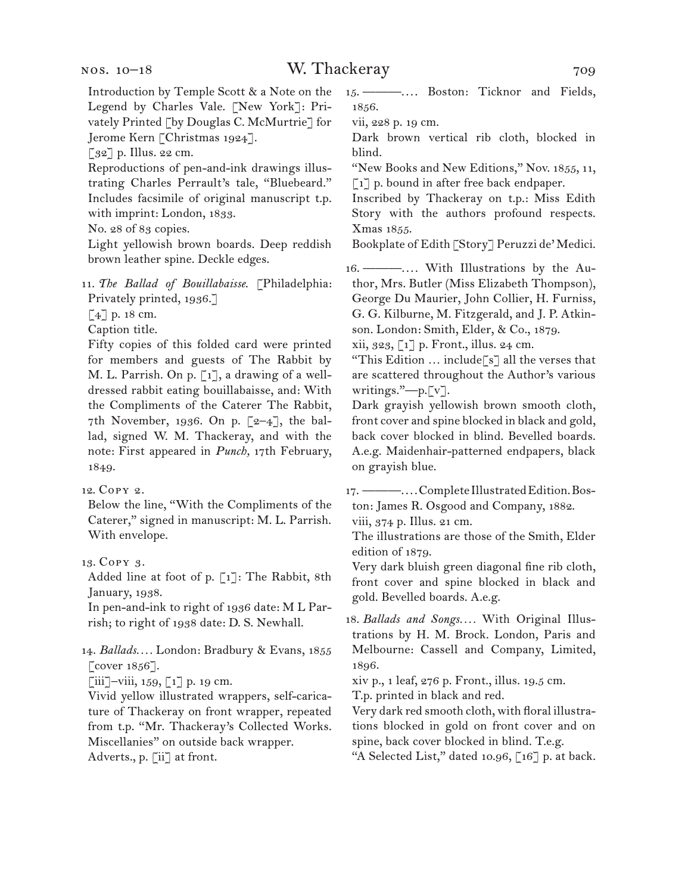Introduction by Temple Scott & a Note on the Legend by Charles Vale. [New York]: Privately Printed [by Douglas C. McMurtrie] for Jerome Kern [Christmas 1924].

[32] p. Illus. 22 cm.

Reproductions of pen-and-ink drawings illustrating Charles Perrault's tale, "Bluebeard." Includes facsimile of original manuscript t.p. with imprint: London, 1833.

No. 28 of 83 copies.

Light yellowish brown boards. Deep reddish brown leather spine. Deckle edges.

11. *The Ballad of Bouillabaisse.* [Philadelphia: Privately printed, 1936.]

[4] p. 18 cm.

Caption title.

Fifty copies of this folded card were printed for members and guests of The Rabbit by M. L. Parrish. On p. [1], a drawing of a well-dressed rabbit eating bouillabaisse, and: With the Compliments of the Caterer The Rabbit, 7th November, 1936. On p. [2–4], the ballad, signed W. M. Thackeray, and with the note: First appeared in *Punch,* 17th February, 1849.

12. Copy 2.

Below the line, "With the Compliments of the Caterer," signed in manuscript: M. L. Parrish. With envelope.

13. Copy 3.

Added line at foot of p. [1]: The Rabbit, 8th January, 1938.

In pen-and-ink to right of 1936 date: M L Parrish; to right of 1938 date: D. S. Newhall.

14. *Ballads. . . .* London: Bradbury & Evans, 1855 [cover 1856].

[iii]–viii, 159, [1] p. 19 cm.

Vivid yellow illustrated wrappers, self-caricature of Thackeray on front wrapper, repeated from t.p. "Mr. Thackeray's Collected Works. Miscellanies" on outside back wrapper.

Adverts., p. [ii] at front.

15. ———. . . . Boston: Ticknor and Fields, 1856.

vii, 228 p. 19 cm.

Dark brown vertical rib cloth, blocked in blind.

"New Books and New Editions," Nov. 1855, 11, [1] p. bound in after free back endpaper.

Inscribed by Thackeray on t.p.: Miss Edith Story with the authors profound respects. Xmas 1855.

Bookplate of Edith [Story] Peruzzi de' Medici.

16. ———. . . . With Illustrations by the Author, Mrs. Butler (Miss Elizabeth Thompson), George Du Maurier, John Collier, H. Furniss, G. G. Kilburne, M. Fitzgerald, and J. P. Atkinson. London: Smith, Elder, & Co., 1879.

xii, 323, [1] p. Front., illus. 24 cm.

"This Edition … include[s] all the verses that are scattered throughout the Author's various writings."—p.[v].

Dark grayish yellowish brown smooth cloth, front cover and spine blocked in black and gold, back cover blocked in blind. Bevelled boards. A.e.g. Maidenhair-patterned endpapers, black on grayish blue.

17. ———. . . . Complete Illustrated Edition. Boston: James R. Osgood and Company, 1882.

viii, 374 p. Illus. 21 cm.

The illustrations are those of the Smith, Elder edition of 1879.

Very dark bluish green diagonal fine rib cloth, front cover and spine blocked in black and gold. Bevelled boards. A.e.g.

18. *Ballads and Songs. . . .* With Original Illustrations by H. M. Brock. London, Paris and Melbourne: Cassell and Company, Limited, 1896.

xiv p., 1 leaf, 276 p. Front., illus. 19.5 cm.

T.p. printed in black and red.

Very dark red smooth cloth, with floral illustrations blocked in gold on front cover and on spine, back cover blocked in blind. T.e.g.

"A Selected List," dated 10.96, [16] p. at back.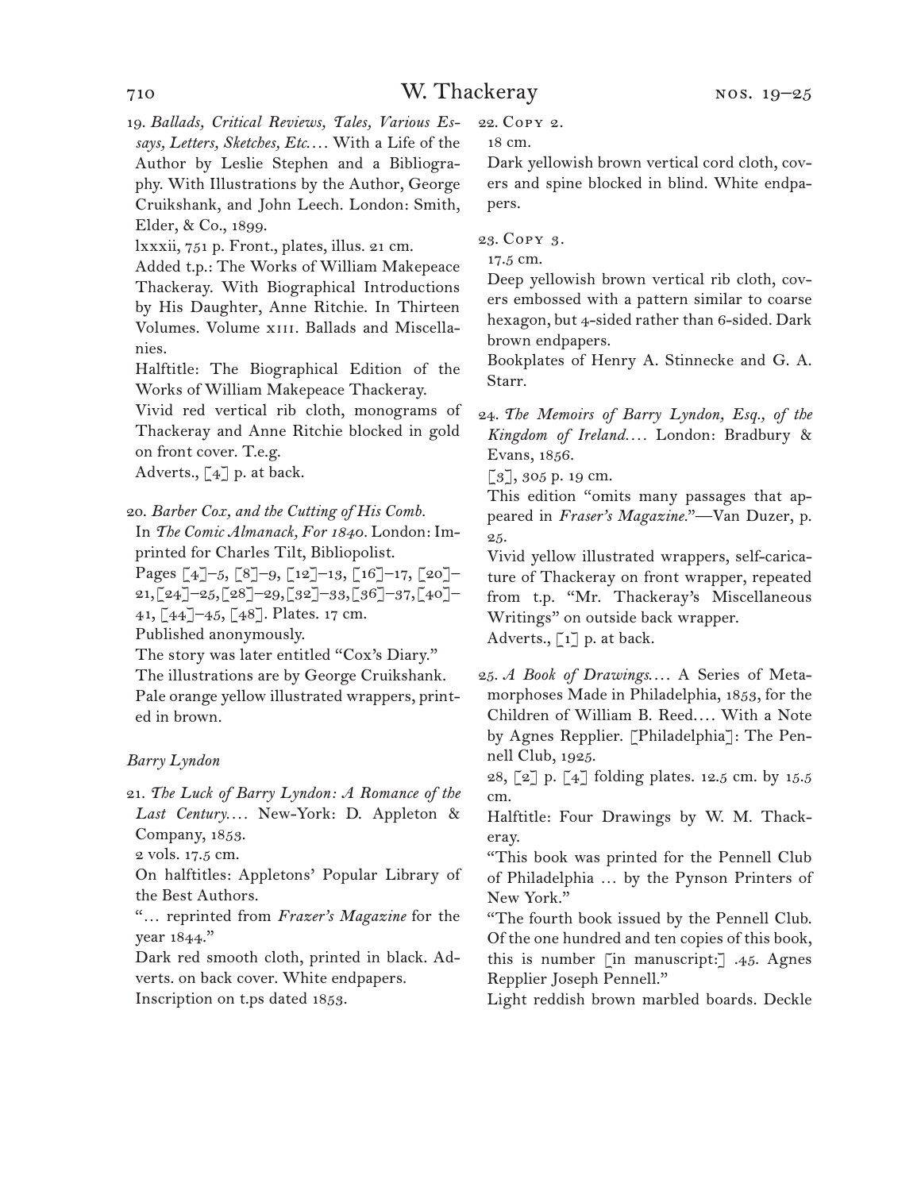19. *Ballads, Critical Reviews, Tales, Various Essays, Letters, Sketches, Etc.*… With a Life of the Author by Leslie Stephen and a Bibliography. With Illustrations by the Author, George Cruikshank, and John Leech. London: Smith, Elder, & Co., 1899.
lxxxii, 751 p. Front., plates, illus. 21 cm.
Added t.p.: The Works of William Makepeace Thackeray. With Biographical Introductions by His Daughter, Anne Ritchie. In Thirteen Volumes. Volume xiii. Ballads and Miscellanies.
Halftitle: The Biographical Edition of the Works of William Makepeace Thackeray.
Vivid red vertical rib cloth, monograms of Thackeray and Anne Ritchie blocked in gold on front cover. T.e.g.
Adverts., [4] p. at back.

20. *Barber Cox, and the Cutting of His Comb.* In *The Comic Almanack, For 1840.* London: Imprinted for Charles Tilt, Bibliopolist.
Pages [4]–5, [8]–9, [12]–13, [16]–17, [20]–21, [24]–25, [28]–29, [32]–33, [36]–37, [40]–41, [44]–45, [48]. Plates. 17 cm.
Published anonymously.
The story was later entitled "Cox's Diary."
The illustrations are by George Cruikshank.
Pale orange yellow illustrated wrappers, printed in brown.

*Barry Lyndon*

21. *The Luck of Barry Lyndon: A Romance of the Last Century.*… New-York: D. Appleton & Company, 1853.
2 vols. 17.5 cm.
On halftitles: Appletons' Popular Library of the Best Authors.
"… reprinted from *Frazer's Magazine* for the year 1844."
Dark red smooth cloth, printed in black. Adverts. on back cover. White endpapers.
Inscription on t.ps dated 1853.

22. Copy 2.
18 cm.
Dark yellowish brown vertical cord cloth, covers and spine blocked in blind. White endpapers.

23. Copy 3.
17.5 cm.
Deep yellowish brown vertical rib cloth, covers embossed with a pattern similar to coarse hexagon, but 4-sided rather than 6-sided. Dark brown endpapers.
Bookplates of Henry A. Stinnecke and G. A. Starr.

24. *The Memoirs of Barry Lyndon, Esq., of the Kingdom of Ireland.*… London: Bradbury & Evans, 1856.
[3], 305 p. 19 cm.
This edition "omits many passages that appeared in *Fraser's Magazine.*"—Van Duzer, p. 25.
Vivid yellow illustrated wrappers, self-caricature of Thackeray on front wrapper, repeated from t.p. "Mr. Thackeray's Miscellaneous Writings" on outside back wrapper.
Adverts., [1] p. at back.

25. *A Book of Drawings.*… A Series of Metamorphoses Made in Philadelphia, 1853, for the Children of William B. Reed.… With a Note by Agnes Repplier. [Philadelphia]: The Pennell Club, 1925.
28, [2] p. [4] folding plates. 12.5 cm. by 15.5 cm.
Halftitle: Four Drawings by W. M. Thackeray.
"This book was printed for the Pennell Club of Philadelphia … by the Pynson Printers of New York."
"The fourth book issued by the Pennell Club. Of the one hundred and ten copies of this book, this is number [in manuscript:] .45. Agnes Repplier Joseph Pennell."
Light reddish brown marbled boards. Deckle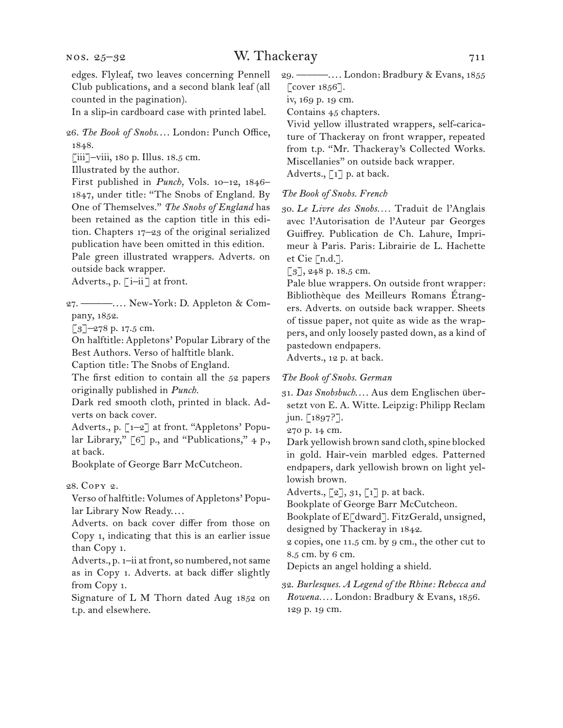edges. Flyleaf, two leaves concerning Pennell Club publications, and a second blank leaf (all counted in the pagination).

In a slip-in cardboard case with printed label.

26. *The Book of Snobs. . . .* London: Punch Office, 1848.

[iii]–viii, 180 p. Illus. 18.5 cm.

Illustrated by the author.

First published in *Punch,* Vols. 10–12, 1846–1847, under title: "The Snobs of England. By One of Themselves." *The Snobs of England* has been retained as the caption title in this edition. Chapters 17–23 of the original serialized publication have been omitted in this edition.

Pale green illustrated wrappers. Adverts. on outside back wrapper.

Adverts., p. [i–ii] at front.

27. ———. . . . New-York: D. Appleton & Company, 1852.

[3]–278 p. 17.5 cm.

On halftitle: Appletons' Popular Library of the Best Authors. Verso of halftitle blank.

Caption title: The Snobs of England.

The first edition to contain all the 52 papers originally published in *Punch.*

Dark red smooth cloth, printed in black. Adverts on back cover.

Adverts., p. [1–2] at front. "Appletons' Popular Library," [6] p., and "Publications," 4 p., at back.

Bookplate of George Barr McCutcheon.

28. Copy 2.

Verso of halftitle: Volumes of Appletons' Popular Library Now Ready. . . .

Adverts. on back cover differ from those on Copy 1, indicating that this is an earlier issue than Copy 1.

Adverts., p. 1–ii at front, so numbered, not same as in Copy 1. Adverts. at back differ slightly from Copy 1.

Signature of L M Thorn dated Aug 1852 on t.p. and elsewhere.

29. ———. . . . London: Bradbury & Evans, 1855 [cover 1856].

iv, 169 p. 19 cm.

Contains 45 chapters.

Vivid yellow illustrated wrappers, self-caricature of Thackeray on front wrapper, repeated from t.p. "Mr. Thackeray's Collected Works. Miscellanies" on outside back wrapper.

Adverts., [1] p. at back.

*The Book of Snobs. French*

30. *Le Livre des Snobs. . . .* Traduit de l'Anglais avec l'Autorisation de l'Auteur par Georges Guiffrey. Publication de Ch. Lahure, Imprimeur à Paris. Paris: Librairie de L. Hachette et Cie [n.d.].

[3], 248 p. 18.5 cm.

Pale blue wrappers. On outside front wrapper: Bibliothèque des Meilleurs Romans Étrangers. Adverts. on outside back wrapper. Sheets of tissue paper, not quite as wide as the wrappers, and only loosely pasted down, as a kind of pastedown endpapers.

Adverts., 12 p. at back.

*The Book of Snobs. German*

31. *Das Snobsbuch. . . .* Aus dem Englischen übersetzt von E. A. Witte. Leipzig: Philipp Reclam jun. [1897?].

270 p. 14 cm.

Dark yellowish brown sand cloth, spine blocked in gold. Hair-vein marbled edges. Patterned endpapers, dark yellowish brown on light yellowish brown.

Adverts., [2], 31, [1] p. at back.

Bookplate of George Barr McCutcheon.

Bookplate of E[dward]. FitzGerald, unsigned, designed by Thackeray in 1842.

2 copies, one 11.5 cm. by 9 cm., the other cut to 8.5 cm. by 6 cm.

Depicts an angel holding a shield.

32. *Burlesques. A Legend of the Rhine: Rebecca and Rowena. . . .* London: Bradbury & Evans, 1856.

129 p. 19 cm.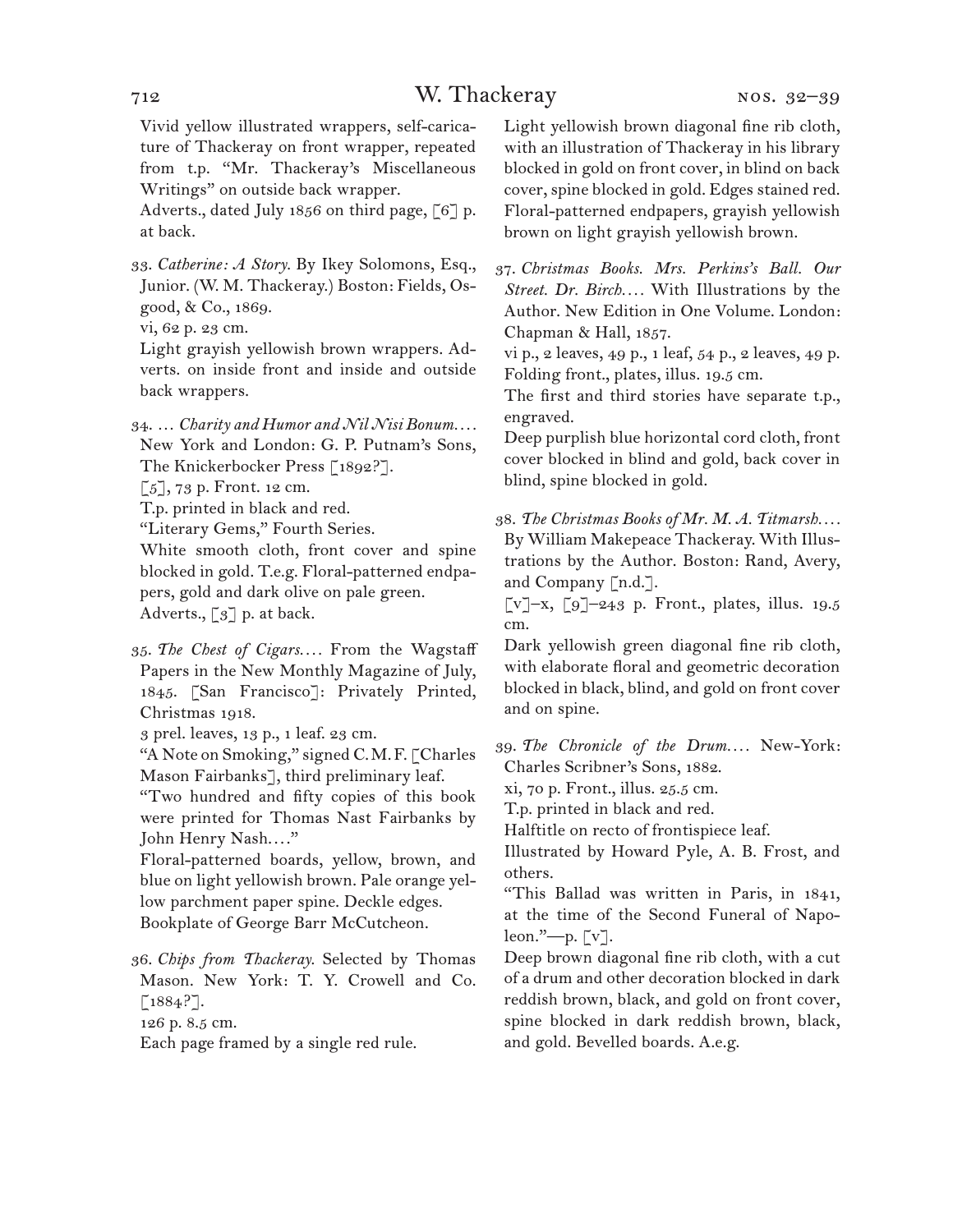Vivid yellow illustrated wrappers, self-caricature of Thackeray on front wrapper, repeated from t.p. "Mr. Thackeray's Miscellaneous Writings" on outside back wrapper.
Adverts., dated July 1856 on third page, [6] p. at back.

33. *Catherine: A Story.* By Ikey Solomons, Esq., Junior. (W. M. Thackeray.) Boston: Fields, Osgood, & Co., 1869.
vi, 62 p. 23 cm.
Light grayish yellowish brown wrappers. Adverts. on inside front and inside and outside back wrappers.

34. … *Charity and Humor and Nil Nisi Bonum.…* New York and London: G. P. Putnam's Sons, The Knickerbocker Press [1892?].
[5], 73 p. Front. 12 cm.
T.p. printed in black and red.
"Literary Gems," Fourth Series.
White smooth cloth, front cover and spine blocked in gold. T.e.g. Floral-patterned endpapers, gold and dark olive on pale green.
Adverts., [3] p. at back.

35. *The Chest of Cigars.…* From the Wagstaff Papers in the New Monthly Magazine of July, 1845. [San Francisco]: Privately Printed, Christmas 1918.
3 prel. leaves, 13 p., 1 leaf. 23 cm.
"A Note on Smoking," signed C. M. F. [Charles Mason Fairbanks], third preliminary leaf.
"Two hundred and fifty copies of this book were printed for Thomas Nast Fairbanks by John Henry Nash.…"
Floral-patterned boards, yellow, brown, and blue on light yellowish brown. Pale orange yellow parchment paper spine. Deckle edges.
Bookplate of George Barr McCutcheon.

36. *Chips from Thackeray.* Selected by Thomas Mason. New York: T. Y. Crowell and Co. [1884?].
126 p. 8.5 cm.
Each page framed by a single red rule.
Light yellowish brown diagonal fine rib cloth, with an illustration of Thackeray in his library blocked in gold on front cover, in blind on back cover, spine blocked in gold. Edges stained red. Floral-patterned endpapers, grayish yellowish brown on light grayish yellowish brown.

37. *Christmas Books. Mrs. Perkins's Ball. Our Street. Dr. Birch.…* With Illustrations by the Author. New Edition in One Volume. London: Chapman & Hall, 1857.
vi p., 2 leaves, 49 p., 1 leaf, 54 p., 2 leaves, 49 p. Folding front., plates, illus. 19.5 cm.
The first and third stories have separate t.p., engraved.
Deep purplish blue horizontal cord cloth, front cover blocked in blind and gold, back cover in blind, spine blocked in gold.

38. *The Christmas Books of Mr. M. A. Titmarsh.…* By William Makepeace Thackeray. With Illustrations by the Author. Boston: Rand, Avery, and Company [n.d.].
[v]–x, [9]–243 p. Front., plates, illus. 19.5 cm.
Dark yellowish green diagonal fine rib cloth, with elaborate floral and geometric decoration blocked in black, blind, and gold on front cover and on spine.

39. *The Chronicle of the Drum.…* New-York: Charles Scribner's Sons, 1882.
xi, 70 p. Front., illus. 25.5 cm.
T.p. printed in black and red.
Halftitle on recto of frontispiece leaf.
Illustrated by Howard Pyle, A. B. Frost, and others.
"This Ballad was written in Paris, in 1841, at the time of the Second Funeral of Napoleon."—p. [v].
Deep brown diagonal fine rib cloth, with a cut of a drum and other decoration blocked in dark reddish brown, black, and gold on front cover, spine blocked in dark reddish brown, black, and gold. Bevelled boards. A.e.g.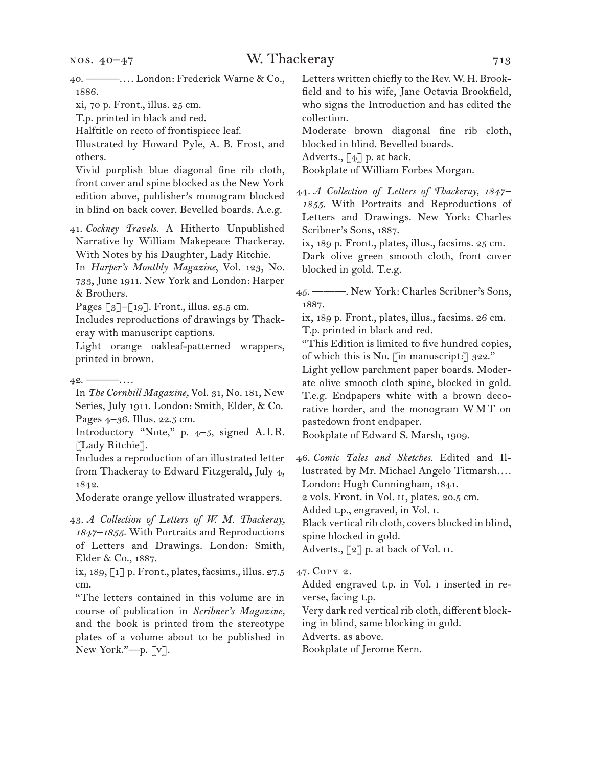40. ———. . . . London: Frederick Warne & Co., 1886.

xi, 70 p. Front., illus. 25 cm.

T.p. printed in black and red.

Halftitle on recto of frontispiece leaf.

Illustrated by Howard Pyle, A. B. Frost, and others.

Vivid purplish blue diagonal fine rib cloth, front cover and spine blocked as the New York edition above, publisher's monogram blocked in blind on back cover. Bevelled boards. A.e.g.

41. *Cockney Travels.* A Hitherto Unpublished Narrative by William Makepeace Thackeray. With Notes by his Daughter, Lady Ritchie.

In *Harper's Monthly Magazine,* Vol. 123, No. 733, June 1911. New York and London: Harper & Brothers.

Pages [3]–[19]. Front., illus. 25.5 cm.

Includes reproductions of drawings by Thackeray with manuscript captions.

Light orange oakleaf-patterned wrappers, printed in brown.

42. ———. . . .

In *The Cornhill Magazine,* Vol. 31, No. 181, New Series, July 1911. London: Smith, Elder, & Co.

Pages 4–36. Illus. 22.5 cm.

Introductory "Note," p. 4–5, signed A.I.R. [Lady Ritchie].

Includes a reproduction of an illustrated letter from Thackeray to Edward Fitzgerald, July 4, 1842.

Moderate orange yellow illustrated wrappers.

43. *A Collection of Letters of W. M. Thackeray, 1847–1855.* With Portraits and Reproductions of Letters and Drawings. London: Smith, Elder & Co., 1887.

ix, 189, [1] p. Front., plates, facsims., illus. 27.5 cm.

"The letters contained in this volume are in course of publication in *Scribner's Magazine,* and the book is printed from the stereotype plates of a volume about to be published in New York."—p. [v].

Letters written chiefly to the Rev. W. H. Brookfield and to his wife, Jane Octavia Brookfield, who signs the Introduction and has edited the collection.

Moderate brown diagonal fine rib cloth, blocked in blind. Bevelled boards.

Adverts., [4] p. at back.

Bookplate of William Forbes Morgan.

44. *A Collection of Letters of Thackeray, 1847–1855.* With Portraits and Reproductions of Letters and Drawings. New York: Charles Scribner's Sons, 1887.

ix, 189 p. Front., plates, illus., facsims. 25 cm.

Dark olive green smooth cloth, front cover blocked in gold. T.e.g.

45. ———. New York: Charles Scribner's Sons, 1887.

ix, 189 p. Front., plates, illus., facsims. 26 cm.

T.p. printed in black and red.

"This Edition is limited to five hundred copies, of which this is No. [in manuscript:] 322."

Light yellow parchment paper boards. Moderate olive smooth cloth spine, blocked in gold. T.e.g. Endpapers white with a brown decorative border, and the monogram WMT on pastedown front endpaper.

Bookplate of Edward S. Marsh, 1909.

46. *Comic Tales and Sketches.* Edited and Illustrated by Mr. Michael Angelo Titmarsh. . . . London: Hugh Cunningham, 1841.

2 vols. Front. in Vol. II, plates. 20.5 cm.

Added t.p., engraved, in Vol. I.

Black vertical rib cloth, covers blocked in blind, spine blocked in gold.

Adverts., [2] p. at back of Vol. II.

47. Copy 2.

Added engraved t.p. in Vol. I inserted in reverse, facing t.p.

Very dark red vertical rib cloth, different blocking in blind, same blocking in gold.

Adverts. as above.

Bookplate of Jerome Kern.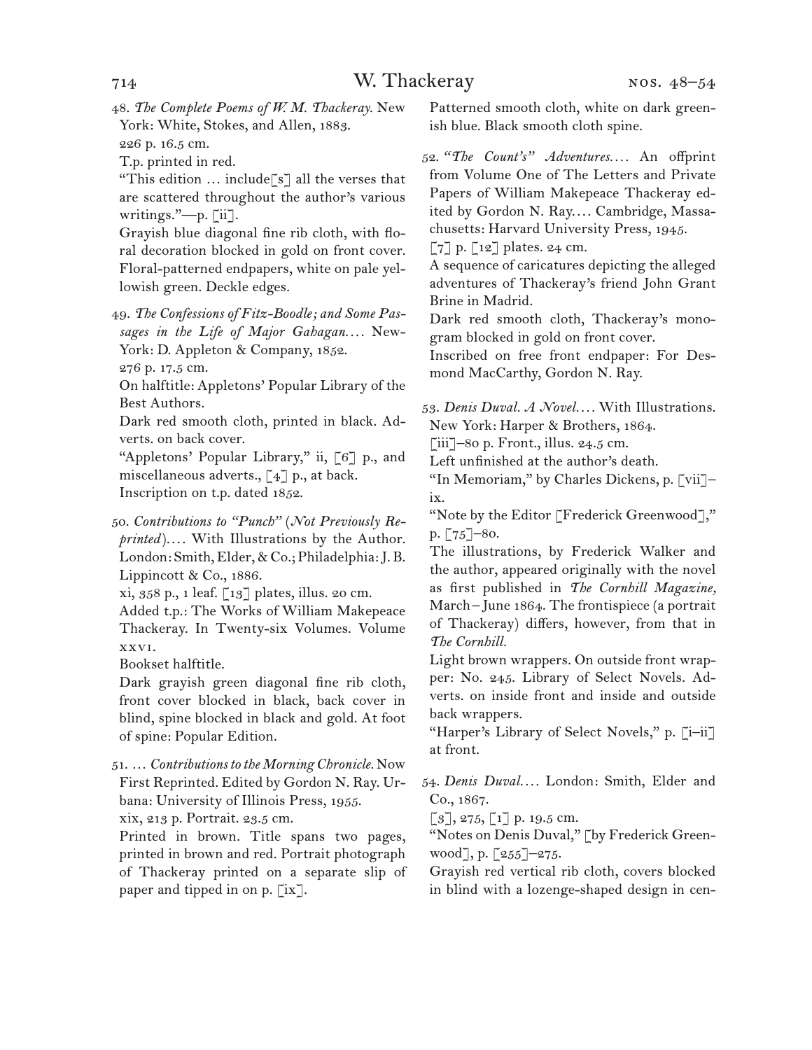48. *The Complete Poems of W. M. Thackeray.* New York: White, Stokes, and Allen, 1883.
226 p. 16.5 cm.
T.p. printed in red.
"This edition … include[s] all the verses that are scattered throughout the author's various writings."—p. [ii].
Grayish blue diagonal fine rib cloth, with floral decoration blocked in gold on front cover. Floral-patterned endpapers, white on pale yellowish green. Deckle edges.

49. *The Confessions of Fitz-Boodle; and Some Passages in the Life of Major Gahagan.…* New-York: D. Appleton & Company, 1852.
276 p. 17.5 cm.
On halftitle: Appletons' Popular Library of the Best Authors.
Dark red smooth cloth, printed in black. Adverts. on back cover.
"Appletons' Popular Library," ii, [6] p., and miscellaneous adverts., [4] p., at back.
Inscription on t.p. dated 1852.

50. *Contributions to "Punch" (Not Previously Reprinted).…* With Illustrations by the Author. London: Smith, Elder, & Co.; Philadelphia: J. B. Lippincott & Co., 1886.
xi, 358 p., 1 leaf. [13] plates, illus. 20 cm.
Added t.p.: The Works of William Makepeace Thackeray. In Twenty-six Volumes. Volume XXVI.
Bookset halftitle.
Dark grayish green diagonal fine rib cloth, front cover blocked in black, back cover in blind, spine blocked in black and gold. At foot of spine: Popular Edition.

51. … *Contributions to the Morning Chronicle.* Now First Reprinted. Edited by Gordon N. Ray. Urbana: University of Illinois Press, 1955.
xix, 213 p. Portrait. 23.5 cm.
Printed in brown. Title spans two pages, printed in brown and red. Portrait photograph of Thackeray printed on a separate slip of paper and tipped in on p. [ix].
Patterned smooth cloth, white on dark greenish blue. Black smooth cloth spine.

52. *"The Count's" Adventures.…* An offprint from Volume One of The Letters and Private Papers of William Makepeace Thackeray edited by Gordon N. Ray.… Cambridge, Massachusetts: Harvard University Press, 1945.
[7] p. [12] plates. 24 cm.
A sequence of caricatures depicting the alleged adventures of Thackeray's friend John Grant Brine in Madrid.
Dark red smooth cloth, Thackeray's monogram blocked in gold on front cover.
Inscribed on free front endpaper: For Desmond MacCarthy, Gordon N. Ray.

53. *Denis Duval. A Novel.…* With Illustrations. New York: Harper & Brothers, 1864.
[iii]–80 p. Front., illus. 24.5 cm.
Left unfinished at the author's death.
"In Memoriam," by Charles Dickens, p. [vii]–ix.
"Note by the Editor [Frederick Greenwood]," p. [75]–80.
The illustrations, by Frederick Walker and the author, appeared originally with the novel as first published in *The Cornhill Magazine,* March–June 1864. The frontispiece (a portrait of Thackeray) differs, however, from that in *The Cornhill.*
Light brown wrappers. On outside front wrapper: No. 245. Library of Select Novels. Adverts. on inside front and inside and outside back wrappers.
"Harper's Library of Select Novels," p. [i–ii] at front.

54. *Denis Duval.…* London: Smith, Elder and Co., 1867.
[3], 275, [1] p. 19.5 cm.
"Notes on Denis Duval," [by Frederick Greenwood], p. [255]–275.
Grayish red vertical rib cloth, covers blocked in blind with a lozenge-shaped design in cen-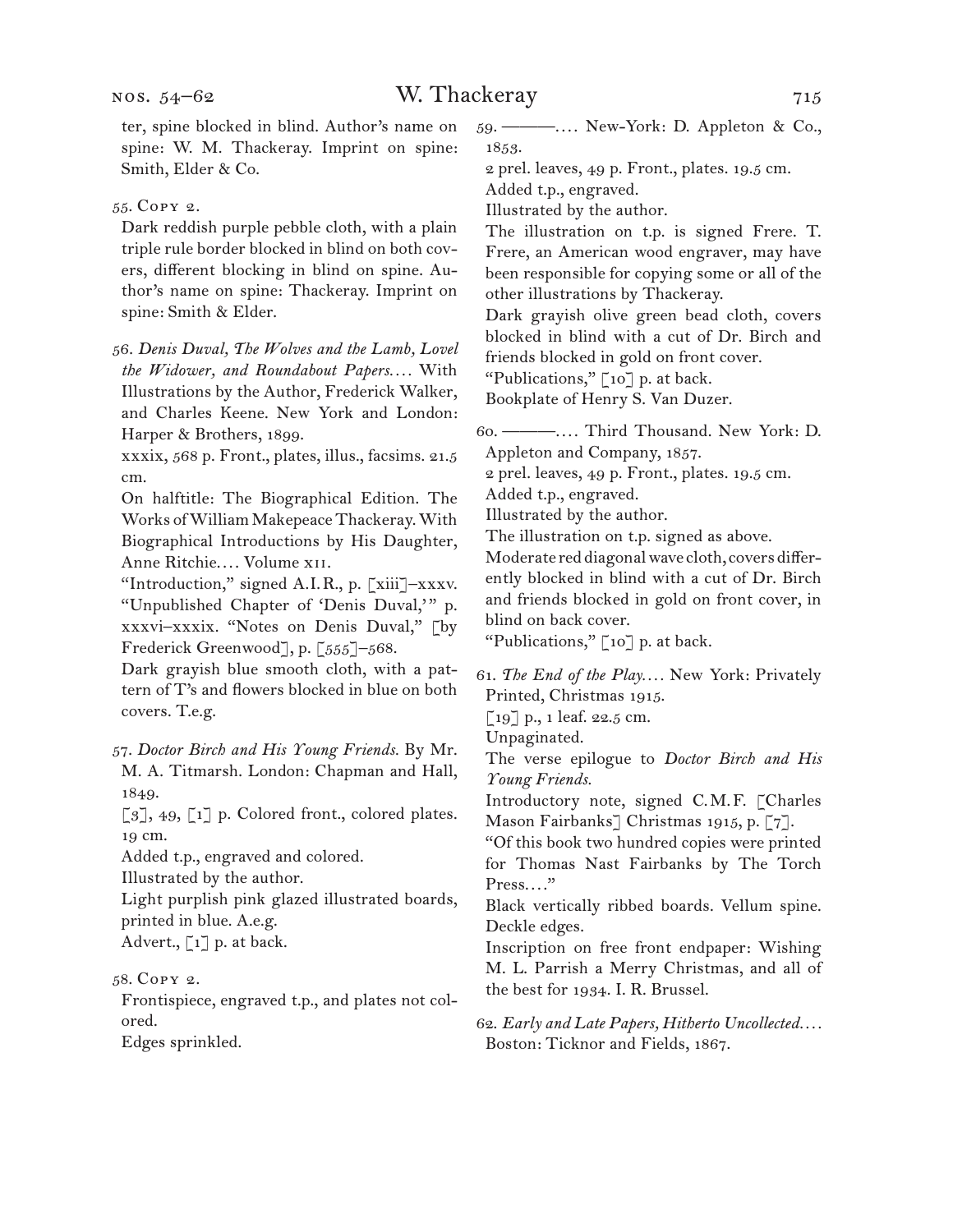ter, spine blocked in blind. Author's name on spine: W. M. Thackeray. Imprint on spine: Smith, Elder & Co.

55. Copy 2.

Dark reddish purple pebble cloth, with a plain triple rule border blocked in blind on both covers, different blocking in blind on spine. Author's name on spine: Thackeray. Imprint on spine: Smith & Elder.

56. *Denis Duval, The Wolves and the Lamb, Lovel the Widower, and Roundabout Papers.…* With Illustrations by the Author, Frederick Walker, and Charles Keene. New York and London: Harper & Brothers, 1899.

xxxix, 568 p. Front., plates, illus., facsims. 21.5 cm.

On halftitle: The Biographical Edition. The Works of William Makepeace Thackeray. With Biographical Introductions by His Daughter, Anne Ritchie.… Volume xii.

"Introduction," signed A.I.R., p. [xiii]–xxxv. "Unpublished Chapter of 'Denis Duval,'" p. xxxvi–xxxix. "Notes on Denis Duval," [by Frederick Greenwood], p. [555]–568.

Dark grayish blue smooth cloth, with a pattern of T's and flowers blocked in blue on both covers. T.e.g.

57. *Doctor Birch and His Young Friends.* By Mr. M. A. Titmarsh. London: Chapman and Hall, 1849.

[3], 49, [1] p. Colored front., colored plates. 19 cm.

Added t.p., engraved and colored.

Illustrated by the author.

Light purplish pink glazed illustrated boards, printed in blue. A.e.g.

Advert., [1] p. at back.

58. Copy 2.

Frontispiece, engraved t.p., and plates not colored.

Edges sprinkled.

59. ———.… New-York: D. Appleton & Co., 1853.

2 prel. leaves, 49 p. Front., plates. 19.5 cm.

Added t.p., engraved.

Illustrated by the author.

The illustration on t.p. is signed Frere. T. Frere, an American wood engraver, may have been responsible for copying some or all of the other illustrations by Thackeray.

Dark grayish olive green bead cloth, covers blocked in blind with a cut of Dr. Birch and friends blocked in gold on front cover.

"Publications," [10] p. at back.

Bookplate of Henry S. Van Duzer.

60. ———.… Third Thousand. New York: D. Appleton and Company, 1857.

2 prel. leaves, 49 p. Front., plates. 19.5 cm.

Added t.p., engraved.

Illustrated by the author.

The illustration on t.p. signed as above.

Moderate red diagonal wave cloth, covers differently blocked in blind with a cut of Dr. Birch and friends blocked in gold on front cover, in blind on back cover.

"Publications," [10] p. at back.

61. *The End of the Play.…* New York: Privately Printed, Christmas 1915.

[19] p., 1 leaf. 22.5 cm.

Unpaginated.

The verse epilogue to *Doctor Birch and His Young Friends.*

Introductory note, signed C.M.F. [Charles Mason Fairbanks] Christmas 1915, p. [7].

"Of this book two hundred copies were printed for Thomas Nast Fairbanks by The Torch Press.…"

Black vertically ribbed boards. Vellum spine. Deckle edges.

Inscription on free front endpaper: Wishing M. L. Parrish a Merry Christmas, and all of the best for 1934. I. R. Brussel.

62. *Early and Late Papers, Hitherto Uncollected.…* Boston: Ticknor and Fields, 1867.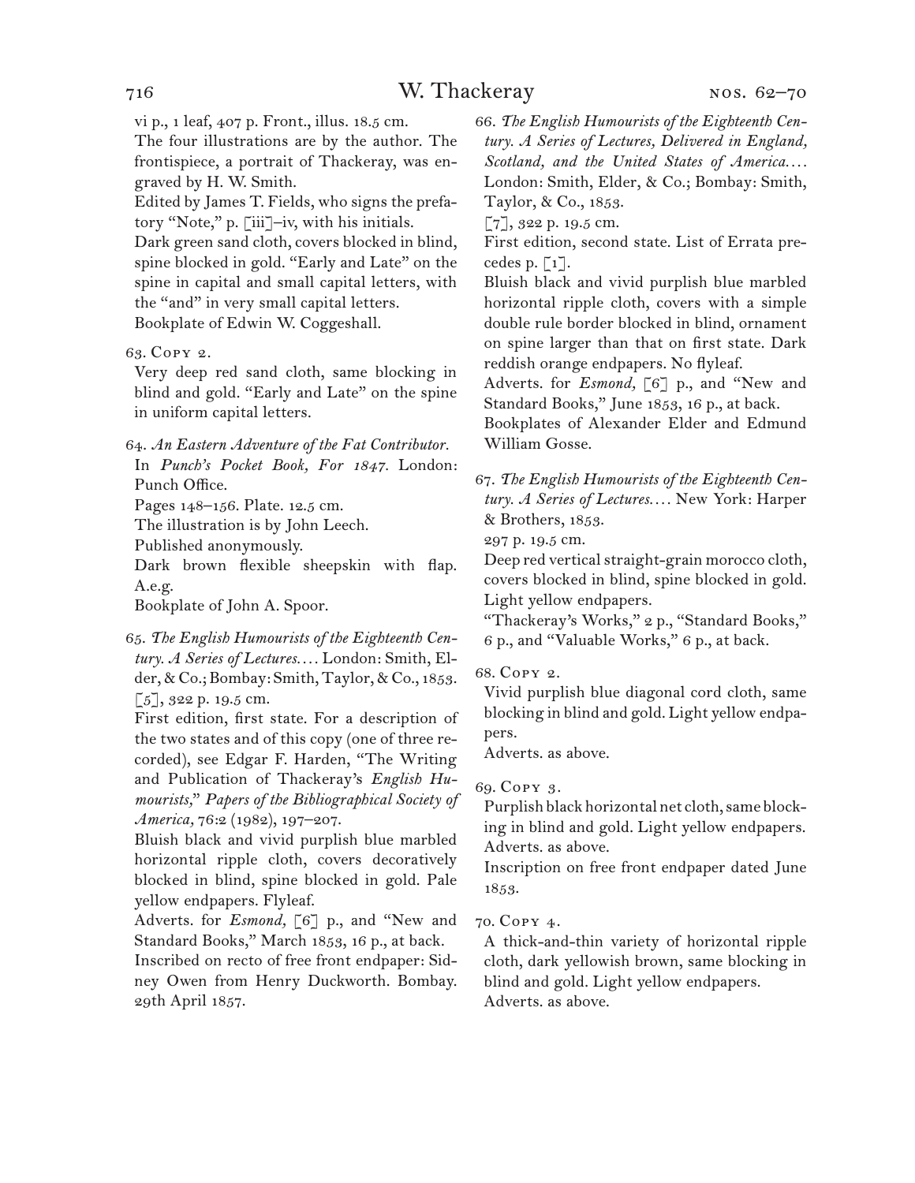vi p., 1 leaf, 407 p. Front., illus. 18.5 cm.

The four illustrations are by the author. The frontispiece, a portrait of Thackeray, was engraved by H. W. Smith.

Edited by James T. Fields, who signs the prefatory "Note," p. [iii]–iv, with his initials.

Dark green sand cloth, covers blocked in blind, spine blocked in gold. "Early and Late" on the spine in capital and small capital letters, with the "and" in very small capital letters.

Bookplate of Edwin W. Coggeshall.

63. Copy 2.

Very deep red sand cloth, same blocking in blind and gold. "Early and Late" on the spine in uniform capital letters.

64. *An Eastern Adventure of the Fat Contributor.* In *Punch's Pocket Book, For 1847.* London: Punch Office.

Pages 148–156. Plate. 12.5 cm.

The illustration is by John Leech.

Published anonymously.

Dark brown flexible sheepskin with flap. A.e.g.

Bookplate of John A. Spoor.

65. *The English Humourists of the Eighteenth Century. A Series of Lectures....* London: Smith, Elder, & Co.; Bombay: Smith, Taylor, & Co., 1853.

[5], 322 p. 19.5 cm.

First edition, first state. For a description of the two states and of this copy (one of three recorded), see Edgar F. Harden, "The Writing and Publication of Thackeray's *English Humourists*," *Papers of the Bibliographical Society of America,* 76:2 (1982), 197–207.

Bluish black and vivid purplish blue marbled horizontal ripple cloth, covers decoratively blocked in blind, spine blocked in gold. Pale yellow endpapers. Flyleaf.

Adverts. for *Esmond,* [6] p., and "New and Standard Books," March 1853, 16 p., at back.

Inscribed on recto of free front endpaper: Sidney Owen from Henry Duckworth. Bombay. 29th April 1857.

66. *The English Humourists of the Eighteenth Century. A Series of Lectures, Delivered in England, Scotland, and the United States of America....* London: Smith, Elder, & Co.; Bombay: Smith, Taylor, & Co., 1853.

[7], 322 p. 19.5 cm.

First edition, second state. List of Errata precedes p. [1].

Bluish black and vivid purplish blue marbled horizontal ripple cloth, covers with a simple double rule border blocked in blind, ornament on spine larger than that on first state. Dark reddish orange endpapers. No flyleaf.

Adverts. for *Esmond,* [6] p., and "New and Standard Books," June 1853, 16 p., at back.

Bookplates of Alexander Elder and Edmund William Gosse.

67. *The English Humourists of the Eighteenth Century. A Series of Lectures....* New York: Harper & Brothers, 1853.

297 p. 19.5 cm.

Deep red vertical straight-grain morocco cloth, covers blocked in blind, spine blocked in gold. Light yellow endpapers.

"Thackeray's Works," 2 p., "Standard Books," 6 p., and "Valuable Works," 6 p., at back.

68. Copy 2.

Vivid purplish blue diagonal cord cloth, same blocking in blind and gold. Light yellow endpapers.

Adverts. as above.

69. Copy 3.

Purplish black horizontal net cloth, same blocking in blind and gold. Light yellow endpapers.

Adverts. as above.

Inscription on free front endpaper dated June 1853.

70. Copy 4.

A thick-and-thin variety of horizontal ripple cloth, dark yellowish brown, same blocking in blind and gold. Light yellow endpapers.

Adverts. as above.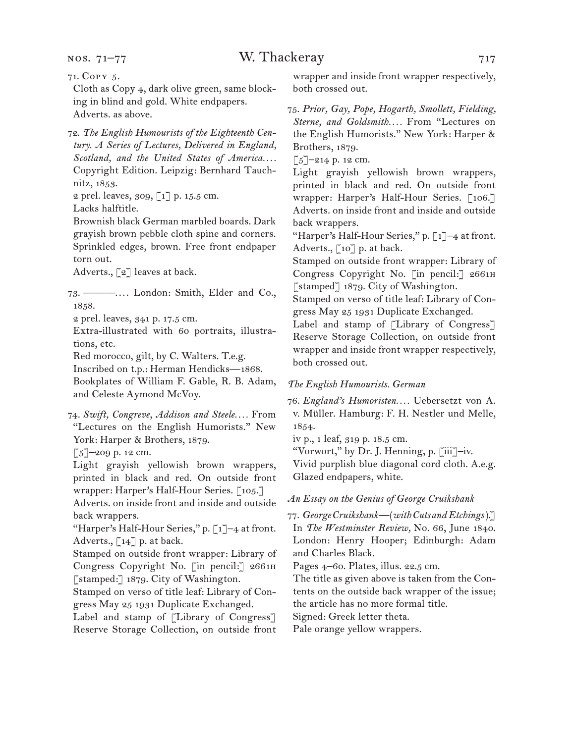71. Copy 5.
Cloth as Copy 4, dark olive green, same blocking in blind and gold. White endpapers.
Adverts. as above.

72. *The English Humourists of the Eighteenth Century. A Series of Lectures, Delivered in England, Scotland, and the United States of America. . . .* Copyright Edition. Leipzig: Bernhard Tauchnitz, 1853.
2 prel. leaves, 309, [1] p. 15.5 cm.
Lacks halftitle.
Brownish black German marbled boards. Dark grayish brown pebble cloth spine and corners. Sprinkled edges, brown. Free front endpaper torn out.
Adverts., [2] leaves at back.

73. ———. . . . London: Smith, Elder and Co., 1858.
2 prel. leaves, 341 p. 17.5 cm.
Extra-illustrated with 60 portraits, illustrations, etc.
Red morocco, gilt, by C. Walters. T.e.g.
Inscribed on t.p.: Herman Hendricks—1868.
Bookplates of William F. Gable, R. B. Adam, and Celeste Aymond McVoy.

74. *Swift, Congreve, Addison and Steele. . . .* From "Lectures on the English Humorists." New York: Harper & Brothers, 1879.
[5]–209 p. 12 cm.
Light grayish yellowish brown wrappers, printed in black and red. On outside front wrapper: Harper's Half-Hour Series. [105.]
Adverts. on inside front and inside and outside back wrappers.
"Harper's Half-Hour Series," p. [1]–4 at front.
Adverts., [14] p. at back.
Stamped on outside front wrapper: Library of Congress Copyright No. [in pencil:] 2661h [stamped:] 1879. City of Washington.
Stamped on verso of title leaf: Library of Congress May 25 1931 Duplicate Exchanged.
Label and stamp of [Library of Congress] Reserve Storage Collection, on outside front wrapper and inside front wrapper respectively, both crossed out.

75. *Prior, Gay, Pope, Hogarth, Smollett, Fielding, Sterne, and Goldsmith. . . .* From "Lectures on the English Humorists." New York: Harper & Brothers, 1879.
[5]–214 p. 12 cm.
Light grayish yellowish brown wrappers, printed in black and red. On outside front wrapper: Harper's Half-Hour Series. [106.]
Adverts. on inside front and inside and outside back wrappers.
"Harper's Half-Hour Series," p. [1]–4 at front.
Adverts., [10] p. at back.
Stamped on outside front wrapper: Library of Congress Copyright No. [in pencil:] 2661h [stamped] 1879. City of Washington.
Stamped on verso of title leaf: Library of Congress May 25 1931 Duplicate Exchanged.
Label and stamp of [Library of Congress] Reserve Storage Collection, on outside front wrapper and inside front wrapper respectively, both crossed out.

### *The English Humourists. German*

76. *England's Humoristen. . . .* Uebersetzt von A. v. Müller. Hamburg: F. H. Nestler und Melle, 1854.
iv p., 1 leaf, 319 p. 18.5 cm.
"Vorwort," by Dr. J. Henning, p. [iii]–iv.
Vivid purplish blue diagonal cord cloth. A.e.g. Glazed endpapers, white.

### *An Essay on the Genius of George Cruikshank*

77. *George Cruikshank—(with Cuts and Etchings).]* In *The Westminster Review,* No. 66, June 1840. London: Henry Hooper; Edinburgh: Adam and Charles Black.
Pages 4–60. Plates, illus. 22.5 cm.
The title as given above is taken from the Contents on the outside back wrapper of the issue; the article has no more formal title.
Signed: Greek letter theta.
Pale orange yellow wrappers.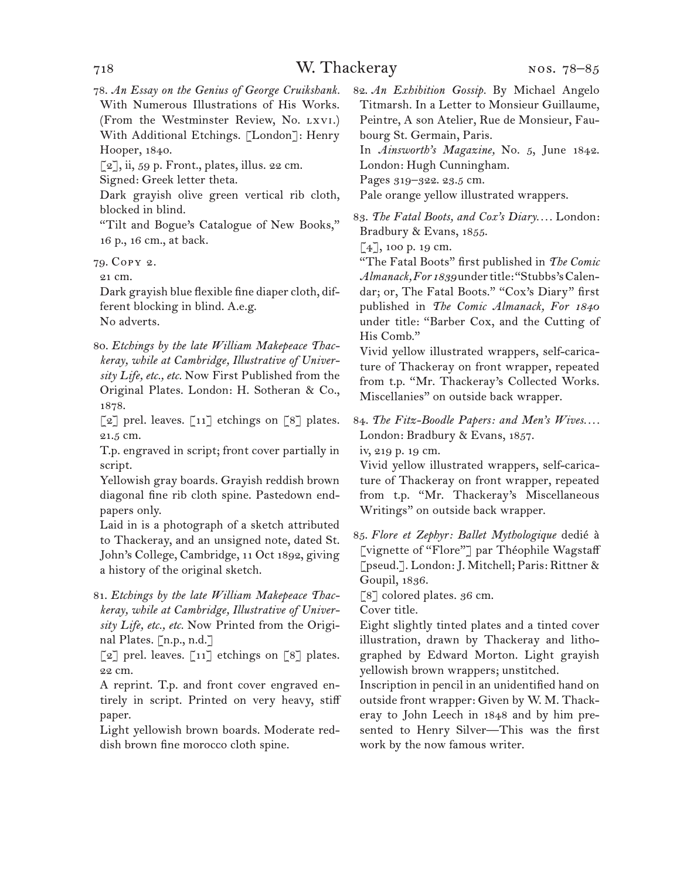78. *An Essay on the Genius of George Cruikshank.* With Numerous Illustrations of His Works. (From the Westminster Review, No. LXVI.) With Additional Etchings. [London]: Henry Hooper, 1840.
[2], ii, 59 p. Front., plates, illus. 22 cm.
Signed: Greek letter theta.
Dark grayish olive green vertical rib cloth, blocked in blind.
"Tilt and Bogue's Catalogue of New Books," 16 p., 16 cm., at back.

79. Copy 2.
21 cm.
Dark grayish blue flexible fine diaper cloth, different blocking in blind. A.e.g.
No adverts.

80. *Etchings by the late William Makepeace Thackeray, while at Cambridge, Illustrative of University Life, etc., etc.* Now First Published from the Original Plates. London: H. Sotheran & Co., 1878.
[2] prel. leaves. [11] etchings on [8] plates. 21.5 cm.
T.p. engraved in script; front cover partially in script.
Yellowish gray boards. Grayish reddish brown diagonal fine rib cloth spine. Pastedown endpapers only.
Laid in is a photograph of a sketch attributed to Thackeray, and an unsigned note, dated St. John's College, Cambridge, 11 Oct 1892, giving a history of the original sketch.

81. *Etchings by the late William Makepeace Thackeray, while at Cambridge, Illustrative of University Life, etc., etc.* Now Printed from the Original Plates. [n.p., n.d.]
[2] prel. leaves. [11] etchings on [8] plates. 22 cm.
A reprint. T.p. and front cover engraved entirely in script. Printed on very heavy, stiff paper.
Light yellowish brown boards. Moderate reddish brown fine morocco cloth spine.

82. *An Exhibition Gossip.* By Michael Angelo Titmarsh. In a Letter to Monsieur Guillaume, Peintre, A son Atelier, Rue de Monsieur, Faubourg St. Germain, Paris.
In *Ainsworth's Magazine,* No. 5, June 1842. London: Hugh Cunningham.
Pages 319–322. 23.5 cm.
Pale orange yellow illustrated wrappers.

83. *The Fatal Boots, and Cox's Diary....* London: Bradbury & Evans, 1855.
[4], 100 p. 19 cm.
"The Fatal Boots" first published in *The Comic Almanack, For 1839* under title: "Stubbs's Calendar; or, The Fatal Boots." "Cox's Diary" first published in *The Comic Almanack, For 1840* under title: "Barber Cox, and the Cutting of His Comb."
Vivid yellow illustrated wrappers, self-caricature of Thackeray on front wrapper, repeated from t.p. "Mr. Thackeray's Collected Works. Miscellanies" on outside back wrapper.

84. *The Fitz-Boodle Papers: and Men's Wives....* London: Bradbury & Evans, 1857.
iv, 219 p. 19 cm.
Vivid yellow illustrated wrappers, self-caricature of Thackeray on front wrapper, repeated from t.p. "Mr. Thackeray's Miscellaneous Writings" on outside back wrapper.

85. *Flore et Zephyr: Ballet Mythologique* dedié à [vignette of "Flore"] par Théophile Wagstaff [pseud.]. London: J. Mitchell; Paris: Rittner & Goupil, 1836.
[8] colored plates. 36 cm.
Cover title.
Eight slightly tinted plates and a tinted cover illustration, drawn by Thackeray and lithographed by Edward Morton. Light grayish yellowish brown wrappers; unstitched.
Inscription in pencil in an unidentified hand on outside front wrapper: Given by W. M. Thackeray to John Leech in 1848 and by him presented to Henry Silver—This was the first work by the now famous writer.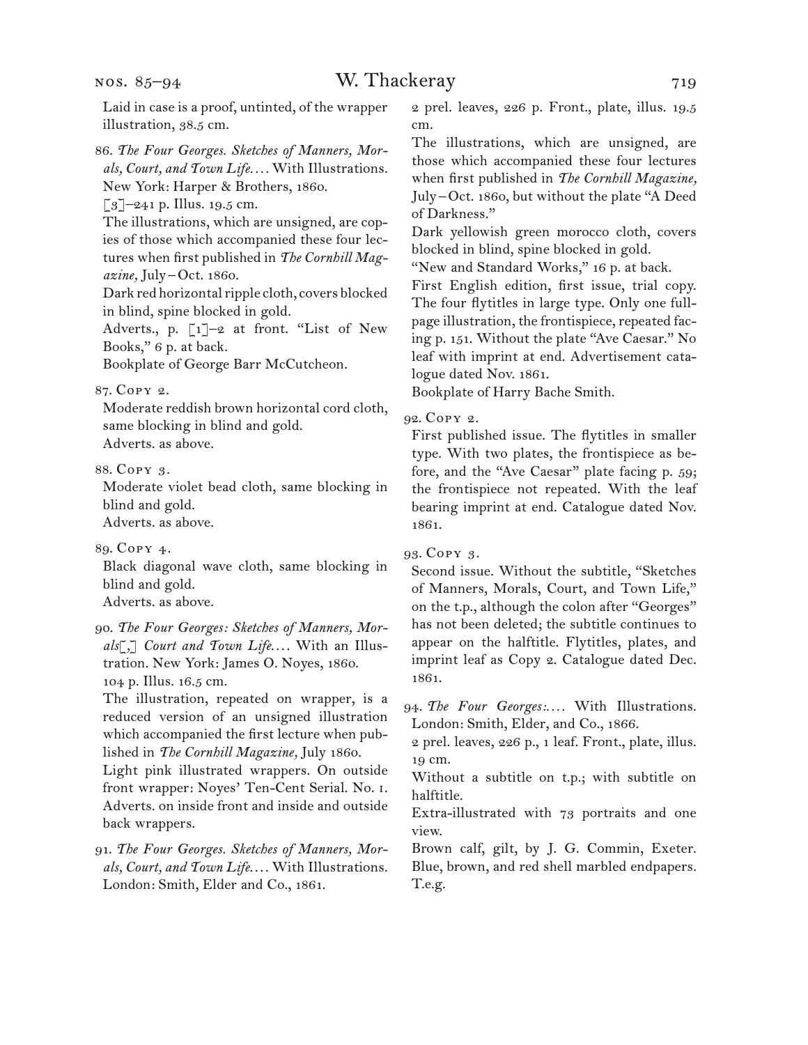Laid in case is a proof, untinted, of the wrapper illustration, 38.5 cm.

86. *The Four Georges. Sketches of Manners, Morals, Court, and Town Life.* . . . With Illustrations. New York: Harper & Brothers, 1860.
[3]–241 p. Illus. 19.5 cm.
The illustrations, which are unsigned, are copies of those which accompanied these four lectures when first published in *The Cornhill Magazine,* July–Oct. 1860.
Dark red horizontal ripple cloth, covers blocked in blind, spine blocked in gold.
Adverts., p. [1]–2 at front. "List of New Books," 6 p. at back.
Bookplate of George Barr McCutcheon.

87. Copy 2.
Moderate reddish brown horizontal cord cloth, same blocking in blind and gold.
Adverts. as above.

88. Copy 3.
Moderate violet bead cloth, same blocking in blind and gold.
Adverts. as above.

89. Copy 4.
Black diagonal wave cloth, same blocking in blind and gold.
Adverts. as above.

90. *The Four Georges: Sketches of Manners, Morals[,] Court and Town Life.* . . . With an Illustration. New York: James O. Noyes, 1860.
104 p. Illus. 16.5 cm.
The illustration, repeated on wrapper, is a reduced version of an unsigned illustration which accompanied the first lecture when published in *The Cornhill Magazine,* July 1860.
Light pink illustrated wrappers. On outside front wrapper: Noyes' Ten-Cent Serial. No. 1.
Adverts. on inside front and inside and outside back wrappers.

91. *The Four Georges. Sketches of Manners, Morals, Court, and Town Life.* . . . With Illustrations. London: Smith, Elder and Co., 1861.
2 prel. leaves, 226 p. Front., plate, illus. 19.5 cm.
The illustrations, which are unsigned, are those which accompanied these four lectures when first published in *The Cornhill Magazine,* July–Oct. 1860, but without the plate "A Deed of Darkness."
Dark yellowish green morocco cloth, covers blocked in blind, spine blocked in gold.
"New and Standard Works," 16 p. at back.
First English edition, first issue, trial copy. The four flytitles in large type. Only one full-page illustration, the frontispiece, repeated facing p. 151. Without the plate "Ave Caesar." No leaf with imprint at end. Advertisement catalogue dated Nov. 1861.
Bookplate of Harry Bache Smith.

92. Copy 2.
First published issue. The flytitles in smaller type. With two plates, the frontispiece as before, and the "Ave Caesar" plate facing p. 59; the frontispiece not repeated. With the leaf bearing imprint at end. Catalogue dated Nov. 1861.

93. Copy 3.
Second issue. Without the subtitle, "Sketches of Manners, Morals, Court, and Town Life," on the t.p., although the colon after "Georges" has not been deleted; the subtitle continues to appear on the halftitle. Flytitles, plates, and imprint leaf as Copy 2. Catalogue dated Dec. 1861.

94. *The Four Georges:* . . . With Illustrations. London: Smith, Elder, and Co., 1866.
2 prel. leaves, 226 p., 1 leaf. Front., plate, illus. 19 cm.
Without a subtitle on t.p.; with subtitle on halftitle.
Extra-illustrated with 73 portraits and one view.
Brown calf, gilt, by J. G. Commin, Exeter. Blue, brown, and red shell marbled endpapers. T.e.g.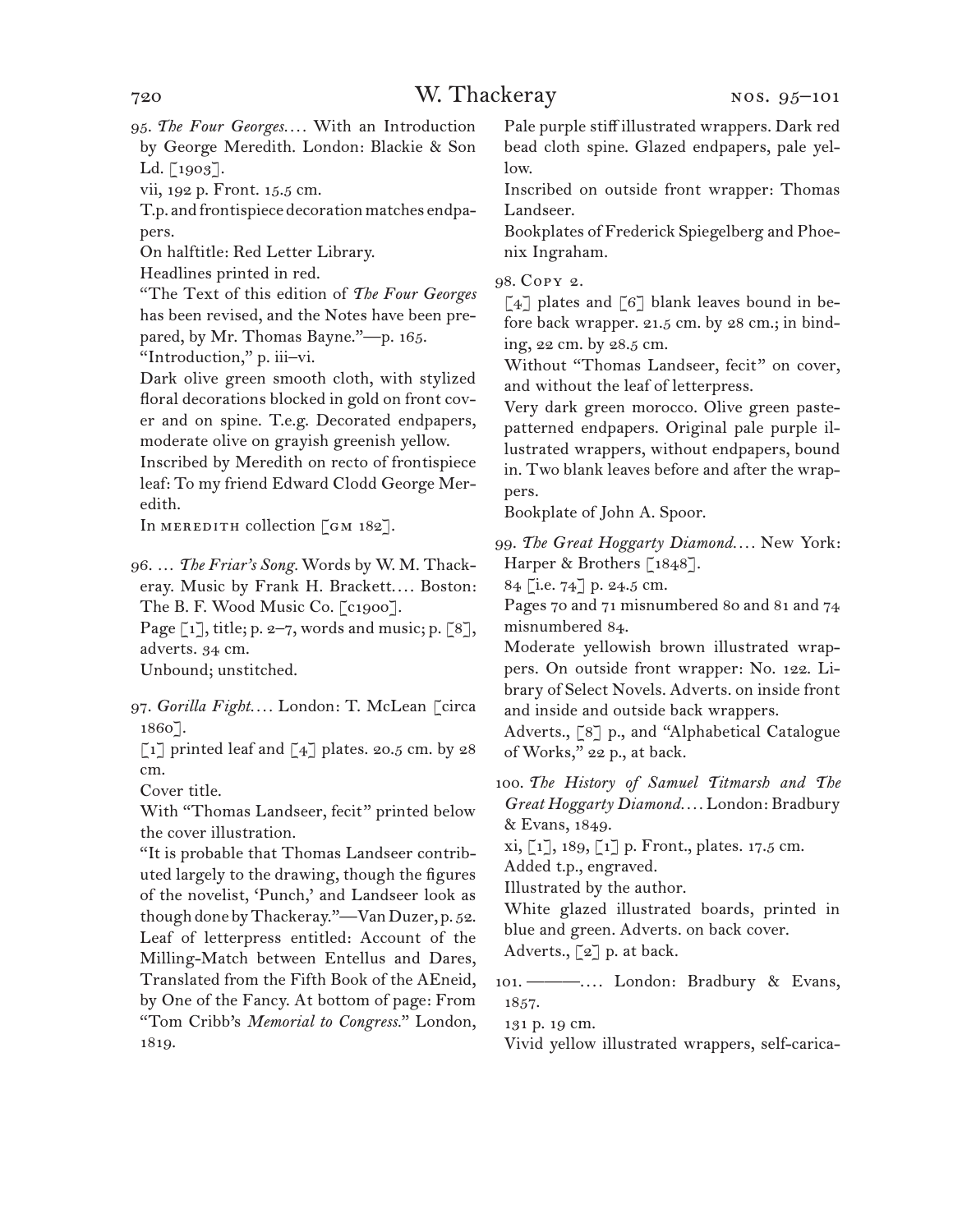95. *The Four Georges*.... With an Introduction by George Meredith. London: Blackie & Son Ld. [1903].

vii, 192 p. Front. 15.5 cm.

T.p. and frontispiece decoration matches endpapers.

On halftitle: Red Letter Library.

Headlines printed in red.

"The Text of this edition of *The Four Georges* has been revised, and the Notes have been prepared, by Mr. Thomas Bayne."—p. 165.

"Introduction," p. iii–vi.

Dark olive green smooth cloth, with stylized floral decorations blocked in gold on front cover and on spine. T.e.g. Decorated endpapers, moderate olive on grayish greenish yellow.

Inscribed by Meredith on recto of frontispiece leaf: To my friend Edward Clodd George Meredith.

In MEREDITH collection [GM 182].

96. ... *The Friar's Song*. Words by W. M. Thackeray. Music by Frank H. Brackett.... Boston: The B. F. Wood Music Co. [c1900].

Page [1], title; p. 2–7, words and music; p. [8], adverts. 34 cm.

Unbound; unstitched.

97. *Gorilla Fight*.... London: T. McLean [circa 1860].

[1] printed leaf and [4] plates. 20.5 cm. by 28 cm.

Cover title.

With "Thomas Landseer, fecit" printed below the cover illustration.

"It is probable that Thomas Landseer contributed largely to the drawing, though the figures of the novelist, 'Punch,' and Landseer look as though done by Thackeray."—Van Duzer, p. 52.

Leaf of letterpress entitled: Account of the Milling-Match between Entellus and Dares, Translated from the Fifth Book of the AEneid, by One of the Fancy. At bottom of page: From "Tom Cribb's *Memorial to Congress*." London, 1819.

Pale purple stiff illustrated wrappers. Dark red bead cloth spine. Glazed endpapers, pale yellow.

Inscribed on outside front wrapper: Thomas Landseer.

Bookplates of Frederick Spiegelberg and Phoenix Ingraham.

98. COPY 2.

[4] plates and [6] blank leaves bound in before back wrapper. 21.5 cm. by 28 cm.; in binding, 22 cm. by 28.5 cm.

Without "Thomas Landseer, fecit" on cover, and without the leaf of letterpress.

Very dark green morocco. Olive green paste-patterned endpapers. Original pale purple illustrated wrappers, without endpapers, bound in. Two blank leaves before and after the wrappers.

Bookplate of John A. Spoor.

99. *The Great Hoggarty Diamond*.... New York: Harper & Brothers [1848].

84 [i.e. 74] p. 24.5 cm.

Pages 70 and 71 misnumbered 80 and 81 and 74 misnumbered 84.

Moderate yellowish brown illustrated wrappers. On outside front wrapper: No. 122. Library of Select Novels. Adverts. on inside front and inside and outside back wrappers.

Adverts., [8] p., and "Alphabetical Catalogue of Works," 22 p., at back.

100. *The History of Samuel Titmarsh and The Great Hoggarty Diamond*.... London: Bradbury & Evans, 1849.

xi, [1], 189, [1] p. Front., plates. 17.5 cm.

Added t.p., engraved.

Illustrated by the author.

White glazed illustrated boards, printed in blue and green. Adverts. on back cover.

Adverts., [2] p. at back.

101. ———.... London: Bradbury & Evans, 1857.

131 p. 19 cm.

Vivid yellow illustrated wrappers, self-carica-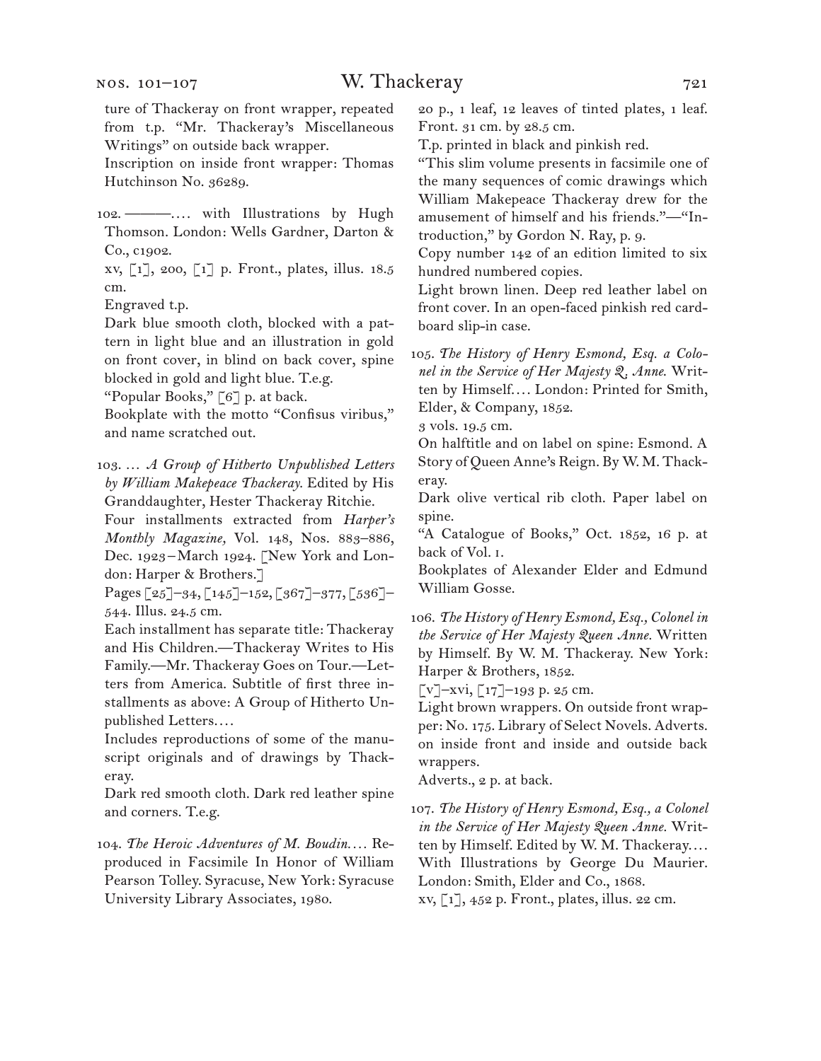ture of Thackeray on front wrapper, repeated from t.p. "Mr. Thackeray's Miscellaneous Writings" on outside back wrapper.

Inscription on inside front wrapper: Thomas Hutchinson No. 36289.

102. ———. . . . with Illustrations by Hugh Thomson. London: Wells Gardner, Darton & Co., c1902.

xv, [1], 200, [1] p. Front., plates, illus. 18.5 cm.

Engraved t.p.

Dark blue smooth cloth, blocked with a pattern in light blue and an illustration in gold on front cover, in blind on back cover, spine blocked in gold and light blue. T.e.g.

"Popular Books," [6] p. at back.

Bookplate with the motto "Confisus viribus," and name scratched out.

103. . . . *A Group of Hitherto Unpublished Letters by William Makepeace Thackeray.* Edited by His Granddaughter, Hester Thackeray Ritchie.

Four installments extracted from *Harper's Monthly Magazine,* Vol. 148, Nos. 883–886, Dec. 1923–March 1924. [New York and London: Harper & Brothers.]

Pages [25]–34, [145]–152, [367]–377, [536]–544. Illus. 24.5 cm.

Each installment has separate title: Thackeray and His Children.—Thackeray Writes to His Family.—Mr. Thackeray Goes on Tour.—Letters from America. Subtitle of first three installments as above: A Group of Hitherto Unpublished Letters. . . .

Includes reproductions of some of the manuscript originals and of drawings by Thackeray.

Dark red smooth cloth. Dark red leather spine and corners. T.e.g.

104. *The Heroic Adventures of M. Boudin. . . .* Reproduced in Facsimile In Honor of William Pearson Tolley. Syracuse, New York: Syracuse University Library Associates, 1980.

20 p., 1 leaf, 12 leaves of tinted plates, 1 leaf. Front. 31 cm. by 28.5 cm.

T.p. printed in black and pinkish red.

"This slim volume presents in facsimile one of the many sequences of comic drawings which William Makepeace Thackeray drew for the amusement of himself and his friends."—"Introduction," by Gordon N. Ray, p. 9.

Copy number 142 of an edition limited to six hundred numbered copies.

Light brown linen. Deep red leather label on front cover. In an open-faced pinkish red cardboard slip-in case.

105. *The History of Henry Esmond, Esq. a Colonel in the Service of Her Majesty Q. Anne.* Written by Himself. . . . London: Printed for Smith, Elder, & Company, 1852.

3 vols. 19.5 cm.

On halftitle and on label on spine: Esmond. A Story of Queen Anne's Reign. By W. M. Thackeray.

Dark olive vertical rib cloth. Paper label on spine.

"A Catalogue of Books," Oct. 1852, 16 p. at back of Vol. 1.

Bookplates of Alexander Elder and Edmund William Gosse.

106. *The History of Henry Esmond, Esq., Colonel in the Service of Her Majesty Queen Anne.* Written by Himself. By W. M. Thackeray. New York: Harper & Brothers, 1852.

[v]–xvi, [17]–193 p. 25 cm.

Light brown wrappers. On outside front wrapper: No. 175. Library of Select Novels. Adverts. on inside front and inside and outside back wrappers.

Adverts., 2 p. at back.

107. *The History of Henry Esmond, Esq., a Colonel in the Service of Her Majesty Queen Anne.* Written by Himself. Edited by W. M. Thackeray. . . . With Illustrations by George Du Maurier. London: Smith, Elder and Co., 1868.

xv, [1], 452 p. Front., plates, illus. 22 cm.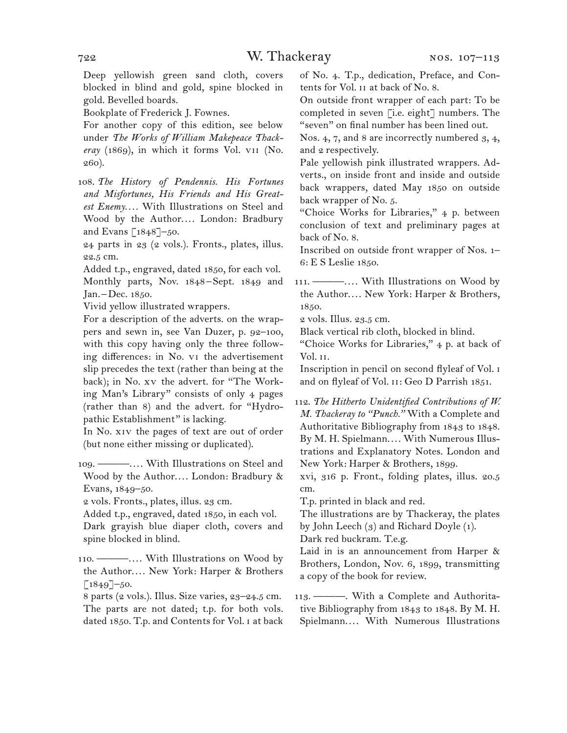Deep yellowish green sand cloth, covers blocked in blind and gold, spine blocked in gold. Bevelled boards.

Bookplate of Frederick J. Fownes.

For another copy of this edition, see below under *The Works of William Makepeace Thackeray* (1869), in which it forms Vol. VII (No. 260).

108. *The History of Pendennis. His Fortunes and Misfortunes, His Friends and His Greatest Enemy.*… With Illustrations on Steel and Wood by the Author.… London: Bradbury and Evans [1848]–50.

24 parts in 23 (2 vols.). Fronts., plates, illus. 22.5 cm.

Added t.p., engraved, dated 1850, for each vol.

Monthly parts, Nov. 1848 – Sept. 1849 and Jan. – Dec. 1850.

Vivid yellow illustrated wrappers.

For a description of the adverts. on the wrappers and sewn in, see Van Duzer, p. 92–100, with this copy having only the three following differences: in No. VI the advertisement slip precedes the text (rather than being at the back); in No. XV the advert. for "The Working Man's Library" consists of only 4 pages (rather than 8) and the advert. for "Hydropathic Establishment" is lacking.

In No. XIV the pages of text are out of order (but none either missing or duplicated).

109. ———.… With Illustrations on Steel and Wood by the Author.… London: Bradbury & Evans, 1849–50.

2 vols. Fronts., plates, illus. 23 cm.

Added t.p., engraved, dated 1850, in each vol.

Dark grayish blue diaper cloth, covers and spine blocked in blind.

110. ———.… With Illustrations on Wood by the Author.… New York: Harper & Brothers [1849]–50.

8 parts (2 vols.). Illus. Size varies, 23–24.5 cm.

The parts are not dated; t.p. for both vols. dated 1850. T.p. and Contents for Vol. I at back of No. 4. T.p., dedication, Preface, and Contents for Vol. II at back of No. 8.

On outside front wrapper of each part: To be completed in seven [i.e. eight] numbers. The "seven" on final number has been lined out.

Nos. 4, 7, and 8 are incorrectly numbered 3, 4, and 2 respectively.

Pale yellowish pink illustrated wrappers. Adverts., on inside front and inside and outside back wrappers, dated May 1850 on outside back wrapper of No. 5.

"Choice Works for Libraries," 4 p. between conclusion of text and preliminary pages at back of No. 8.

Inscribed on outside front wrapper of Nos. 1–6: E S Leslie 1850.

111. ———.… With Illustrations on Wood by the Author.… New York: Harper & Brothers, 1850.

2 vols. Illus. 23.5 cm.

Black vertical rib cloth, blocked in blind.

"Choice Works for Libraries," 4 p. at back of Vol. II.

Inscription in pencil on second flyleaf of Vol. I and on flyleaf of Vol. II: Geo D Parrish 1851.

112. *The Hitherto Unidentified Contributions of W. M. Thackeray to "Punch."* With a Complete and Authoritative Bibliography from 1843 to 1848. By M. H. Spielmann.… With Numerous Illustrations and Explanatory Notes. London and New York: Harper & Brothers, 1899.

xvi, 316 p. Front., folding plates, illus. 20.5 cm.

T.p. printed in black and red.

The illustrations are by Thackeray, the plates by John Leech (3) and Richard Doyle (1).

Dark red buckram. T.e.g.

Laid in is an announcement from Harper & Brothers, London, Nov. 6, 1899, transmitting a copy of the book for review.

113. ———. With a Complete and Authoritative Bibliography from 1843 to 1848. By M. H. Spielmann.… With Numerous Illustrations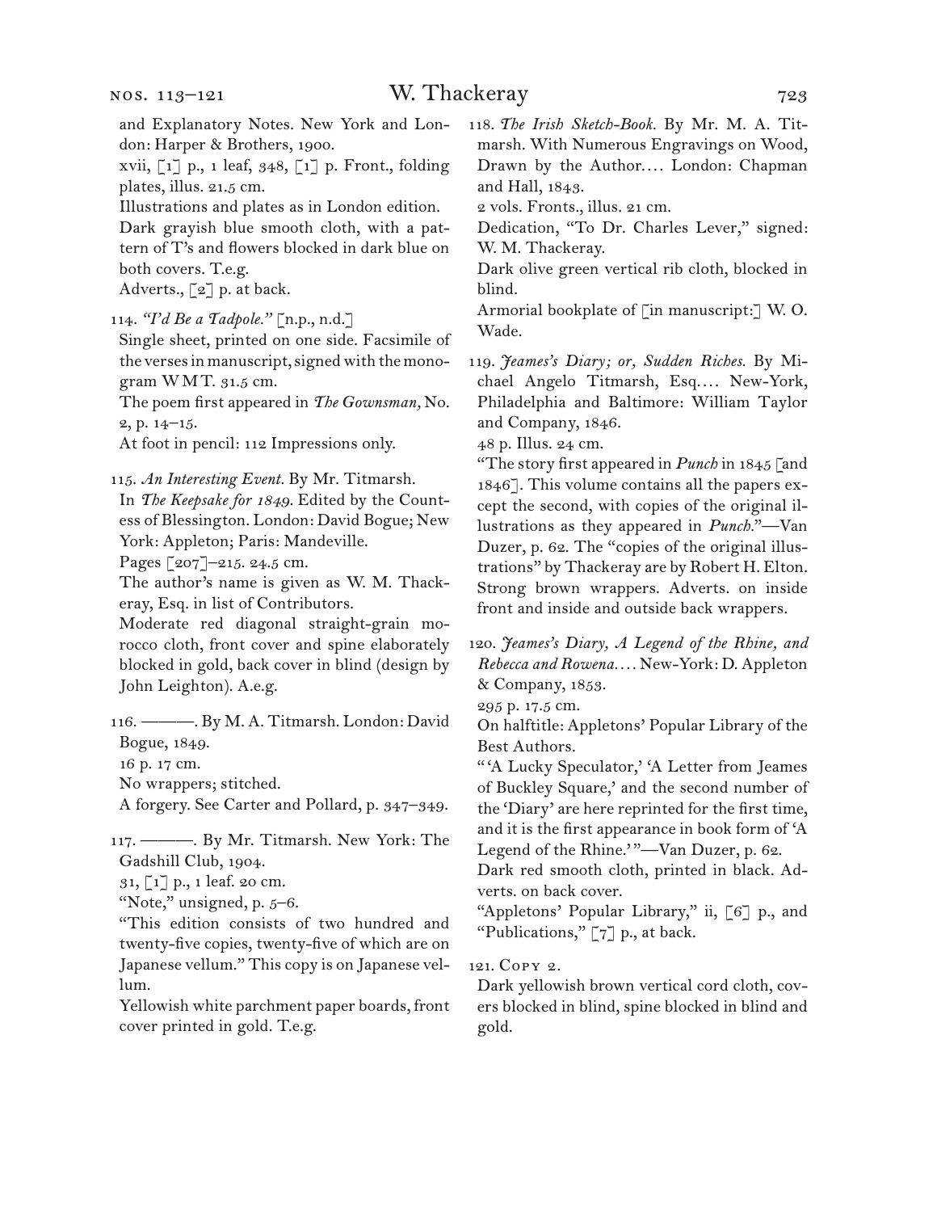and Explanatory Notes. New York and London: Harper & Brothers, 1900.
xvii, [1] p., 1 leaf, 348, [1] p. Front., folding plates, illus. 21.5 cm.
Illustrations and plates as in London edition.
Dark grayish blue smooth cloth, with a pattern of T's and flowers blocked in dark blue on both covers. T.e.g.
Adverts., [2] p. at back.

114. *"I'd Be a Tadpole."* [n.p., n.d.]
Single sheet, printed on one side. Facsimile of the verses in manuscript, signed with the monogram WMT. 31.5 cm.
The poem first appeared in *The Gownsman,* No. 2, p. 14–15.
At foot in pencil: 112 Impressions only.

115. *An Interesting Event.* By Mr. Titmarsh.
In *The Keepsake for 1849.* Edited by the Countess of Blessington. London: David Bogue; New York: Appleton; Paris: Mandeville.
Pages [207]–215. 24.5 cm.
The author's name is given as W. M. Thackeray, Esq. in list of Contributors.
Moderate red diagonal straight-grain morocco cloth, front cover and spine elaborately blocked in gold, back cover in blind (design by John Leighton). A.e.g.

116. ———. By M. A. Titmarsh. London: David Bogue, 1849.
16 p. 17 cm.
No wrappers; stitched.
A forgery. See Carter and Pollard, p. 347–349.

117. ———. By Mr. Titmarsh. New York: The Gadshill Club, 1904.
31, [1] p., 1 leaf. 20 cm.
"Note," unsigned, p. 5–6.
"This edition consists of two hundred and twenty-five copies, twenty-five of which are on Japanese vellum." This copy is on Japanese vellum.
Yellowish white parchment paper boards, front cover printed in gold. T.e.g.

118. *The Irish Sketch-Book.* By Mr. M. A. Titmarsh. With Numerous Engravings on Wood, Drawn by the Author.... London: Chapman and Hall, 1843.
2 vols. Fronts., illus. 21 cm.
Dedication, "To Dr. Charles Lever," signed: W. M. Thackeray.
Dark olive green vertical rib cloth, blocked in blind.
Armorial bookplate of [in manuscript:] W. O. Wade.

119. *Jeames's Diary; or, Sudden Riches.* By Michael Angelo Titmarsh, Esq.... New-York, Philadelphia and Baltimore: William Taylor and Company, 1846.
48 p. Illus. 24 cm.
"The story first appeared in *Punch* in 1845 [and 1846]. This volume contains all the papers except the second, with copies of the original illustrations as they appeared in *Punch.*"—Van Duzer, p. 62. The "copies of the original illustrations" by Thackeray are by Robert H. Elton.
Strong brown wrappers. Adverts. on inside front and inside and outside back wrappers.

120. *Jeames's Diary, A Legend of the Rhine, and Rebecca and Rowena....* New-York: D. Appleton & Company, 1853.
295 p. 17.5 cm.
On halftitle: Appletons' Popular Library of the Best Authors.
"'A Lucky Speculator,' 'A Letter from Jeames of Buckley Square,' and the second number of the 'Diary' are here reprinted for the first time, and it is the first appearance in book form of 'A Legend of the Rhine.'"—Van Duzer, p. 62.
Dark red smooth cloth, printed in black. Adverts. on back cover.
"Appletons' Popular Library," ii, [6] p., and "Publications," [7] p., at back.

121. Copy 2.
Dark yellowish brown vertical cord cloth, covers blocked in blind, spine blocked in blind and gold.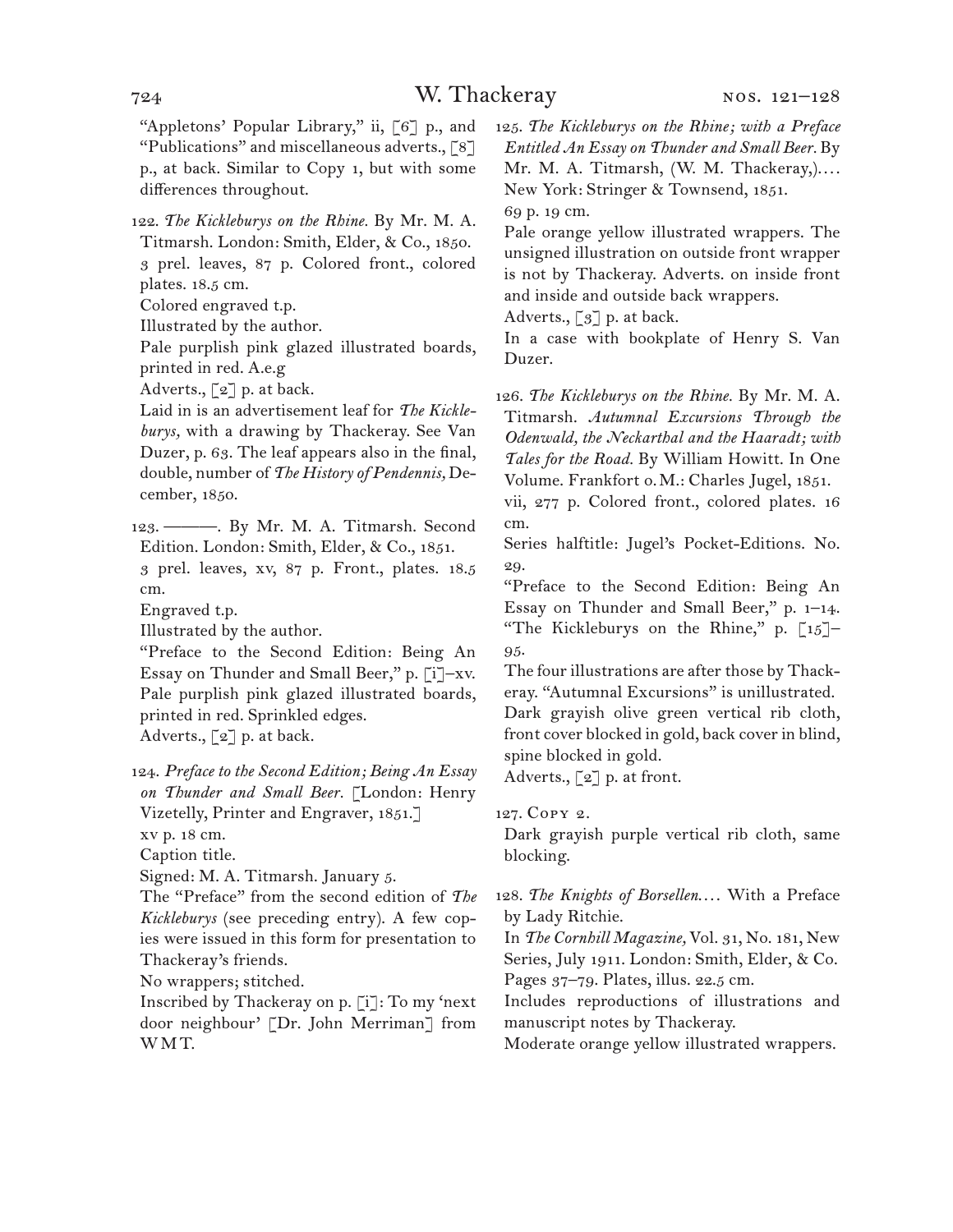"Appletons' Popular Library," ii, [6] p., and "Publications" and miscellaneous adverts., [8] p., at back. Similar to Copy 1, but with some differences throughout.

122. *The Kickleburys on the Rhine.* By Mr. M. A. Titmarsh. London: Smith, Elder, & Co., 1850.
3 prel. leaves, 87 p. Colored front., colored plates. 18.5 cm.
Colored engraved t.p.
Illustrated by the author.
Pale purplish pink glazed illustrated boards, printed in red. A.e.g
Adverts., [2] p. at back.
Laid in is an advertisement leaf for *The Kickleburys,* with a drawing by Thackeray. See Van Duzer, p. 63. The leaf appears also in the final, double, number of *The History of Pendennis,* December, 1850.

123. ———. By Mr. M. A. Titmarsh. Second Edition. London: Smith, Elder, & Co., 1851.
3 prel. leaves, xv, 87 p. Front., plates. 18.5 cm.
Engraved t.p.
Illustrated by the author.
"Preface to the Second Edition: Being An Essay on Thunder and Small Beer," p. [i]–xv.
Pale purplish pink glazed illustrated boards, printed in red. Sprinkled edges.
Adverts., [2] p. at back.

124. *Preface to the Second Edition; Being An Essay on Thunder and Small Beer.* [London: Henry Vizetelly, Printer and Engraver, 1851.]
xv p. 18 cm.
Caption title.
Signed: M. A. Titmarsh. January 5.
The "Preface" from the second edition of *The Kickleburys* (see preceding entry). A few copies were issued in this form for presentation to Thackeray's friends.
No wrappers; stitched.
Inscribed by Thackeray on p. [i]: To my 'next door neighbour' [Dr. John Merriman] from WMT.

125. *The Kickleburys on the Rhine; with a Preface Entitled An Essay on Thunder and Small Beer.* By Mr. M. A. Titmarsh, (W. M. Thackeray,).... New York: Stringer & Townsend, 1851.
69 p. 19 cm.
Pale orange yellow illustrated wrappers. The unsigned illustration on outside front wrapper is not by Thackeray. Adverts. on inside front and inside and outside back wrappers.
Adverts., [3] p. at back.
In a case with bookplate of Henry S. Van Duzer.

126. *The Kickleburys on the Rhine.* By Mr. M. A. Titmarsh. *Autumnal Excursions Through the Odenwald, the Neckarthal and the Haardt; with Tales for the Road.* By William Howitt. In One Volume. Frankfort o.M.: Charles Jugel, 1851.
vii, 277 p. Colored front., colored plates. 16 cm.
Series halftitle: Jugel's Pocket-Editions. No. 29.
"Preface to the Second Edition: Being An Essay on Thunder and Small Beer," p. 1–14.
"The Kickleburys on the Rhine," p. [15]–95.
The four illustrations are after those by Thackeray. "Autumnal Excursions" is unillustrated.
Dark grayish olive green vertical rib cloth, front cover blocked in gold, back cover in blind, spine blocked in gold.
Adverts., [2] p. at front.

127. Copy 2.
Dark grayish purple vertical rib cloth, same blocking.

128. *The Knights of Borsellen....* With a Preface by Lady Ritchie.
In *The Cornhill Magazine,* Vol. 31, No. 181, New Series, July 1911. London: Smith, Elder, & Co.
Pages 37–79. Plates, illus. 22.5 cm.
Includes reproductions of illustrations and manuscript notes by Thackeray.
Moderate orange yellow illustrated wrappers.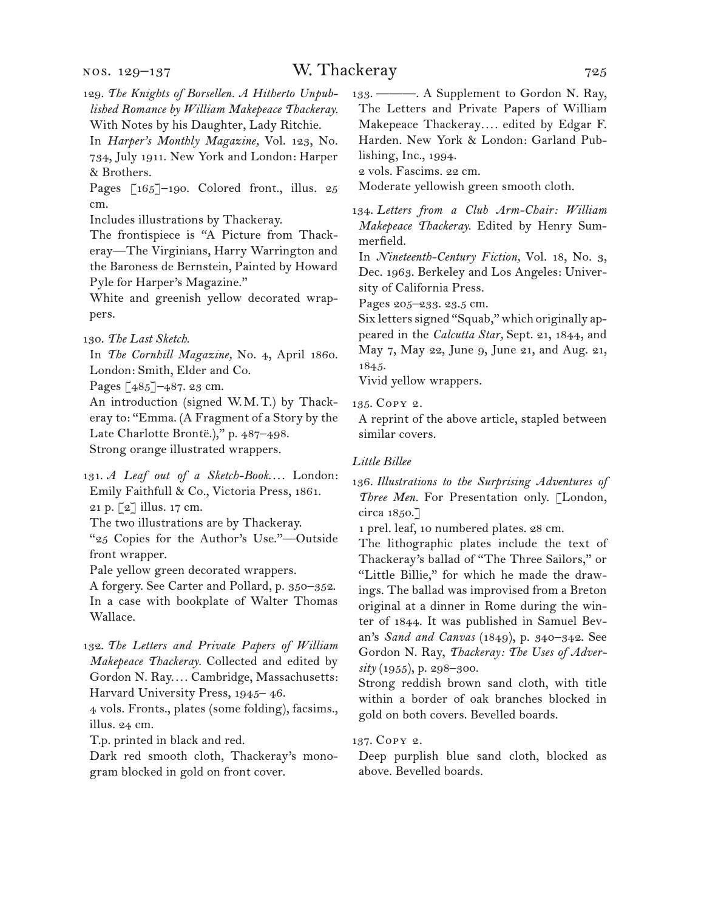129. *The Knights of Borsellen. A Hitherto Unpublished Romance by William Makepeace Thackeray.* With Notes by his Daughter, Lady Ritchie.
In *Harper's Monthly Magazine,* Vol. 123, No. 734, July 1911. New York and London: Harper & Brothers.
Pages [165]–190. Colored front., illus. 25 cm.
Includes illustrations by Thackeray.
The frontispiece is "A Picture from Thackeray—The Virginians, Harry Warrington and the Baroness de Bernstein, Painted by Howard Pyle for Harper's Magazine."
White and greenish yellow decorated wrappers.

130. *The Last Sketch.*
In *The Cornhill Magazine,* No. 4, April 1860. London: Smith, Elder and Co.
Pages [485]–487. 23 cm.
An introduction (signed W.M.T.) by Thackeray to: "Emma. (A Fragment of a Story by the Late Charlotte Brontë.)," p. 487–498.
Strong orange illustrated wrappers.

131. *A Leaf out of a Sketch-Book....* London: Emily Faithfull & Co., Victoria Press, 1861.
21 p. [2] illus. 17 cm.
The two illustrations are by Thackeray.
"25 Copies for the Author's Use."—Outside front wrapper.
Pale yellow green decorated wrappers.
A forgery. See Carter and Pollard, p. 350–352.
In a case with bookplate of Walter Thomas Wallace.

132. *The Letters and Private Papers of William Makepeace Thackeray.* Collected and edited by Gordon N. Ray.... Cambridge, Massachusetts: Harvard University Press, 1945– 46.
4 vols. Fronts., plates (some folding), facsims., illus. 24 cm.
T.p. printed in black and red.
Dark red smooth cloth, Thackeray's monogram blocked in gold on front cover.

133. ———. A Supplement to Gordon N. Ray, The Letters and Private Papers of William Makepeace Thackeray.... edited by Edgar F. Harden. New York & London: Garland Publishing, Inc., 1994.
2 vols. Fascims. 22 cm.
Moderate yellowish green smooth cloth.

134. *Letters from a Club Arm-Chair: William Makepeace Thackeray.* Edited by Henry Summerfield.
In *Nineteenth-Century Fiction,* Vol. 18, No. 3, Dec. 1963. Berkeley and Los Angeles: University of California Press.
Pages 205–233. 23.5 cm.
Six letters signed "Squab," which originally appeared in the *Calcutta Star,* Sept. 21, 1844, and May 7, May 22, June 9, June 21, and Aug. 21, 1845.
Vivid yellow wrappers.

135. Copy 2.
A reprint of the above article, stapled between similar covers.

*Little Billee*

136. *Illustrations to the Surprising Adventures of Three Men.* For Presentation only. [London, circa 1850.]
1 prel. leaf, 10 numbered plates. 28 cm.
The lithographic plates include the text of Thackeray's ballad of "The Three Sailors," or "Little Billie," for which he made the drawings. The ballad was improvised from a Breton original at a dinner in Rome during the winter of 1844. It was published in Samuel Bevan's *Sand and Canvas* (1849), p. 340–342. See Gordon N. Ray, *Thackeray: The Uses of Adversity* (1955), p. 298–300.
Strong reddish brown sand cloth, with title within a border of oak branches blocked in gold on both covers. Bevelled boards.

137. Copy 2.
Deep purplish blue sand cloth, blocked as above. Bevelled boards.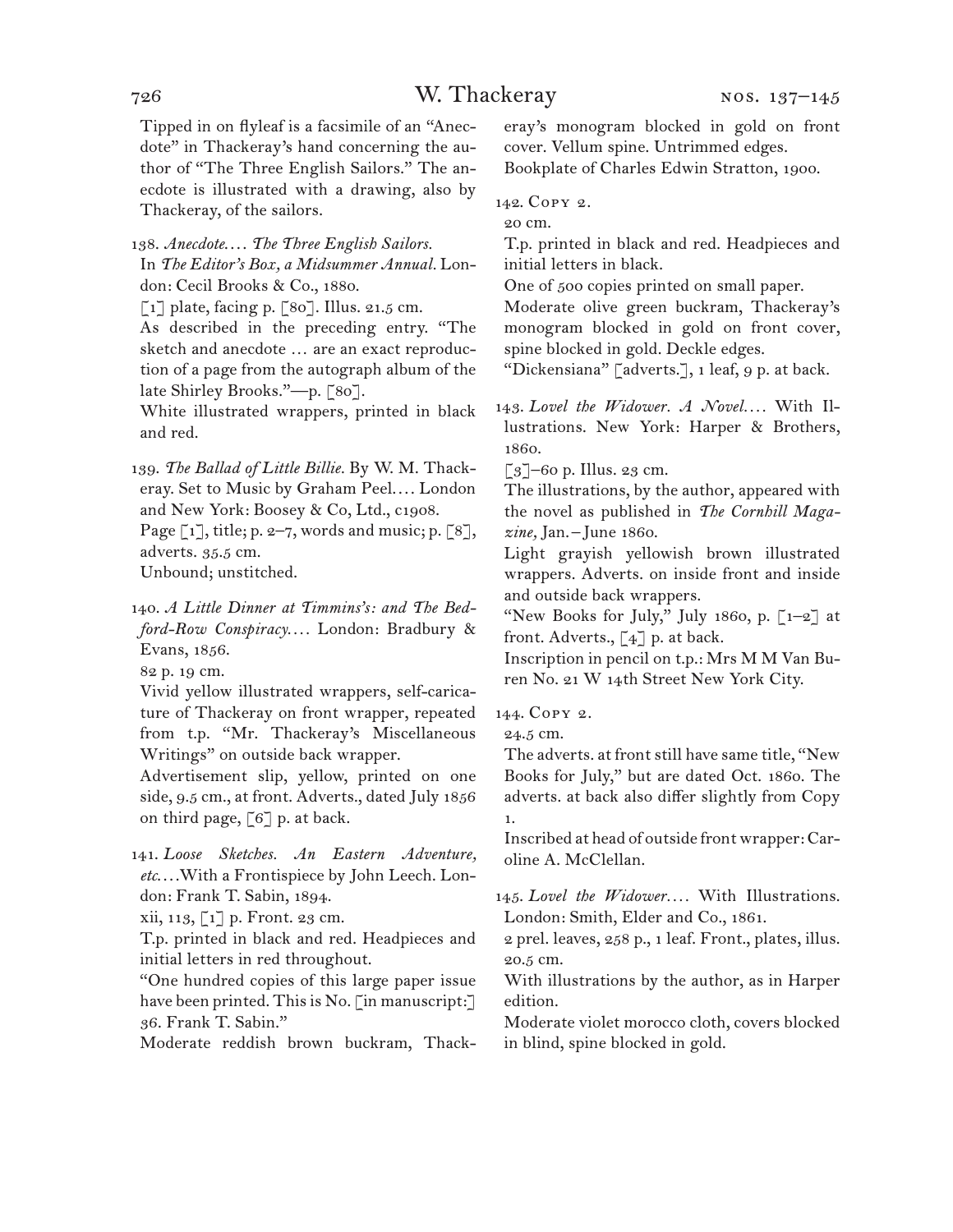Tipped in on flyleaf is a facsimile of an "Anecdote" in Thackeray's hand concerning the author of "The Three English Sailors." The anecdote is illustrated with a drawing, also by Thackeray, of the sailors.

138. *Anecdote.... The Three English Sailors.*
In *The Editor's Box, a Midsummer Annual.* London: Cecil Brooks & Co., 1880.
[1] plate, facing p. [80]. Illus. 21.5 cm.
As described in the preceding entry. "The sketch and anecdote ... are an exact reproduction of a page from the autograph album of the late Shirley Brooks."—p. [80].
White illustrated wrappers, printed in black and red.

139. *The Ballad of Little Billie.* By W. M. Thackeray. Set to Music by Graham Peel.... London and New York: Boosey & Co, Ltd., c1908.
Page [1], title; p. 2–7, words and music; p. [8], adverts. 35.5 cm.
Unbound; unstitched.

140. *A Little Dinner at Timmins's: and The Bedford-Row Conspiracy....* London: Bradbury & Evans, 1856.
82 p. 19 cm.
Vivid yellow illustrated wrappers, self-caricature of Thackeray on front wrapper, repeated from t.p. "Mr. Thackeray's Miscellaneous Writings" on outside back wrapper.
Advertisement slip, yellow, printed on one side, 9.5 cm., at front. Adverts., dated July 1856 on third page, [6] p. at back.

141. *Loose Sketches. An Eastern Adventure, etc....*With a Frontispiece by John Leech. London: Frank T. Sabin, 1894.
xii, 113, [1] p. Front. 23 cm.
T.p. printed in black and red. Headpieces and initial letters in red throughout.
"One hundred copies of this large paper issue have been printed. This is No. [in manuscript:] 36. Frank T. Sabin."
Moderate reddish brown buckram, Thackeray's monogram blocked in gold on front cover. Vellum spine. Untrimmed edges.
Bookplate of Charles Edwin Stratton, 1900.

142. Copy 2.
20 cm.
T.p. printed in black and red. Headpieces and initial letters in black.
One of 500 copies printed on small paper.
Moderate olive green buckram, Thackeray's monogram blocked in gold on front cover, spine blocked in gold. Deckle edges.
"Dickensiana" [adverts.], 1 leaf, 9 p. at back.

143. *Lovel the Widower. A Novel....* With Illustrations. New York: Harper & Brothers, 1860.
[3]–60 p. Illus. 23 cm.
The illustrations, by the author, appeared with the novel as published in *The Cornhill Magazine,* Jan.–June 1860.
Light grayish yellowish brown illustrated wrappers. Adverts. on inside front and inside and outside back wrappers.
"New Books for July," July 1860, p. [1–2] at front. Adverts., [4] p. at back.
Inscription in pencil on t.p.: Mrs M M Van Buren No. 21 W 14th Street New York City.

144. Copy 2.
24.5 cm.
The adverts. at front still have same title, "New Books for July," but are dated Oct. 1860. The adverts. at back also differ slightly from Copy 1.
Inscribed at head of outside front wrapper: Caroline A. McClellan.

145. *Lovel the Widower....* With Illustrations. London: Smith, Elder and Co., 1861.
2 prel. leaves, 258 p., 1 leaf. Front., plates, illus. 20.5 cm.
With illustrations by the author, as in Harper edition.
Moderate violet morocco cloth, covers blocked in blind, spine blocked in gold.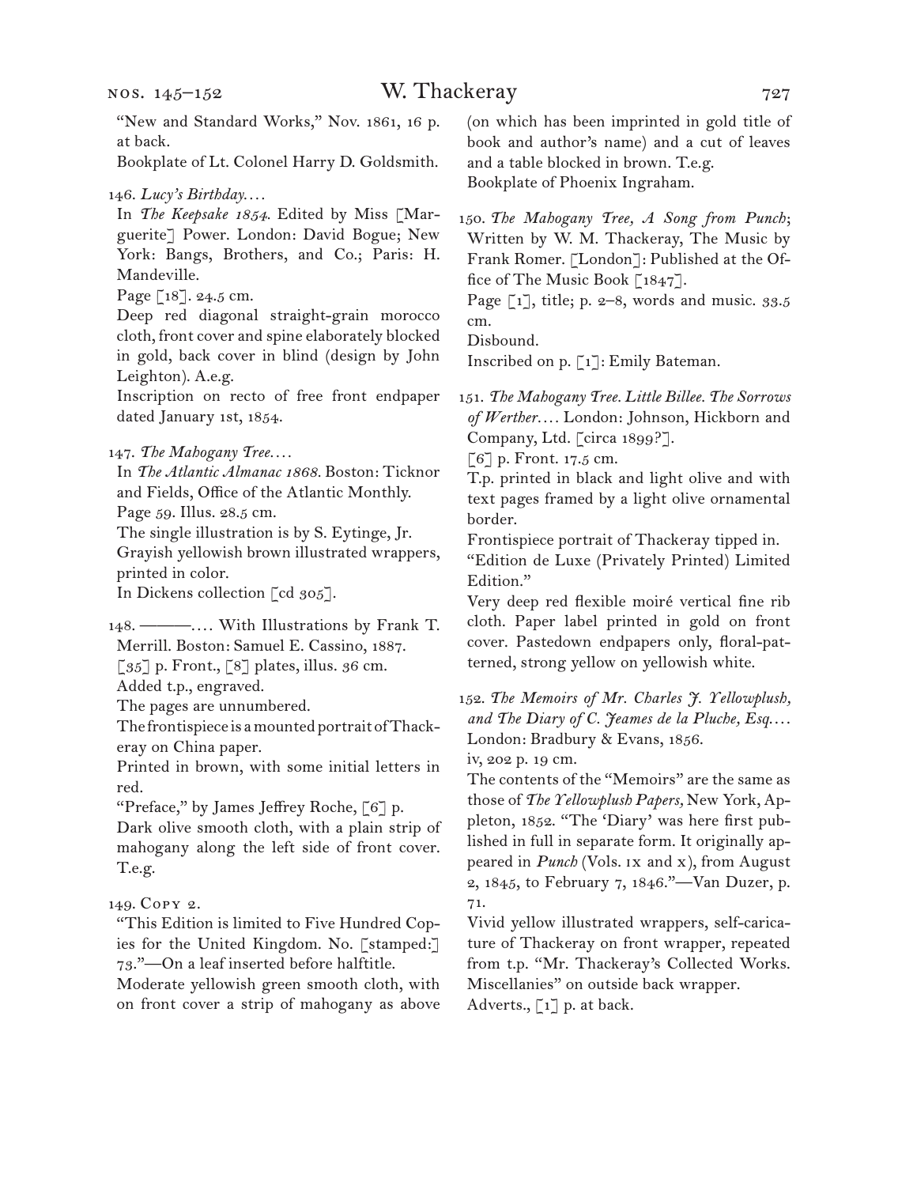"New and Standard Works," Nov. 1861, 16 p. at back.

Bookplate of Lt. Colonel Harry D. Goldsmith.

146. *Lucy's Birthday. . . .*

In *The Keepsake 1854.* Edited by Miss [Marguerite] Power. London: David Bogue; New York: Bangs, Brothers, and Co.; Paris: H. Mandeville.

Page [18]. 24.5 cm.

Deep red diagonal straight-grain morocco cloth, front cover and spine elaborately blocked in gold, back cover in blind (design by John Leighton). A.e.g.

Inscription on recto of free front endpaper dated January 1st, 1854.

147. *The Mahogany Tree. . . .*

In *The Atlantic Almanac 1868.* Boston: Ticknor and Fields, Office of the Atlantic Monthly.

Page 59. Illus. 28.5 cm.

The single illustration is by S. Eytinge, Jr.

Grayish yellowish brown illustrated wrappers, printed in color.

In Dickens collection [cd 305].

148. ———. . . . With Illustrations by Frank T. Merrill. Boston: Samuel E. Cassino, 1887.

[35] p. Front., [8] plates, illus. 36 cm.

Added t.p., engraved.

The pages are unnumbered.

The frontispiece is a mounted portrait of Thackeray on China paper.

Printed in brown, with some initial letters in red.

"Preface," by James Jeffrey Roche, [6] p.

Dark olive smooth cloth, with a plain strip of mahogany along the left side of front cover. T.e.g.

149. Copy 2.

"This Edition is limited to Five Hundred Copies for the United Kingdom. No. [stamped:] 73."—On a leaf inserted before halftitle.

Moderate yellowish green smooth cloth, with on front cover a strip of mahogany as above (on which has been imprinted in gold title of book and author's name) and a cut of leaves and a table blocked in brown. T.e.g.

Bookplate of Phoenix Ingraham.

150. *The Mahogany Tree, A Song from Punch*; Written by W. M. Thackeray, The Music by Frank Romer. [London]: Published at the Office of The Music Book [1847].

Page [1], title; p. 2–8, words and music. 33.5 cm.

Disbound.

Inscribed on p. [1]: Emily Bateman.

151. *The Mahogany Tree. Little Billee. The Sorrows of Werther. . . .* London: Johnson, Hickborn and Company, Ltd. [circa 1899?].

[6] p. Front. 17.5 cm.

T.p. printed in black and light olive and with text pages framed by a light olive ornamental border.

Frontispiece portrait of Thackeray tipped in.

"Edition de Luxe (Privately Printed) Limited Edition."

Very deep red flexible moiré vertical fine rib cloth. Paper label printed in gold on front cover. Pastedown endpapers only, floral-patterned, strong yellow on yellowish white.

152. *The Memoirs of Mr. Charles J. Yellowplush, and The Diary of C. Jeames de la Pluche, Esq. . . .* London: Bradbury & Evans, 1856.

iv, 202 p. 19 cm.

The contents of the "Memoirs" are the same as those of *The Yellowplush Papers,* New York, Appleton, 1852. "The 'Diary' was here first published in full in separate form. It originally appeared in *Punch* (Vols. ix and x), from August 2, 1845, to February 7, 1846."—Van Duzer, p. 71.

Vivid yellow illustrated wrappers, self-caricature of Thackeray on front wrapper, repeated from t.p. "Mr. Thackeray's Collected Works. Miscellanies" on outside back wrapper.

Adverts., [1] p. at back.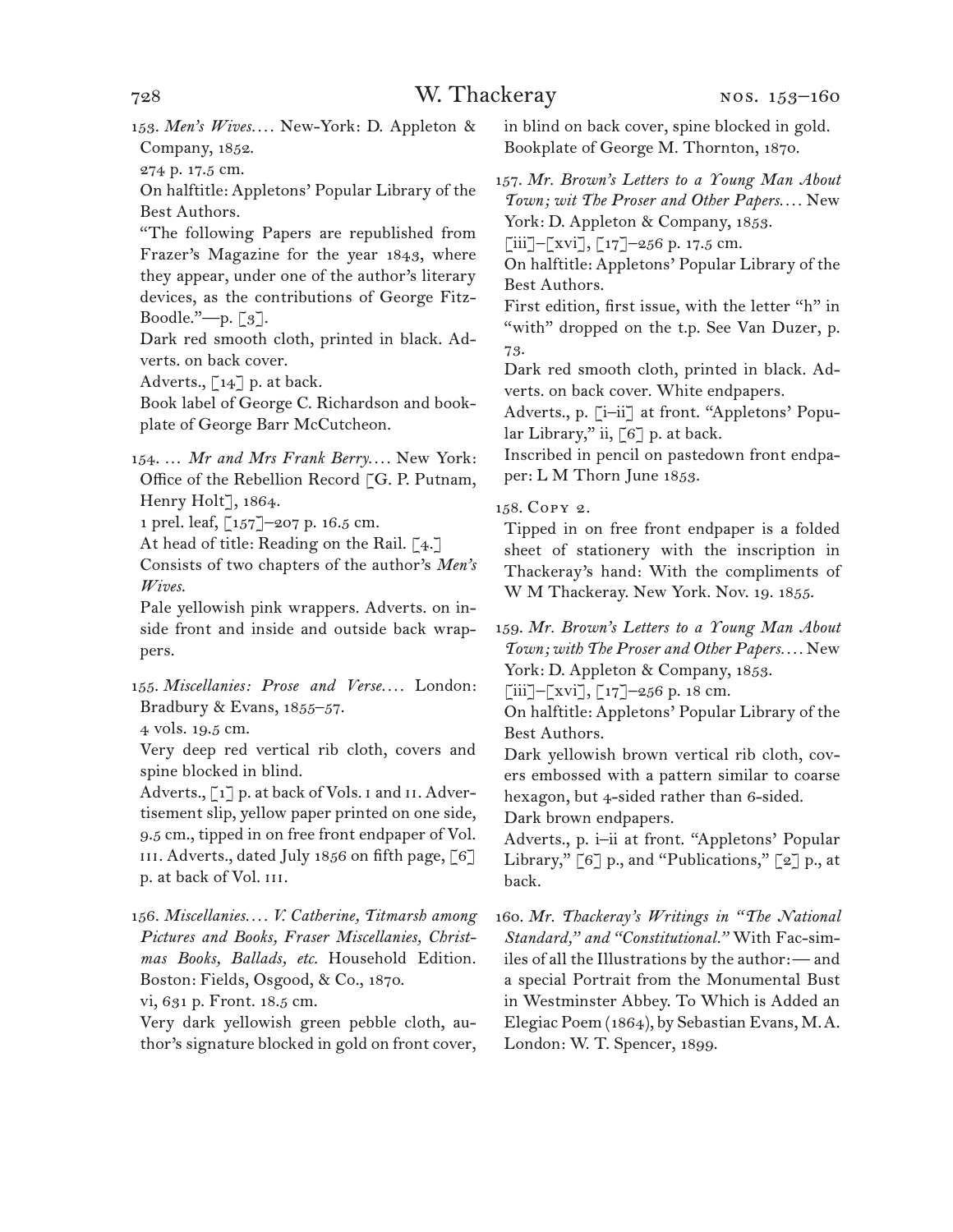153. *Men's Wives*.... New-York: D. Appleton & Company, 1852.

274 p. 17.5 cm.

On halftitle: Appletons' Popular Library of the Best Authors.

"The following Papers are republished from Frazer's Magazine for the year 1843, where they appear, under one of the author's literary devices, as the contributions of George Fitz-Boodle."—p. [3].

Dark red smooth cloth, printed in black. Adverts. on back cover.

Adverts., [14] p. at back.

Book label of George C. Richardson and bookplate of George Barr McCutcheon.

154. ... *Mr and Mrs Frank Berry*.... New York: Office of the Rebellion Record [G. P. Putnam, Henry Holt], 1864.

1 prel. leaf, [157]–207 p. 16.5 cm.

At head of title: Reading on the Rail. [4.]

Consists of two chapters of the author's *Men's Wives*.

Pale yellowish pink wrappers. Adverts. on inside front and inside and outside back wrappers.

155. *Miscellanies: Prose and Verse*.... London: Bradbury & Evans, 1855–57.

4 vols. 19.5 cm.

Very deep red vertical rib cloth, covers and spine blocked in blind.

Adverts., [1] p. at back of Vols. I and II. Advertisement slip, yellow paper printed on one side, 9.5 cm., tipped in on free front endpaper of Vol. III. Adverts., dated July 1856 on fifth page, [6] p. at back of Vol. III.

156. *Miscellanies.... V. Catherine, Titmarsh among Pictures and Books, Fraser Miscellanies, Christmas Books, Ballads, etc.* Household Edition. Boston: Fields, Osgood, & Co., 1870.

vi, 631 p. Front. 18.5 cm.

Very dark yellowish green pebble cloth, author's signature blocked in gold on front cover, in blind on back cover, spine blocked in gold.

Bookplate of George M. Thornton, 1870.

157. *Mr. Brown's Letters to a Young Man About Town; wit The Proser and Other Papers*.... New York: D. Appleton & Company, 1853.

[iii]–[xvi], [17]–256 p. 17.5 cm.

On halftitle: Appletons' Popular Library of the Best Authors.

First edition, first issue, with the letter "h" in "with" dropped on the t.p. See Van Duzer, p. 73.

Dark red smooth cloth, printed in black. Adverts. on back cover. White endpapers.

Adverts., p. [i–ii] at front. "Appletons' Popular Library," ii, [6] p. at back.

Inscribed in pencil on pastedown front endpaper: L M Thorn June 1853.

158. Copy 2.

Tipped in on free front endpaper is a folded sheet of stationery with the inscription in Thackeray's hand: With the compliments of W M Thackeray. New York. Nov. 19. 1855.

159. *Mr. Brown's Letters to a Young Man About Town; with The Proser and Other Papers*.... New York: D. Appleton & Company, 1853.

[iii]–[xvi], [17]–256 p. 18 cm.

On halftitle: Appletons' Popular Library of the Best Authors.

Dark yellowish brown vertical rib cloth, covers embossed with a pattern similar to coarse hexagon, but 4-sided rather than 6-sided. Dark brown endpapers.

Adverts., p. i–ii at front. "Appletons' Popular Library," [6] p., and "Publications," [2] p., at back.

160. *Mr. Thackeray's Writings in "The National Standard," and "Constitutional."* With Fac-similes of all the Illustrations by the author:— and a special Portrait from the Monumental Bust in Westminster Abbey. To Which is Added an Elegiac Poem (1864), by Sebastian Evans, M.A. London: W. T. Spencer, 1899.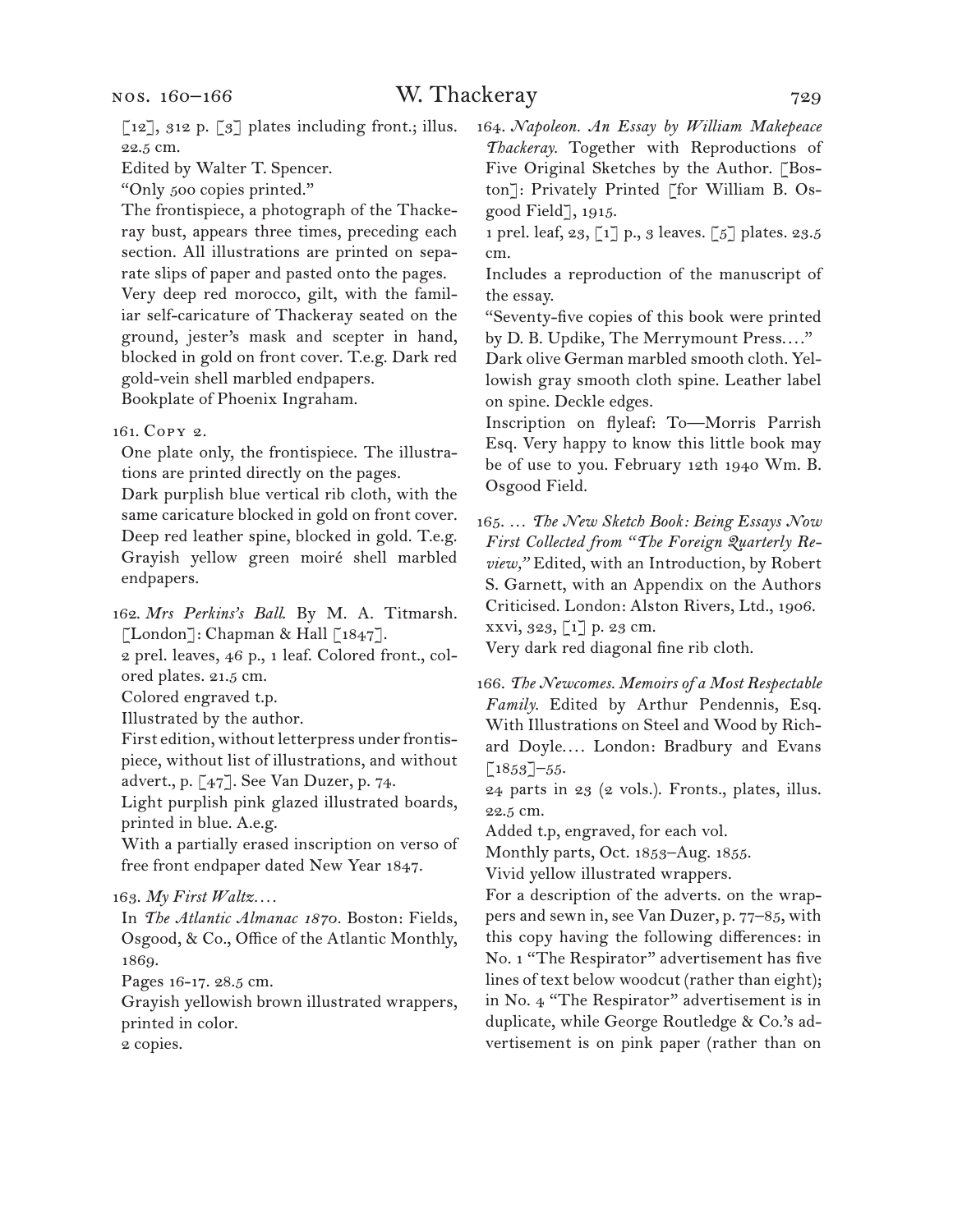[12], 312 p. [3] plates including front.; illus. 22.5 cm.

Edited by Walter T. Spencer.

"Only 500 copies printed."

The frontispiece, a photograph of the Thackeray bust, appears three times, preceding each section. All illustrations are printed on separate slips of paper and pasted onto the pages.

Very deep red morocco, gilt, with the familiar self-caricature of Thackeray seated on the ground, jester's mask and scepter in hand, blocked in gold on front cover. T.e.g. Dark red gold-vein shell marbled endpapers.

Bookplate of Phoenix Ingraham.

161. Copy 2.

One plate only, the frontispiece. The illustrations are printed directly on the pages.

Dark purplish blue vertical rib cloth, with the same caricature blocked in gold on front cover. Deep red leather spine, blocked in gold. T.e.g. Grayish yellow green moiré shell marbled endpapers.

162. *Mrs Perkins's Ball.* By M. A. Titmarsh. [London]: Chapman & Hall [1847].

2 prel. leaves, 46 p., 1 leaf. Colored front., colored plates. 21.5 cm.

Colored engraved t.p.

Illustrated by the author.

First edition, without letterpress under frontispiece, without list of illustrations, and without advert., p. [47]. See Van Duzer, p. 74.

Light purplish pink glazed illustrated boards, printed in blue. A.e.g.

With a partially erased inscription on verso of free front endpaper dated New Year 1847.

163. *My First Waltz*. . . .

In *The Atlantic Almanac 1870*. Boston: Fields, Osgood, & Co., Office of the Atlantic Monthly, 1869.

Pages 16-17. 28.5 cm.

Grayish yellowish brown illustrated wrappers, printed in color.

2 copies.

164. *Napoleon. An Essay by William Makepeace Thackeray.* Together with Reproductions of Five Original Sketches by the Author. [Boston]: Privately Printed [for William B. Osgood Field], 1915.

1 prel. leaf, 23, [1] p., 3 leaves. [5] plates. 23.5 cm.

Includes a reproduction of the manuscript of the essay.

"Seventy-five copies of this book were printed by D. B. Updike, The Merrymount Press. . . ."

Dark olive German marbled smooth cloth. Yellowish gray smooth cloth spine. Leather label on spine. Deckle edges.

Inscription on flyleaf: To—Morris Parrish Esq. Very happy to know this little book may be of use to you. February 12th 1940 Wm. B. Osgood Field.

165. . . . *The New Sketch Book: Being Essays Now First Collected from "The Foreign Quarterly Review,"* Edited, with an Introduction, by Robert S. Garnett, with an Appendix on the Authors Criticised. London: Alston Rivers, Ltd., 1906.

xxvi, 323, [1] p. 23 cm.

Very dark red diagonal fine rib cloth.

166. *The Newcomes. Memoirs of a Most Respectable Family.* Edited by Arthur Pendennis, Esq. With Illustrations on Steel and Wood by Richard Doyle. . . . London: Bradbury and Evans [1853]–55.

24 parts in 23 (2 vols.). Fronts., plates, illus. 22.5 cm.

Added t.p, engraved, for each vol.

Monthly parts, Oct. 1853–Aug. 1855.

Vivid yellow illustrated wrappers.

For a description of the adverts. on the wrappers and sewn in, see Van Duzer, p. 77–85, with this copy having the following differences: in No. 1 "The Respirator" advertisement has five lines of text below woodcut (rather than eight); in No. 4 "The Respirator" advertisement is in duplicate, while George Routledge & Co.'s advertisement is on pink paper (rather than on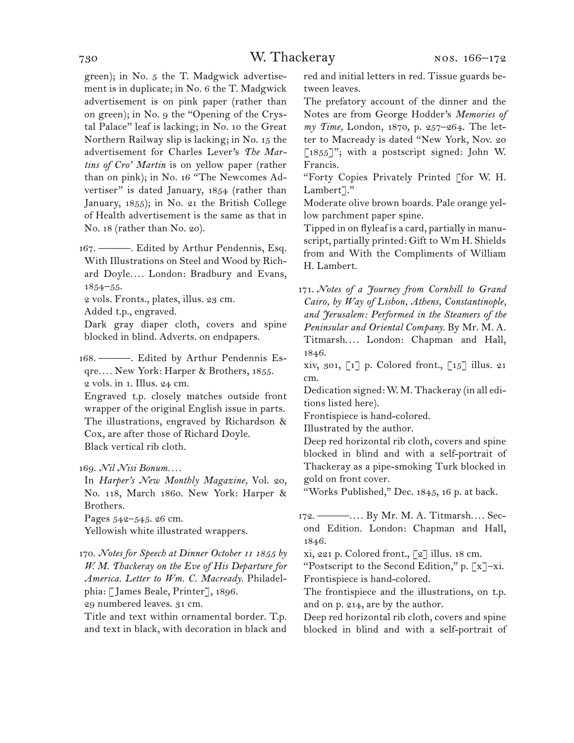green); in No. 5 the T. Madgwick advertisement is in duplicate; in No. 6 the T. Madgwick advertisement is on pink paper (rather than on green); in No. 9 the "Opening of the Crystal Palace" leaf is lacking; in No. 10 the Great Northern Railway slip is lacking; in No. 15 the advertisement for Charles Lever's *The Martins of Cro' Martin* is on yellow paper (rather than on pink); in No. 16 "The Newcomes Advertiser" is dated January, 1854 (rather than January, 1855); in No. 21 the British College of Health advertisement is the same as that in No. 18 (rather than No. 20).

167. ———. Edited by Arthur Pendennis, Esq. With Illustrations on Steel and Wood by Richard Doyle.… London: Bradbury and Evans, 1854–55.
2 vols. Fronts., plates, illus. 23 cm.
Added t.p., engraved.
Dark gray diaper cloth, covers and spine blocked in blind. Adverts. on endpapers.

168. ———. Edited by Arthur Pendennis Esqre.… New York: Harper & Brothers, 1855.
2 vols. in 1. Illus. 24 cm.
Engraved t.p. closely matches outside front wrapper of the original English issue in parts. The illustrations, engraved by Richardson & Cox, are after those of Richard Doyle.
Black vertical rib cloth.

169. *Nil Nisi Bonum.…*
In *Harper's New Monthly Magazine,* Vol. 20, No. 118, March 1860. New York: Harper & Brothers.
Pages 542–545. 26 cm.
Yellowish white illustrated wrappers.

170. *Notes for Speech at Dinner October 11 1855 by W. M. Thackeray on the Eve of His Departure for America. Letter to Wm. C. Macready.* Philadelphia: [James Beale, Printer], 1896.
29 numbered leaves. 31 cm.
Title and text within ornamental border. T.p. and text in black, with decoration in black and red and initial letters in red. Tissue guards between leaves.
The prefatory account of the dinner and the Notes are from George Hodder's *Memories of my Time,* London, 1870, p. 257–264. The letter to Macready is dated "New York, Nov. 20 [1855]"; with a postscript signed: John W. Francis.
"Forty Copies Privately Printed [for W. H. Lambert]."
Moderate olive brown boards. Pale orange yellow parchment paper spine.
Tipped in on flyleaf is a card, partially in manuscript, partially printed: Gift to Wm H. Shields from and With the Compliments of William H. Lambert.

171. *Notes of a Journey from Cornhill to Grand Cairo, by Way of Lisbon, Athens, Constantinople, and Jerusalem: Performed in the Steamers of the Peninsular and Oriental Company.* By Mr. M. A. Titmarsh.… London: Chapman and Hall, 1846.
xiv, 301, [1] p. Colored front., [15] illus. 21 cm.
Dedication signed: W. M. Thackeray (in all editions listed here).
Frontispiece is hand-colored.
Illustrated by the author.
Deep red horizontal rib cloth, covers and spine blocked in blind and with a self-portrait of Thackeray as a pipe-smoking Turk blocked in gold on front cover.
"Works Published," Dec. 1845, 16 p. at back.

172. ———.… By Mr. M. A. Titmarsh.… Second Edition. London: Chapman and Hall, 1846.
xi, 221 p. Colored front., [2] illus. 18 cm.
"Postscript to the Second Edition," p. [x]–xi.
Frontispiece is hand-colored.
The frontispiece and the illustrations, on t.p. and on p. 214, are by the author.
Deep red horizontal rib cloth, covers and spine blocked in blind and with a self-portrait of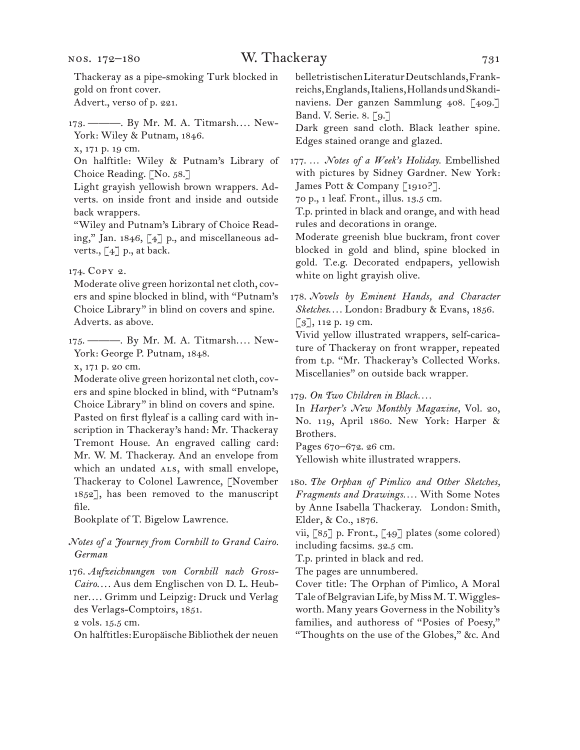Thackeray as a pipe-smoking Turk blocked in gold on front cover.
Advert., verso of p. 221.

173. ———. By Mr. M. A. Titmarsh.... New-York: Wiley & Putnam, 1846.
x, 171 p. 19 cm.
On halftitle: Wiley & Putnam's Library of Choice Reading. [No. 58.]
Light grayish yellowish brown wrappers. Adverts. on inside front and inside and outside back wrappers.
"Wiley and Putnam's Library of Choice Reading," Jan. 1846, [4] p., and miscellaneous adverts., [4] p., at back.

174. Copy 2.
Moderate olive green horizontal net cloth, covers and spine blocked in blind, with "Putnam's Choice Library" in blind on covers and spine.
Adverts. as above.

175. ———. By Mr. M. A. Titmarsh.... New-York: George P. Putnam, 1848.
x, 171 p. 20 cm.
Moderate olive green horizontal net cloth, covers and spine blocked in blind, with "Putnam's Choice Library" in blind on covers and spine.
Pasted on first flyleaf is a calling card with inscription in Thackeray's hand: Mr. Thackeray Tremont House. An engraved calling card: Mr. W. M. Thackeray. And an envelope from which an undated ALS, with small envelope, Thackeray to Colonel Lawrence, [November 1852], has been removed to the manuscript file.
Bookplate of T. Bigelow Lawrence.

*Notes of a Journey from Cornhill to Grand Cairo. German*

176. *Aufzeichnungen von Cornhill nach Gross-Cairo....* Aus dem Englischen von D. L. Heubner.... Grimm und Leipzig: Druck und Verlag des Verlags-Comptoirs, 1851.
2 vols. 15.5 cm.
On halftitles: Europäische Bibliothek der neuen belletristischen Literatur Deutschlands, Frankreichs, Englands, Italiens, Hollands und Skandinaviens. Der ganzen Sammlung 408. [409.] Band. V. Serie. 8. [9.]
Dark green sand cloth. Black leather spine. Edges stained orange and glazed.

177. ... *Notes of a Week's Holiday.* Embellished with pictures by Sidney Gardner. New York: James Pott & Company [1910?].
70 p., 1 leaf. Front., illus. 13.5 cm.
T.p. printed in black and orange, and with head rules and decorations in orange.
Moderate greenish blue buckram, front cover blocked in gold and blind, spine blocked in gold. T.e.g. Decorated endpapers, yellowish white on light grayish olive.

178. *Novels by Eminent Hands, and Character Sketches....* London: Bradbury & Evans, 1856.
[3], 112 p. 19 cm.
Vivid yellow illustrated wrappers, self-caricature of Thackeray on front wrapper, repeated from t.p. "Mr. Thackeray's Collected Works. Miscellanies" on outside back wrapper.

179. *On Two Children in Black....*
In *Harper's New Monthly Magazine,* Vol. 20, No. 119, April 1860. New York: Harper & Brothers.
Pages 670–672. 26 cm.
Yellowish white illustrated wrappers.

180. *The Orphan of Pimlico and Other Sketches, Fragments and Drawings....* With Some Notes by Anne Isabella Thackeray. London: Smith, Elder, & Co., 1876.
vii, [85] p. Front., [49] plates (some colored) including facsims. 32.5 cm.
T.p. printed in black and red.
The pages are unnumbered.
Cover title: The Orphan of Pimlico, A Moral Tale of Belgravian Life, by Miss M. T. Wigglesworth. Many years Governess in the Nobility's families, and authoress of "Posies of Poesy," "Thoughts on the use of the Globes," &c. And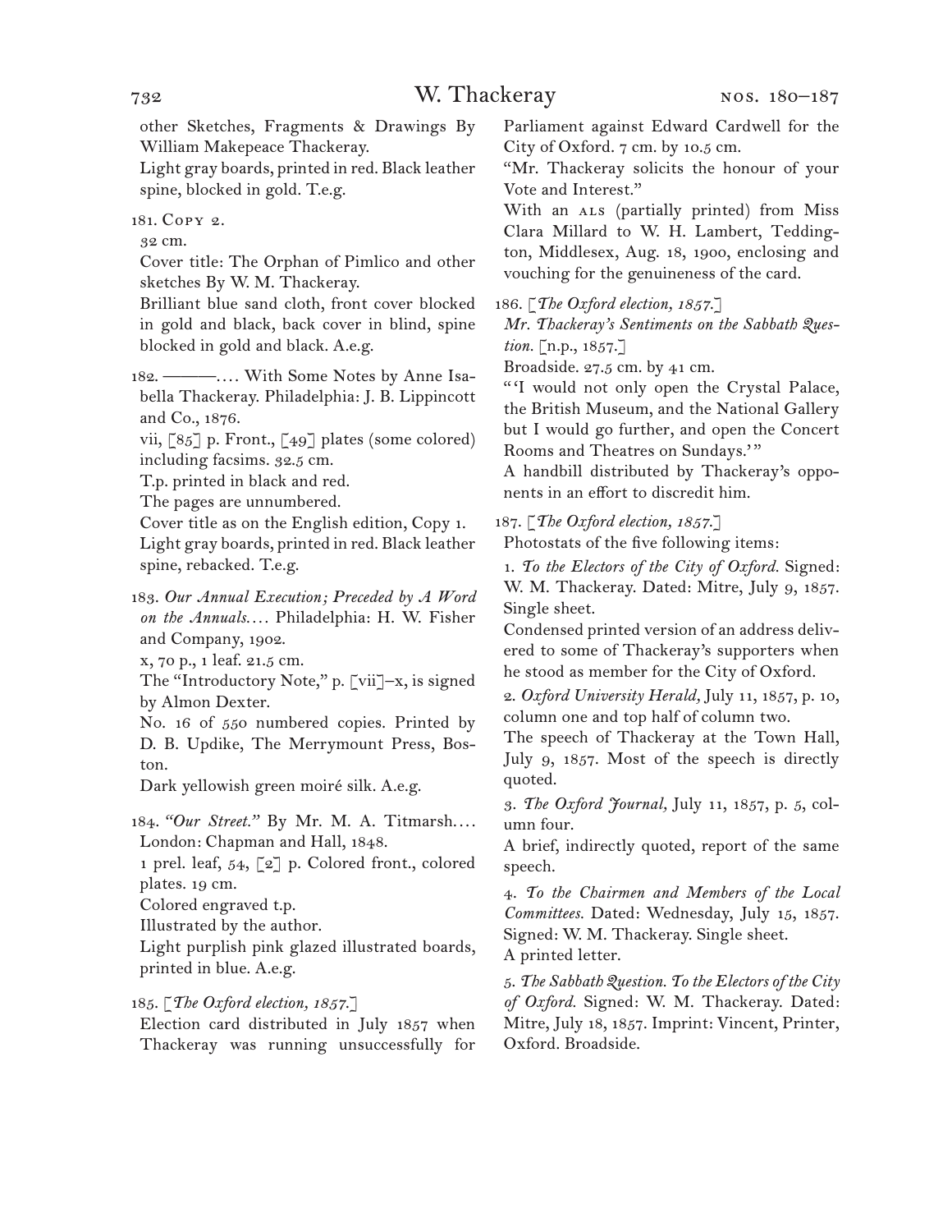other Sketches, Fragments & Drawings By William Makepeace Thackeray.

Light gray boards, printed in red. Black leather spine, blocked in gold. T.e.g.

181. Copy 2.

32 cm.

Cover title: The Orphan of Pimlico and other sketches By W. M. Thackeray.

Brilliant blue sand cloth, front cover blocked in gold and black, back cover in blind, spine blocked in gold and black. A.e.g.

182. ———. . . . With Some Notes by Anne Isabella Thackeray. Philadelphia: J. B. Lippincott and Co., 1876.

vii, [85] p. Front., [49] plates (some colored) including facsims. 32.5 cm.

T.p. printed in black and red.

The pages are unnumbered.

Cover title as on the English edition, Copy 1.

Light gray boards, printed in red. Black leather spine, rebacked. T.e.g.

183. *Our Annual Execution; Preceded by A Word on the Annuals. . . .* Philadelphia: H. W. Fisher and Company, 1902.

x, 70 p., 1 leaf. 21.5 cm.

The "Introductory Note," p. [vii]–x, is signed by Almon Dexter.

No. 16 of 550 numbered copies. Printed by D. B. Updike, The Merrymount Press, Boston.

Dark yellowish green moiré silk. A.e.g.

184. *"Our Street."* By Mr. M. A. Titmarsh. . . . London: Chapman and Hall, 1848.

1 prel. leaf, 54, [2] p. Colored front., colored plates. 19 cm.

Colored engraved t.p.

Illustrated by the author.

Light purplish pink glazed illustrated boards, printed in blue. A.e.g.

185. [*The Oxford election, 1857.*]

Election card distributed in July 1857 when Thackeray was running unsuccessfully for Parliament against Edward Cardwell for the City of Oxford. 7 cm. by 10.5 cm.

"Mr. Thackeray solicits the honour of your Vote and Interest."

With an ALS (partially printed) from Miss Clara Millard to W. H. Lambert, Teddington, Middlesex, Aug. 18, 1900, enclosing and vouching for the genuineness of the card.

186. [*The Oxford election, 1857.*]

*Mr. Thackeray's Sentiments on the Sabbath Question.* [n.p., 1857.]

Broadside. 27.5 cm. by 41 cm.

"'I would not only open the Crystal Palace, the British Museum, and the National Gallery but I would go further, and open the Concert Rooms and Theatres on Sundays.'"

A handbill distributed by Thackeray's opponents in an effort to discredit him.

187. [*The Oxford election, 1857.*]

Photostats of the five following items:

1. *To the Electors of the City of Oxford.* Signed: W. M. Thackeray. Dated: Mitre, July 9, 1857. Single sheet.

Condensed printed version of an address delivered to some of Thackeray's supporters when he stood as member for the City of Oxford.

2. *Oxford University Herald,* July 11, 1857, p. 10, column one and top half of column two.

The speech of Thackeray at the Town Hall, July 9, 1857. Most of the speech is directly quoted.

3. *The Oxford Journal,* July 11, 1857, p. 5, column four.

A brief, indirectly quoted, report of the same speech.

4. *To the Chairmen and Members of the Local Committees.* Dated: Wednesday, July 15, 1857. Signed: W. M. Thackeray. Single sheet.

A printed letter.

5. *The Sabbath Question. To the Electors of the City of Oxford.* Signed: W. M. Thackeray. Dated: Mitre, July 18, 1857. Imprint: Vincent, Printer, Oxford. Broadside.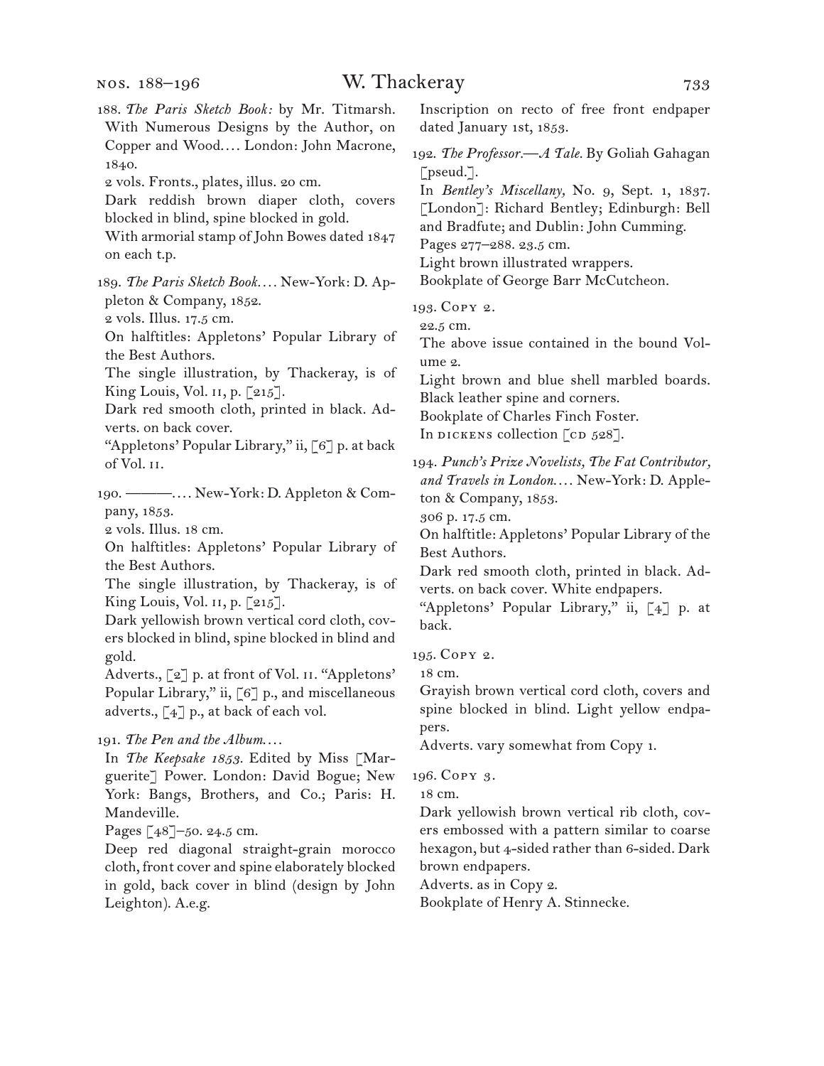188. *The Paris Sketch Book:* by Mr. Titmarsh. With Numerous Designs by the Author, on Copper and Wood.... London: John Macrone, 1840.
2 vols. Fronts., plates, illus. 20 cm.
Dark reddish brown diaper cloth, covers blocked in blind, spine blocked in gold.
With armorial stamp of John Bowes dated 1847 on each t.p.

189. *The Paris Sketch Book....* New-York: D. Appleton & Company, 1852.
2 vols. Illus. 17.5 cm.
On halftitles: Appletons' Popular Library of the Best Authors.
The single illustration, by Thackeray, is of King Louis, Vol. II, p. [215].
Dark red smooth cloth, printed in black. Adverts. on back cover.
"Appletons' Popular Library," ii, [6] p. at back of Vol. II.

190. ———.... New-York: D. Appleton & Company, 1853.
2 vols. Illus. 18 cm.
On halftitles: Appletons' Popular Library of the Best Authors.
The single illustration, by Thackeray, is of King Louis, Vol. II, p. [215].
Dark yellowish brown vertical cord cloth, covers blocked in blind, spine blocked in blind and gold.
Adverts., [2] p. at front of Vol. II. "Appletons' Popular Library," ii, [6] p., and miscellaneous adverts., [4] p., at back of each vol.

191. *The Pen and the Album....*
In *The Keepsake 1853.* Edited by Miss [Marguerite] Power. London: David Bogue; New York: Bangs, Brothers, and Co.; Paris: H. Mandeville.
Pages [48]–50. 24.5 cm.
Deep red diagonal straight-grain morocco cloth, front cover and spine elaborately blocked in gold, back cover in blind (design by John Leighton). A.e.g.
Inscription on recto of free front endpaper dated January 1st, 1853.

192. *The Professor.—A Tale.* By Goliah Gahagan [pseud.].
In *Bentley's Miscellany,* No. 9, Sept. 1, 1837. [London]: Richard Bentley; Edinburgh: Bell and Bradfute; and Dublin: John Cumming.
Pages 277–288. 23.5 cm.
Light brown illustrated wrappers.
Bookplate of George Barr McCutcheon.

193. Copy 2.
22.5 cm.
The above issue contained in the bound Volume 2.
Light brown and blue shell marbled boards. Black leather spine and corners.
Bookplate of Charles Finch Foster.
In DICKENS collection [CD 528].

194. *Punch's Prize Novelists, The Fat Contributor, and Travels in London....* New-York: D. Appleton & Company, 1853.
306 p. 17.5 cm.
On halftitle: Appletons' Popular Library of the Best Authors.
Dark red smooth cloth, printed in black. Adverts. on back cover. White endpapers.
"Appletons' Popular Library," ii, [4] p. at back.

195. Copy 2.
18 cm.
Grayish brown vertical cord cloth, covers and spine blocked in blind. Light yellow endpapers.
Adverts. vary somewhat from Copy 1.

196. Copy 3.
18 cm.
Dark yellowish brown vertical rib cloth, covers embossed with a pattern similar to coarse hexagon, but 4-sided rather than 6-sided. Dark brown endpapers.
Adverts. as in Copy 2.
Bookplate of Henry A. Stinnecke.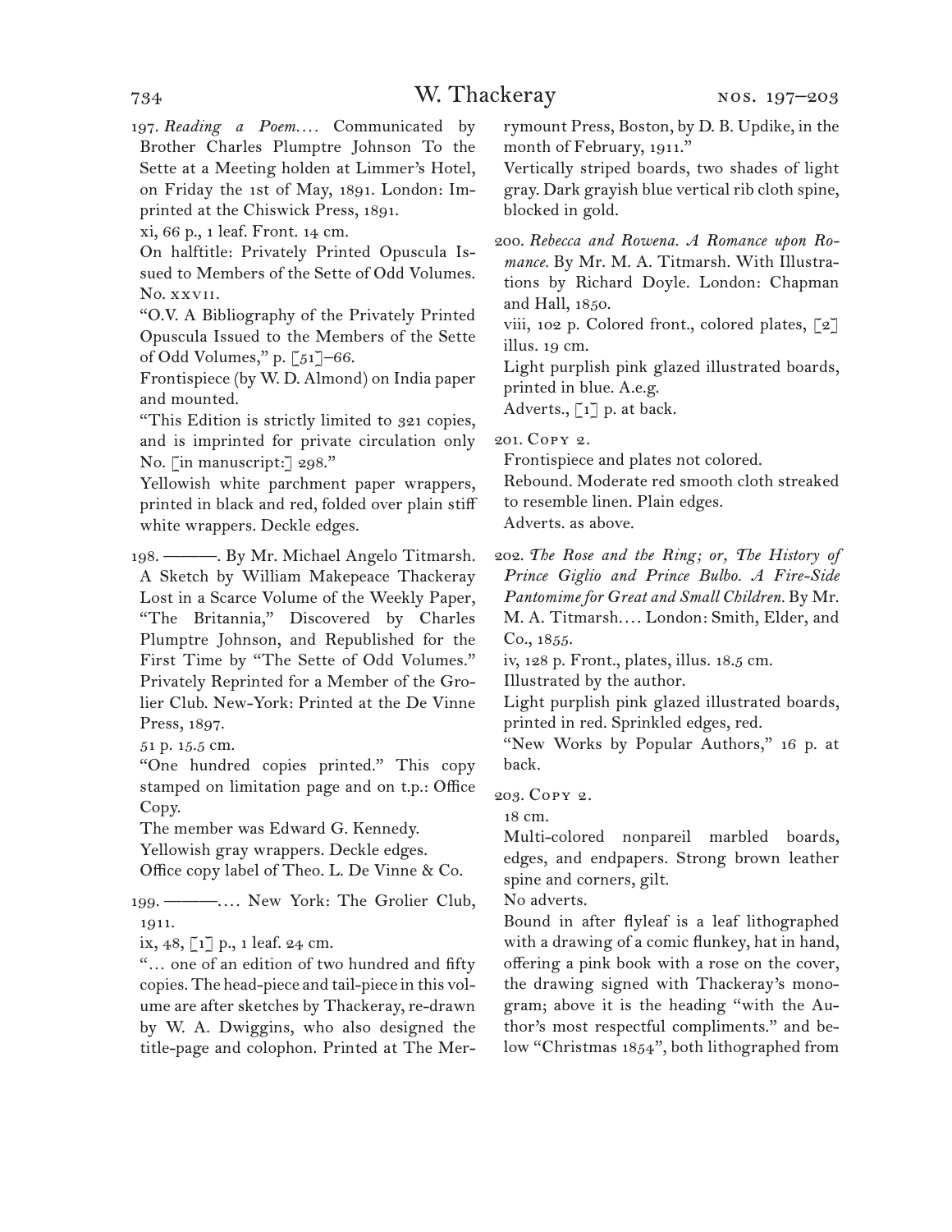197. *Reading a Poem*.... Communicated by Brother Charles Plumptre Johnson To the Sette at a Meeting holden at Limmer's Hotel, on Friday the 1st of May, 1891. London: Imprinted at the Chiswick Press, 1891.

xi, 66 p., 1 leaf. Front. 14 cm.

On halftitle: Privately Printed Opuscula Issued to Members of the Sette of Odd Volumes. No. xxvii.

"O.V. A Bibliography of the Privately Printed Opuscula Issued to the Members of the Sette of Odd Volumes," p. [51]–66.

Frontispiece (by W. D. Almond) on India paper and mounted.

"This Edition is strictly limited to 321 copies, and is imprinted for private circulation only No. [in manuscript:] 298."

Yellowish white parchment paper wrappers, printed in black and red, folded over plain stiff white wrappers. Deckle edges.

198. ———. By Mr. Michael Angelo Titmarsh. A Sketch by William Makepeace Thackeray Lost in a Scarce Volume of the Weekly Paper, "The Britannia," Discovered by Charles Plumptre Johnson, and Republished for the First Time by "The Sette of Odd Volumes." Privately Reprinted for a Member of the Grolier Club. New-York: Printed at the De Vinne Press, 1897.

51 p. 15.5 cm.

"One hundred copies printed." This copy stamped on limitation page and on t.p.: Office Copy.

The member was Edward G. Kennedy.

Yellowish gray wrappers. Deckle edges.

Office copy label of Theo. L. De Vinne & Co.

199. ———.... New York: The Grolier Club, 1911.

ix, 48, [1] p., 1 leaf. 24 cm.

"... one of an edition of two hundred and fifty copies. The head-piece and tail-piece in this volume are after sketches by Thackeray, re-drawn by W. A. Dwiggins, who also designed the title-page and colophon. Printed at The Merrymount Press, Boston, by D. B. Updike, in the month of February, 1911."

Vertically striped boards, two shades of light gray. Dark grayish blue vertical rib cloth spine, blocked in gold.

200. *Rebecca and Rowena. A Romance upon Romance.* By Mr. M. A. Titmarsh. With Illustrations by Richard Doyle. London: Chapman and Hall, 1850.

viii, 102 p. Colored front., colored plates, [2] illus. 19 cm.

Light purplish pink glazed illustrated boards, printed in blue. A.e.g.

Adverts., [1] p. at back.

201. Copy 2.

Frontispiece and plates not colored.

Rebound. Moderate red smooth cloth streaked to resemble linen. Plain edges.

Adverts. as above.

202. *The Rose and the Ring; or, The History of Prince Giglio and Prince Bulbo. A Fire-Side Pantomime for Great and Small Children.* By Mr. M. A. Titmarsh.... London: Smith, Elder, and Co., 1855.

iv, 128 p. Front., plates, illus. 18.5 cm.

Illustrated by the author.

Light purplish pink glazed illustrated boards, printed in red. Sprinkled edges, red.

"New Works by Popular Authors," 16 p. at back.

203. Copy 2.

18 cm.

Multi-colored nonpareil marbled boards, edges, and endpapers. Strong brown leather spine and corners, gilt.

No adverts.

Bound in after flyleaf is a leaf lithographed with a drawing of a comic flunkey, hat in hand, offering a pink book with a rose on the cover, the drawing signed with Thackeray's monogram; above it is the heading "with the Author's most respectful compliments." and below "Christmas 1854", both lithographed from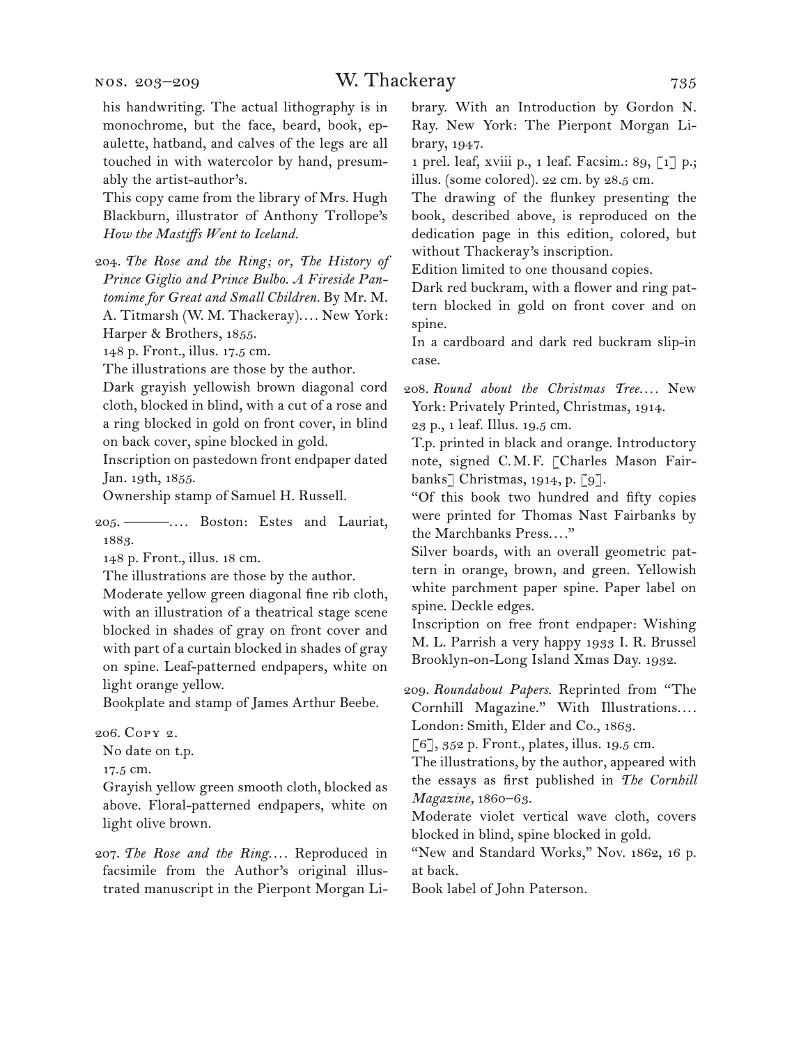his handwriting. The actual lithography is in monochrome, but the face, beard, book, epaulette, hatband, and calves of the legs are all touched in with watercolor by hand, presumably the artist-author's.

This copy came from the library of Mrs. Hugh Blackburn, illustrator of Anthony Trollope's *How the Mastiffs Went to Iceland.*

204. *The Rose and the Ring; or, The History of Prince Giglio and Prince Bulbo. A Fireside Pantomime for Great and Small Children.* By Mr. M. A. Titmarsh (W. M. Thackeray).… New York: Harper & Brothers, 1855.

148 p. Front., illus. 17.5 cm.

The illustrations are those by the author.

Dark grayish yellowish brown diagonal cord cloth, blocked in blind, with a cut of a rose and a ring blocked in gold on front cover, in blind on back cover, spine blocked in gold.

Inscription on pastedown front endpaper dated Jan. 19th, 1855.

Ownership stamp of Samuel H. Russell.

205. ———.… Boston: Estes and Lauriat, 1883.

148 p. Front., illus. 18 cm.

The illustrations are those by the author.

Moderate yellow green diagonal fine rib cloth, with an illustration of a theatrical stage scene blocked in shades of gray on front cover and with part of a curtain blocked in shades of gray on spine. Leaf-patterned endpapers, white on light orange yellow.

Bookplate and stamp of James Arthur Beebe.

206. Copy 2.

No date on t.p.

17.5 cm.

Grayish yellow green smooth cloth, blocked as above. Floral-patterned endpapers, white on light olive brown.

207. *The Rose and the Ring.*… Reproduced in facsimile from the Author's original illustrated manuscript in the Pierpont Morgan Library. With an Introduction by Gordon N. Ray. New York: The Pierpont Morgan Library, 1947.

1 prel. leaf, xviii p., 1 leaf. Facsim.: 89, [1] p.; illus. (some colored). 22 cm. by 28.5 cm.

The drawing of the flunkey presenting the book, described above, is reproduced on the dedication page in this edition, colored, but without Thackeray's inscription.

Edition limited to one thousand copies.

Dark red buckram, with a flower and ring pattern blocked in gold on front cover and on spine.

In a cardboard and dark red buckram slip-in case.

208. *Round about the Christmas Tree.*… New York: Privately Printed, Christmas, 1914.

23 p., 1 leaf. Illus. 19.5 cm.

T.p. printed in black and orange. Introductory note, signed C.M.F. [Charles Mason Fairbanks] Christmas, 1914, p. [9].

"Of this book two hundred and fifty copies were printed for Thomas Nast Fairbanks by the Marchbanks Press.…"

Silver boards, with an overall geometric pattern in orange, brown, and green. Yellowish white parchment paper spine. Paper label on spine. Deckle edges.

Inscription on free front endpaper: Wishing M. L. Parrish a very happy 1933 I. R. Brussel Brooklyn-on-Long Island Xmas Day. 1932.

209. *Roundabout Papers.* Reprinted from "The Cornhill Magazine." With Illustrations.… London: Smith, Elder and Co., 1863.

[6], 352 p. Front., plates, illus. 19.5 cm.

The illustrations, by the author, appeared with the essays as first published in *The Cornhill Magazine,* 1860–63.

Moderate violet vertical wave cloth, covers blocked in blind, spine blocked in gold.

"New and Standard Works," Nov. 1862, 16 p. at back.

Book label of John Paterson.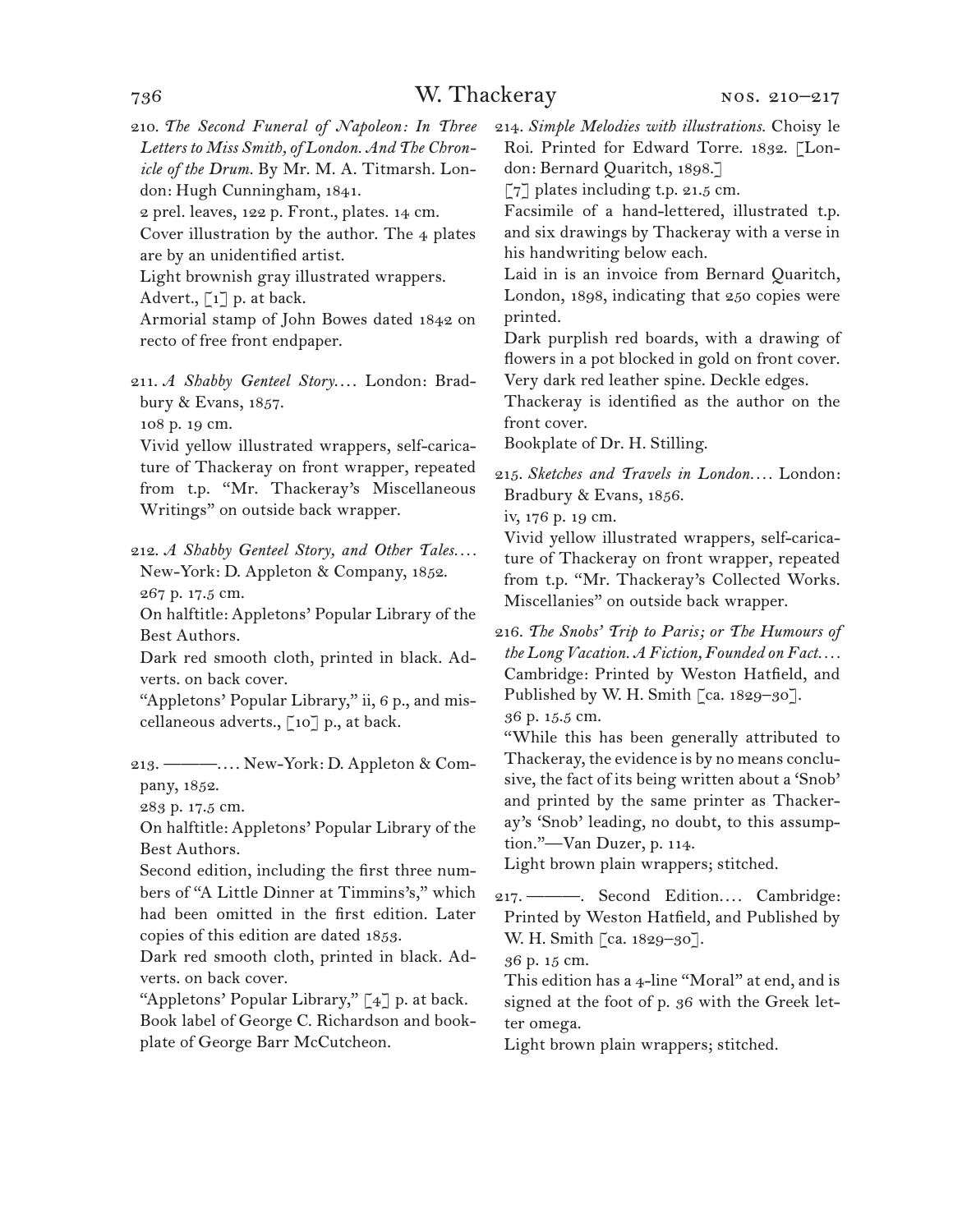210. *The Second Funeral of Napoleon: In Three Letters to Miss Smith, of London. And The Chronicle of the Drum.* By Mr. M. A. Titmarsh. London: Hugh Cunningham, 1841.
2 prel. leaves, 122 p. Front., plates. 14 cm.
Cover illustration by the author. The 4 plates are by an unidentified artist.
Light brownish gray illustrated wrappers.
Advert., [1] p. at back.
Armorial stamp of John Bowes dated 1842 on recto of free front endpaper.

211. *A Shabby Genteel Story.*... London: Bradbury & Evans, 1857.
108 p. 19 cm.
Vivid yellow illustrated wrappers, self-caricature of Thackeray on front wrapper, repeated from t.p. "Mr. Thackeray's Miscellaneous Writings" on outside back wrapper.

212. *A Shabby Genteel Story, and Other Tales.*... New-York: D. Appleton & Company, 1852.
267 p. 17.5 cm.
On halftitle: Appletons' Popular Library of the Best Authors.
Dark red smooth cloth, printed in black. Adverts. on back cover.
"Appletons' Popular Library," ii, 6 p., and miscellaneous adverts., [10] p., at back.

213. ———.... New-York: D. Appleton & Company, 1852.
283 p. 17.5 cm.
On halftitle: Appletons' Popular Library of the Best Authors.
Second edition, including the first three numbers of "A Little Dinner at Timmins's," which had been omitted in the first edition. Later copies of this edition are dated 1853.
Dark red smooth cloth, printed in black. Adverts. on back cover.
"Appletons' Popular Library," [4] p. at back.
Book label of George C. Richardson and bookplate of George Barr McCutcheon.

214. *Simple Melodies with illustrations.* Choisy le Roi. Printed for Edward Torre. 1832. [London: Bernard Quaritch, 1898.]
[7] plates including t.p. 21.5 cm.
Facsimile of a hand-lettered, illustrated t.p. and six drawings by Thackeray with a verse in his handwriting below each.
Laid in is an invoice from Bernard Quaritch, London, 1898, indicating that 250 copies were printed.
Dark purplish red boards, with a drawing of flowers in a pot blocked in gold on front cover. Very dark red leather spine. Deckle edges.
Thackeray is identified as the author on the front cover.
Bookplate of Dr. H. Stilling.

215. *Sketches and Travels in London.*... London: Bradbury & Evans, 1856.
iv, 176 p. 19 cm.
Vivid yellow illustrated wrappers, self-caricature of Thackeray on front wrapper, repeated from t.p. "Mr. Thackeray's Collected Works. Miscellanies" on outside back wrapper.

216. *The Snobs' Trip to Paris; or The Humours of the Long Vacation. A Fiction, Founded on Fact.*... Cambridge: Printed by Weston Hatfield, and Published by W. H. Smith [ca. 1829–30].
36 p. 15.5 cm.
"While this has been generally attributed to Thackeray, the evidence is by no means conclusive, the fact of its being written about a 'Snob' and printed by the same printer as Thackeray's 'Snob' leading, no doubt, to this assumption."—Van Duzer, p. 114.
Light brown plain wrappers; stitched.

217. ———. Second Edition.... Cambridge: Printed by Weston Hatfield, and Published by W. H. Smith [ca. 1829–30].
36 p. 15 cm.
This edition has a 4-line "Moral" at end, and is signed at the foot of p. 36 with the Greek letter omega.
Light brown plain wrappers; stitched.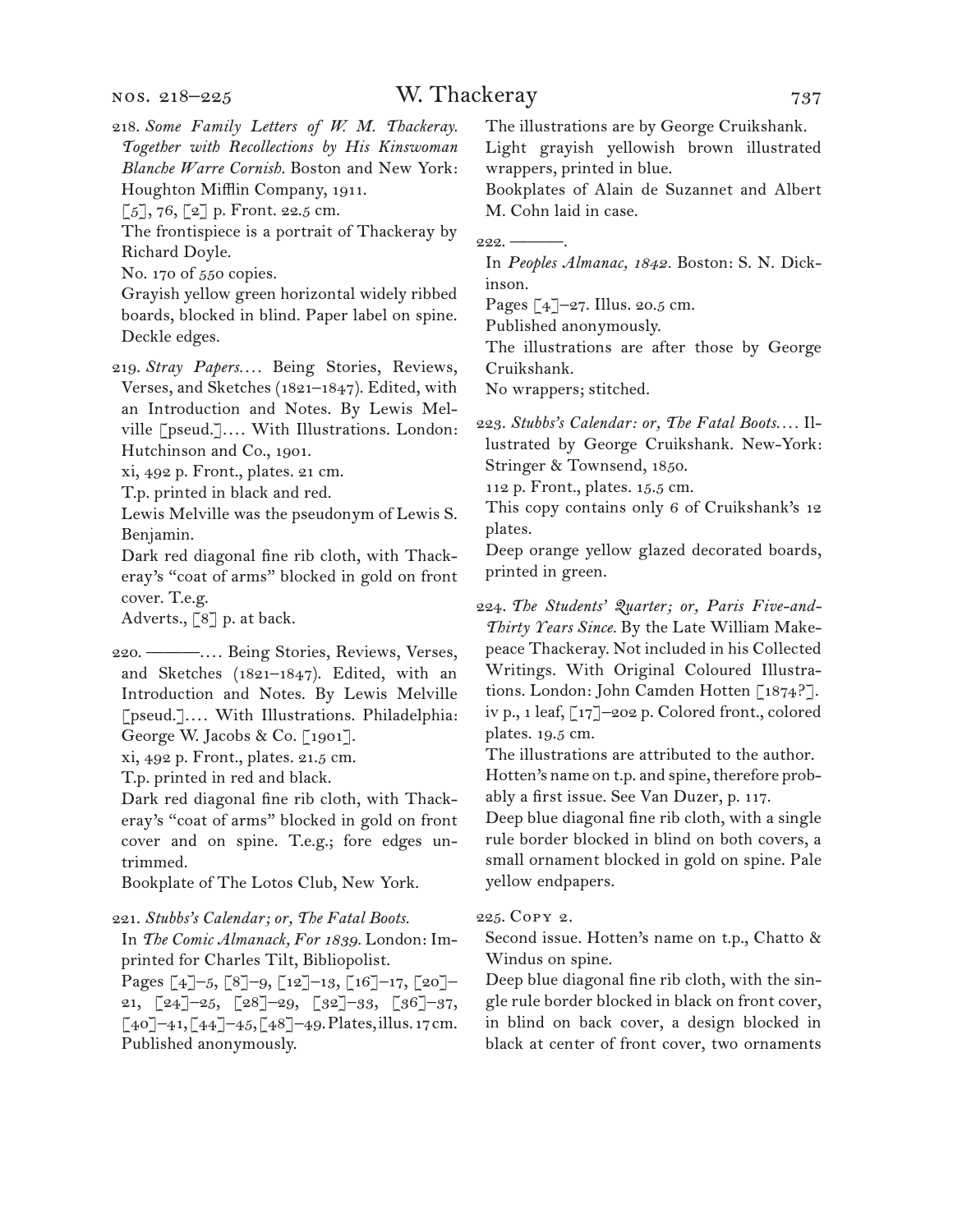218. *Some Family Letters of W. M. Thackeray. Together with Recollections by His Kinswoman Blanche Warre Cornish.* Boston and New York: Houghton Mifflin Company, 1911.
[5], 76, [2] p. Front. 22.5 cm.
The frontispiece is a portrait of Thackeray by Richard Doyle.
No. 170 of 550 copies.
Grayish yellow green horizontal widely ribbed boards, blocked in blind. Paper label on spine. Deckle edges.

219. *Stray Papers*.... Being Stories, Reviews, Verses, and Sketches (1821–1847). Edited, with an Introduction and Notes. By Lewis Melville [pseud.].... With Illustrations. London: Hutchinson and Co., 1901.
xi, 492 p. Front., plates. 21 cm.
T.p. printed in black and red.
Lewis Melville was the pseudonym of Lewis S. Benjamin.
Dark red diagonal fine rib cloth, with Thackeray's "coat of arms" blocked in gold on front cover. T.e.g.
Adverts., [8] p. at back.

220. ———.... Being Stories, Reviews, Verses, and Sketches (1821–1847). Edited, with an Introduction and Notes. By Lewis Melville [pseud.].... With Illustrations. Philadelphia: George W. Jacobs & Co. [1901].
xi, 492 p. Front., plates. 21.5 cm.
T.p. printed in red and black.
Dark red diagonal fine rib cloth, with Thackeray's "coat of arms" blocked in gold on front cover and on spine. T.e.g.; fore edges untrimmed.
Bookplate of The Lotos Club, New York.

221. *Stubbs's Calendar; or, The Fatal Boots.*
In *The Comic Almanack, For 1839.* London: Imprinted for Charles Tilt, Bibliopolist.
Pages [4]–5, [8]–9, [12]–13, [16]–17, [20]–21, [24]–25, [28]–29, [32]–33, [36]–37, [40]–41, [44]–45, [48]–49. Plates, illus. 17 cm.
Published anonymously.
The illustrations are by George Cruikshank.
Light grayish yellowish brown illustrated wrappers, printed in blue.
Bookplates of Alain de Suzannet and Albert M. Cohn laid in case.

222. ———.
In *Peoples Almanac, 1842.* Boston: S. N. Dickinson.
Pages [4]–27. Illus. 20.5 cm.
Published anonymously.
The illustrations are after those by George Cruikshank.
No wrappers; stitched.

223. *Stubbs's Calendar: or, The Fatal Boots*.... Illustrated by George Cruikshank. New-York: Stringer & Townsend, 1850.
112 p. Front., plates. 15.5 cm.
This copy contains only 6 of Cruikshank's 12 plates.
Deep orange yellow glazed decorated boards, printed in green.

224. *The Students' Quarter; or, Paris Five-and-Thirty Years Since.* By the Late William Makepeace Thackeray. Not included in his Collected Writings. With Original Coloured Illustrations. London: John Camden Hotten [1874?].
iv p., 1 leaf, [17]–202 p. Colored front., colored plates. 19.5 cm.
The illustrations are attributed to the author.
Hotten's name on t.p. and spine, therefore probably a first issue. See Van Duzer, p. 117.
Deep blue diagonal fine rib cloth, with a single rule border blocked in blind on both covers, a small ornament blocked in gold on spine. Pale yellow endpapers.

225. Copy 2.
Second issue. Hotten's name on t.p., Chatto & Windus on spine.
Deep blue diagonal fine rib cloth, with the single rule border blocked in black on front cover, in blind on back cover, a design blocked in black at center of front cover, two ornaments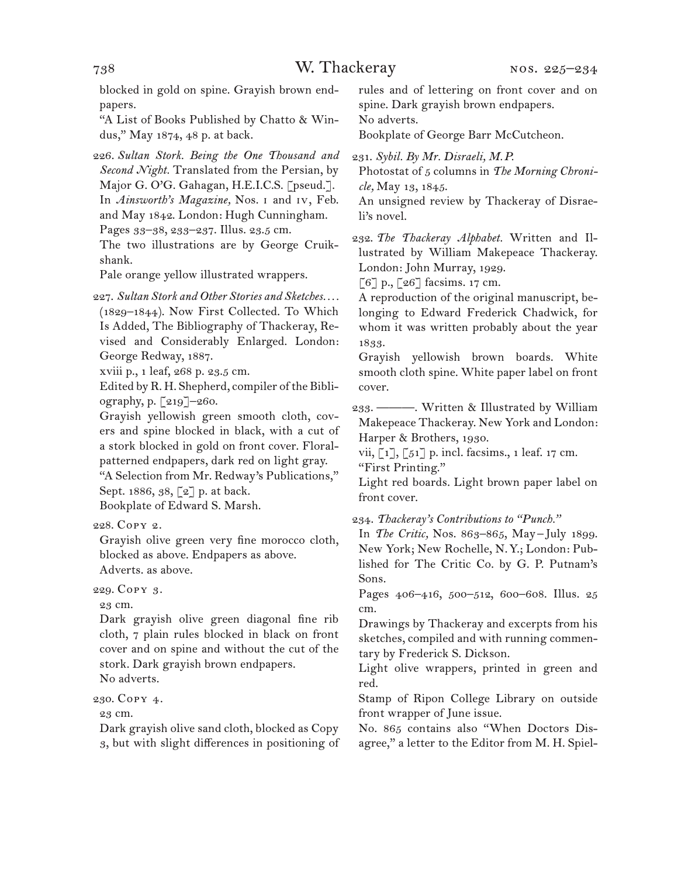blocked in gold on spine. Grayish brown endpapers.

"A List of Books Published by Chatto & Windus," May 1874, 48 p. at back.

226. *Sultan Stork. Being the One Thousand and Second Night.* Translated from the Persian, by Major G. O'G. Gahagan, H.E.I.C.S. [pseud.]. In *Ainsworth's Magazine,* Nos. I and IV, Feb. and May 1842. London: Hugh Cunningham.
Pages 33–38, 233–237. Illus. 23.5 cm.
The two illustrations are by George Cruikshank.
Pale orange yellow illustrated wrappers.

227. *Sultan Stork and Other Stories and Sketches. . . .* (1829–1844). Now First Collected. To Which Is Added, The Bibliography of Thackeray, Revised and Considerably Enlarged. London: George Redway, 1887.
xviii p., 1 leaf, 268 p. 23.5 cm.
Edited by R. H. Shepherd, compiler of the Bibliography, p. [219]–260.
Grayish yellowish green smooth cloth, covers and spine blocked in black, with a cut of a stork blocked in gold on front cover. Floral-patterned endpapers, dark red on light gray.
"A Selection from Mr. Redway's Publications," Sept. 1886, 38, [2] p. at back.
Bookplate of Edward S. Marsh.

228. Copy 2.
Grayish olive green very fine morocco cloth, blocked as above. Endpapers as above.
Adverts. as above.

229. Copy 3.
23 cm.
Dark grayish olive green diagonal fine rib cloth, 7 plain rules blocked in black on front cover and on spine and without the cut of the stork. Dark grayish brown endpapers.
No adverts.

230. Copy 4.
23 cm.
Dark grayish olive sand cloth, blocked as Copy 3, but with slight differences in positioning of rules and of lettering on front cover and on spine. Dark grayish brown endpapers.
No adverts.
Bookplate of George Barr McCutcheon.

231. *Sybil. By Mr. Disraeli, M.P.*
Photostat of 5 columns in *The Morning Chronicle,* May 13, 1845.
An unsigned review by Thackeray of Disraeli's novel.

232. *The Thackeray Alphabet.* Written and Illustrated by William Makepeace Thackeray. London: John Murray, 1929.
[6] p., [26] facsims. 17 cm.
A reproduction of the original manuscript, belonging to Edward Frederick Chadwick, for whom it was written probably about the year 1833.
Grayish yellowish brown boards. White smooth cloth spine. White paper label on front cover.

233. ———. Written & Illustrated by William Makepeace Thackeray. New York and London: Harper & Brothers, 1930.
vii, [1], [51] p. incl. facsims., 1 leaf. 17 cm.
"First Printing."
Light red boards. Light brown paper label on front cover.

234. *Thackeray's Contributions to "Punch."*
In *The Critic,* Nos. 863–865, May–July 1899. New York; New Rochelle, N. Y.; London: Published for The Critic Co. by G. P. Putnam's Sons.
Pages 406–416, 500–512, 600–608. Illus. 25 cm.
Drawings by Thackeray and excerpts from his sketches, compiled and with running commentary by Frederick S. Dickson.
Light olive wrappers, printed in green and red.
Stamp of Ripon College Library on outside front wrapper of June issue.
No. 865 contains also "When Doctors Disagree," a letter to the Editor from M. H. Spiel-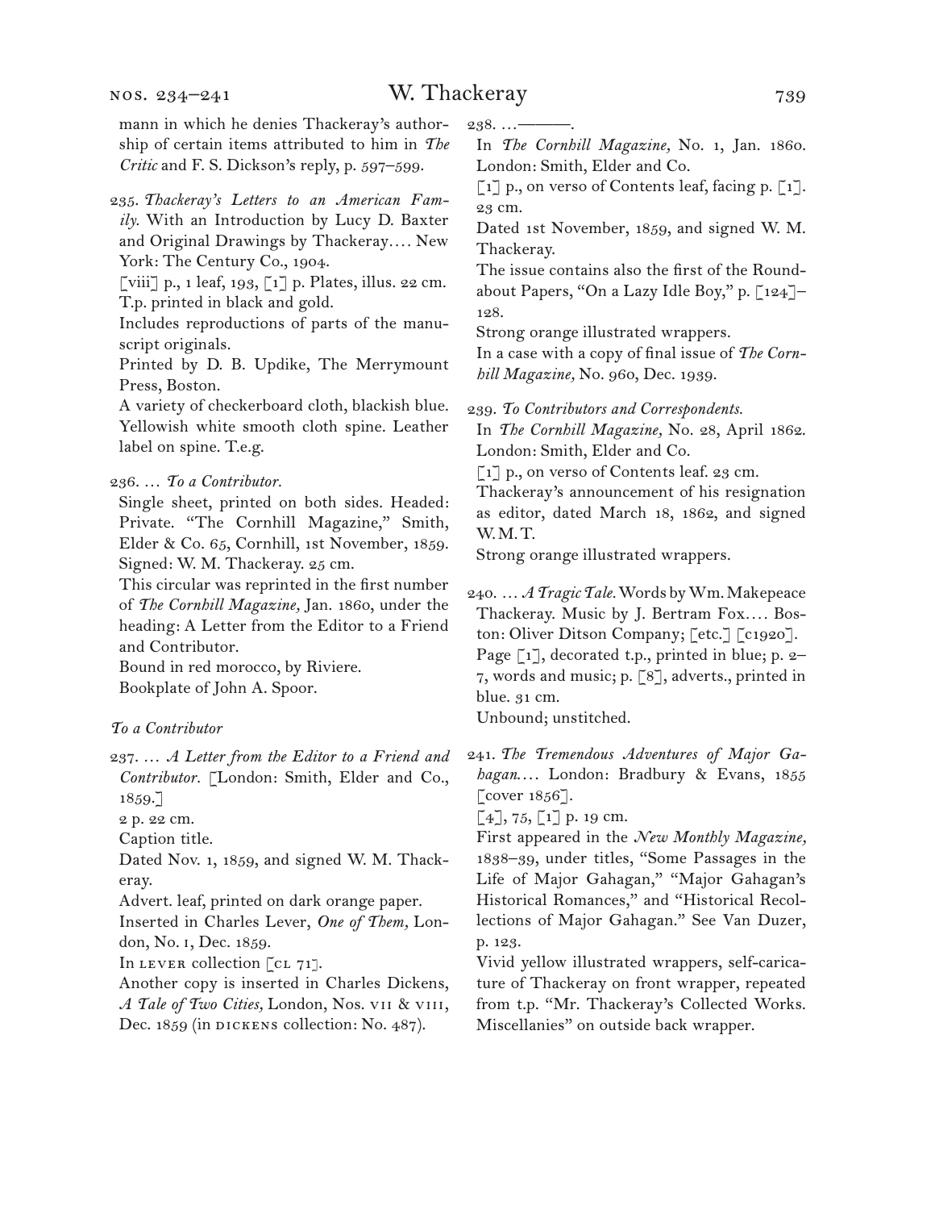mann in which he denies Thackeray's authorship of certain items attributed to him in *The Critic* and F. S. Dickson's reply, p. 597–599.

235. *Thackeray's Letters to an American Family.* With an Introduction by Lucy D. Baxter and Original Drawings by Thackeray.... New York: The Century Co., 1904.
[viii] p., 1 leaf, 193, [1] p. Plates, illus. 22 cm.
T.p. printed in black and gold.
Includes reproductions of parts of the manuscript originals.
Printed by D. B. Updike, The Merrymount Press, Boston.
A variety of checkerboard cloth, blackish blue. Yellowish white smooth cloth spine. Leather label on spine. T.e.g.

236. ... *To a Contributor.*
Single sheet, printed on both sides. Headed: Private. "The Cornhill Magazine," Smith, Elder & Co. 65, Cornhill, 1st November, 1859. Signed: W. M. Thackeray. 25 cm.
This circular was reprinted in the first number of *The Cornhill Magazine,* Jan. 1860, under the heading: A Letter from the Editor to a Friend and Contributor.
Bound in red morocco, by Riviere.
Bookplate of John A. Spoor.

*To a Contributor*

237. ... *A Letter from the Editor to a Friend and Contributor.* [London: Smith, Elder and Co., 1859.]
2 p. 22 cm.
Caption title.
Dated Nov. 1, 1859, and signed W. M. Thackeray.
Advert. leaf, printed on dark orange paper.
Inserted in Charles Lever, *One of Them,* London, No. i, Dec. 1859.
In Lever collection [CL 71].
Another copy is inserted in Charles Dickens, *A Tale of Two Cities,* London, Nos. vii & viii, Dec. 1859 (in Dickens collection: No. 487).

238. ...———.
In *The Cornhill Magazine,* No. 1, Jan. 1860. London: Smith, Elder and Co.
[1] p., on verso of Contents leaf, facing p. [1]. 23 cm.
Dated 1st November, 1859, and signed W. M. Thackeray.
The issue contains also the first of the Roundabout Papers, "On a Lazy Idle Boy," p. [124]–128.
Strong orange illustrated wrappers.
In a case with a copy of final issue of *The Cornhill Magazine,* No. 960, Dec. 1939.

239. *To Contributors and Correspondents.*
In *The Cornhill Magazine,* No. 28, April 1862. London: Smith, Elder and Co.
[1] p., on verso of Contents leaf. 23 cm.
Thackeray's announcement of his resignation as editor, dated March 18, 1862, and signed W. M. T.
Strong orange illustrated wrappers.

240. ... *A Tragic Tale.* Words by Wm. Makepeace Thackeray. Music by J. Bertram Fox.... Boston: Oliver Ditson Company; [etc.] [c1920].
Page [1], decorated t.p., printed in blue; p. 2–7, words and music; p. [8], adverts., printed in blue. 31 cm.
Unbound; unstitched.

241. *The Tremendous Adventures of Major Gahagan....* London: Bradbury & Evans, 1855 [cover 1856].
[4], 75, [1] p. 19 cm.
First appeared in the *New Monthly Magazine,* 1838–39, under titles, "Some Passages in the Life of Major Gahagan," "Major Gahagan's Historical Romances," and "Historical Recollections of Major Gahagan." See Van Duzer, p. 123.
Vivid yellow illustrated wrappers, self-caricature of Thackeray on front wrapper, repeated from t.p. "Mr. Thackeray's Collected Works. Miscellanies" on outside back wrapper.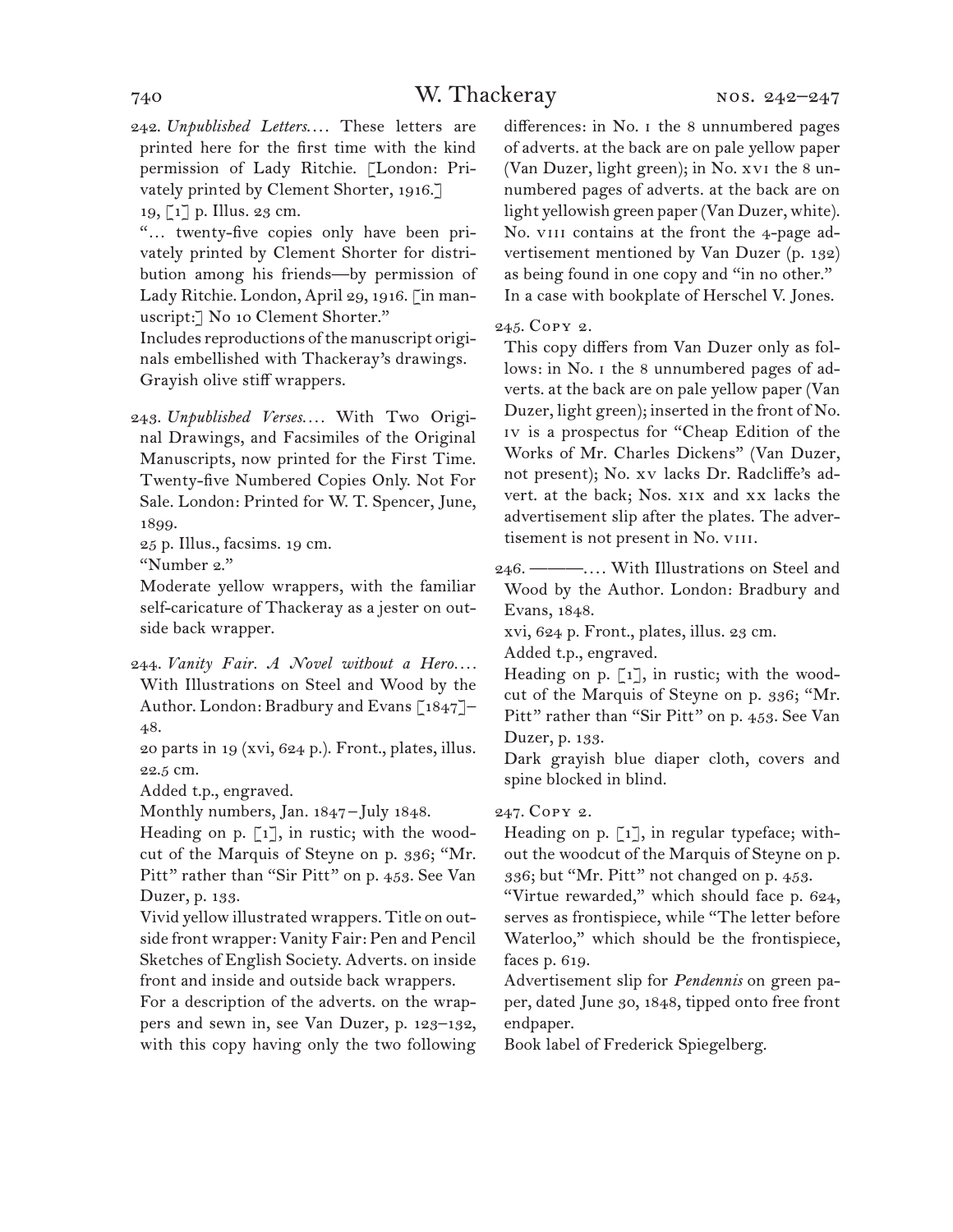242. *Unpublished Letters*.… These letters are printed here for the first time with the kind permission of Lady Ritchie. [London: Privately printed by Clement Shorter, 1916.]
19, [1] p. Illus. 23 cm.
"… twenty-five copies only have been privately printed by Clement Shorter for distribution among his friends—by permission of Lady Ritchie. London, April 29, 1916. [in manuscript:] No 10 Clement Shorter."
Includes reproductions of the manuscript originals embellished with Thackeray's drawings.
Grayish olive stiff wrappers.

243. *Unpublished Verses*.… With Two Original Drawings, and Facsimiles of the Original Manuscripts, now printed for the First Time. Twenty-five Numbered Copies Only. Not For Sale. London: Printed for W. T. Spencer, June, 1899.
25 p. Illus., facsims. 19 cm.
"Number 2."
Moderate yellow wrappers, with the familiar self-caricature of Thackeray as a jester on outside back wrapper.

244. *Vanity Fair. A Novel without a Hero*.… With Illustrations on Steel and Wood by the Author. London: Bradbury and Evans [1847]–48.
20 parts in 19 (xvi, 624 p.). Front., plates, illus. 22.5 cm.
Added t.p., engraved.
Monthly numbers, Jan. 1847 – July 1848.
Heading on p. [1], in rustic; with the woodcut of the Marquis of Steyne on p. 336; "Mr. Pitt" rather than "Sir Pitt" on p. 453. See Van Duzer, p. 133.
Vivid yellow illustrated wrappers. Title on outside front wrapper: Vanity Fair: Pen and Pencil Sketches of English Society. Adverts. on inside front and inside and outside back wrappers.
For a description of the adverts. on the wrappers and sewn in, see Van Duzer, p. 123–132, with this copy having only the two following differences: in No. I the 8 unnumbered pages of adverts. at the back are on pale yellow paper (Van Duzer, light green); in No. XVI the 8 unnumbered pages of adverts. at the back are on light yellowish green paper (Van Duzer, white). No. VIII contains at the front the 4-page advertisement mentioned by Van Duzer (p. 132) as being found in one copy and "in no other."
In a case with bookplate of Herschel V. Jones.

245. Copy 2.
This copy differs from Van Duzer only as follows: in No. I the 8 unnumbered pages of adverts. at the back are on pale yellow paper (Van Duzer, light green); inserted in the front of No. IV is a prospectus for "Cheap Edition of the Works of Mr. Charles Dickens" (Van Duzer, not present); No. XV lacks Dr. Radcliffe's advert. at the back; Nos. XIX and XX lacks the advertisement slip after the plates. The advertisement is not present in No. VIII.

246. ———.… With Illustrations on Steel and Wood by the Author. London: Bradbury and Evans, 1848.
xvi, 624 p. Front., plates, illus. 23 cm.
Added t.p., engraved.
Heading on p. [1], in rustic; with the woodcut of the Marquis of Steyne on p. 336; "Mr. Pitt" rather than "Sir Pitt" on p. 453. See Van Duzer, p. 133.
Dark grayish blue diaper cloth, covers and spine blocked in blind.

247. Copy 2.
Heading on p. [1], in regular typeface; without the woodcut of the Marquis of Steyne on p. 336; but "Mr. Pitt" not changed on p. 453.
"Virtue rewarded," which should face p. 624, serves as frontispiece, while "The letter before Waterloo," which should be the frontispiece, faces p. 619.
Advertisement slip for *Pendennis* on green paper, dated June 30, 1848, tipped onto free front endpaper.
Book label of Frederick Spiegelberg.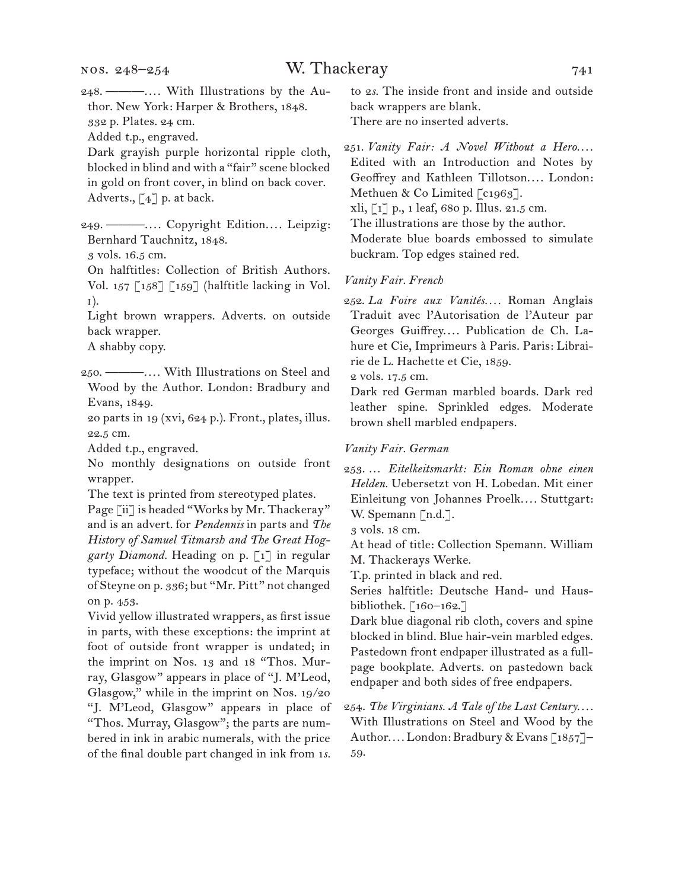248. ———.… With Illustrations by the Author. New York: Harper & Brothers, 1848.
332 p. Plates. 24 cm.
Added t.p., engraved.
Dark grayish purple horizontal ripple cloth, blocked in blind and with a "fair" scene blocked in gold on front cover, in blind on back cover.
Adverts., [4] p. at back.

249. ———.… Copyright Edition.… Leipzig: Bernhard Tauchnitz, 1848.
3 vols. 16.5 cm.
On halftitles: Collection of British Authors. Vol. 157 [158] [159] (halftitle lacking in Vol. 1).
Light brown wrappers. Adverts. on outside back wrapper.
A shabby copy.

250. ———.… With Illustrations on Steel and Wood by the Author. London: Bradbury and Evans, 1849.
20 parts in 19 (xvi, 624 p.). Front., plates, illus. 22.5 cm.
Added t.p., engraved.
No monthly designations on outside front wrapper.
The text is printed from stereotyped plates.
Page [ii] is headed "Works by Mr. Thackeray" and is an advert. for *Pendennis* in parts and *The History of Samuel Titmarsh and The Great Hoggarty Diamond.* Heading on p. [1] in regular typeface; without the woodcut of the Marquis of Steyne on p. 336; but "Mr. Pitt" not changed on p. 453.
Vivid yellow illustrated wrappers, as first issue in parts, with these exceptions: the imprint at foot of outside front wrapper is undated; in the imprint on Nos. 13 and 18 "Thos. Murray, Glasgow" appears in place of "J. M'Leod, Glasgow," while in the imprint on Nos. 19/20 "J. M'Leod, Glasgow" appears in place of "Thos. Murray, Glasgow"; the parts are numbered in ink in arabic numerals, with the price of the final double part changed in ink from 1*s.* to 2*s.* The inside front and inside and outside back wrappers are blank.
There are no inserted adverts.

251. *Vanity Fair: A Novel Without a Hero.…* Edited with an Introduction and Notes by Geoffrey and Kathleen Tillotson.… London: Methuen & Co Limited [c1963].
xli, [1] p., 1 leaf, 680 p. Illus. 21.5 cm.
The illustrations are those by the author.
Moderate blue boards embossed to simulate buckram. Top edges stained red.

*Vanity Fair. French*

252. *La Foire aux Vanités.…* Roman Anglais Traduit avec l'Autorisation de l'Auteur par Georges Guiffrey.… Publication de Ch. Lahure et Cie, Imprimeurs à Paris. Paris: Librairie de L. Hachette et Cie, 1859.
2 vols. 17.5 cm.
Dark red German marbled boards. Dark red leather spine. Sprinkled edges. Moderate brown shell marbled endpapers.

*Vanity Fair. German*

253. … *Eitelkeitsmarkt: Ein Roman ohne einen Helden.* Uebersetzt von H. Lobedan. Mit einer Einleitung von Johannes Proelk.… Stuttgart: W. Spemann [n.d.].
3 vols. 18 cm.
At head of title: Collection Spemann. William M. Thackerays Werke.
T.p. printed in black and red.
Series halftitle: Deutsche Hand- und Hausbibliothek. [160–162.]
Dark blue diagonal rib cloth, covers and spine blocked in blind. Blue hair-vein marbled edges. Pastedown front endpaper illustrated as a full-page bookplate. Adverts. on pastedown back endpaper and both sides of free endpapers.

254. *The Virginians. A Tale of the Last Century.…* With Illustrations on Steel and Wood by the Author.… London: Bradbury & Evans [1857]–59.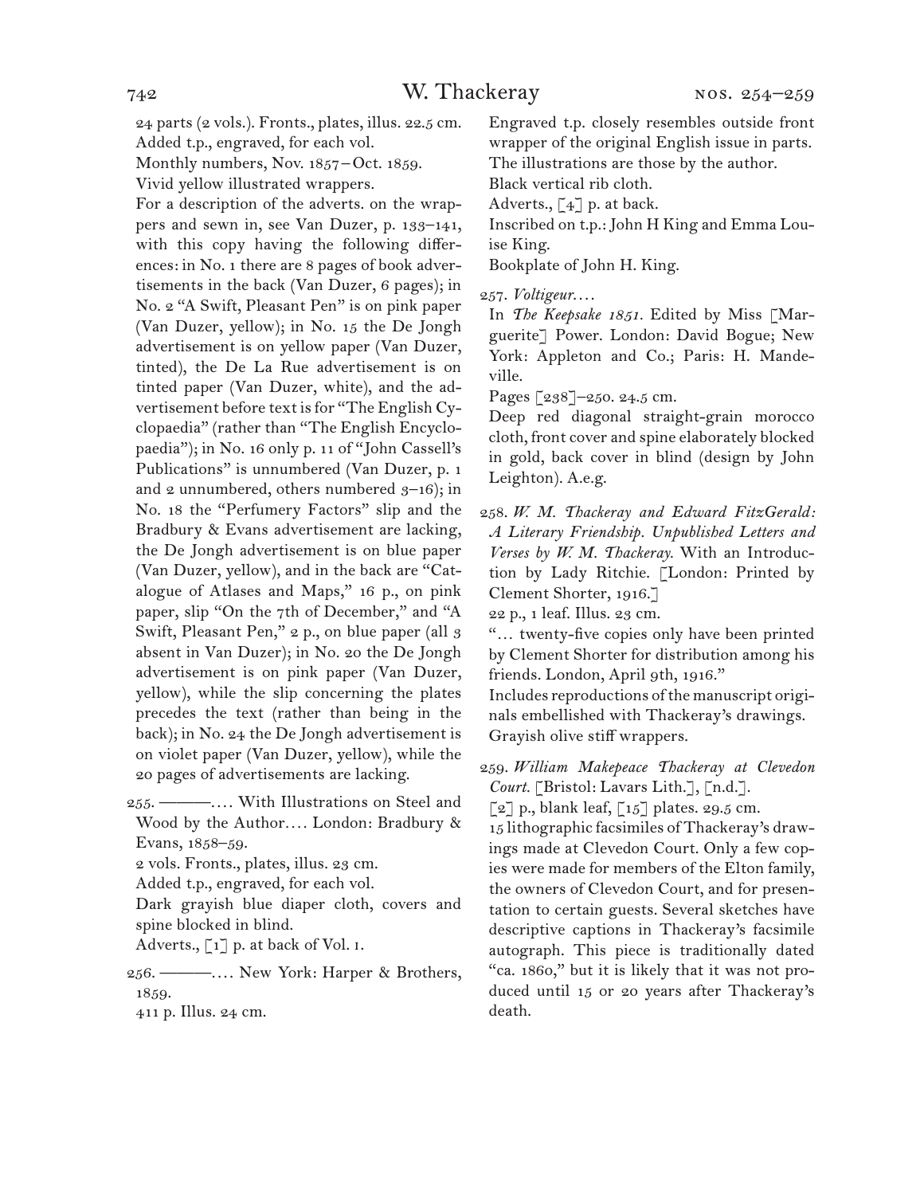24 parts (2 vols.). Fronts., plates, illus. 22.5 cm.
Added t.p., engraved, for each vol.
Monthly numbers, Nov. 1857 – Oct. 1859.
Vivid yellow illustrated wrappers.
For a description of the adverts. on the wrappers and sewn in, see Van Duzer, p. 133–141, with this copy having the following differences: in No. 1 there are 8 pages of book advertisements in the back (Van Duzer, 6 pages); in No. 2 "A Swift, Pleasant Pen" is on pink paper (Van Duzer, yellow); in No. 15 the De Jongh advertisement is on yellow paper (Van Duzer, tinted), the De La Rue advertisement is on tinted paper (Van Duzer, white), and the advertisement before text is for "The English Cyclopaedia" (rather than "The English Encyclopaedia"); in No. 16 only p. 11 of "John Cassell's Publications" is unnumbered (Van Duzer, p. 1 and 2 unnumbered, others numbered 3–16); in No. 18 the "Perfumery Factors" slip and the Bradbury & Evans advertisement are lacking, the De Jongh advertisement is on blue paper (Van Duzer, yellow), and in the back are "Catalogue of Atlases and Maps," 16 p., on pink paper, slip "On the 7th of December," and "A Swift, Pleasant Pen," 2 p., on blue paper (all 3 absent in Van Duzer); in No. 20 the De Jongh advertisement is on pink paper (Van Duzer, yellow), while the slip concerning the plates precedes the text (rather than being in the back); in No. 24 the De Jongh advertisement is on violet paper (Van Duzer, yellow), while the 20 pages of advertisements are lacking.

255. ———.... With Illustrations on Steel and Wood by the Author.... London: Bradbury & Evans, 1858–59.
2 vols. Fronts., plates, illus. 23 cm.
Added t.p., engraved, for each vol.
Dark grayish blue diaper cloth, covers and spine blocked in blind.
Adverts., [1] p. at back of Vol. 1.

256. ———.... New York: Harper & Brothers, 1859.
411 p. Illus. 24 cm.
Engraved t.p. closely resembles outside front wrapper of the original English issue in parts.
The illustrations are those by the author.
Black vertical rib cloth.
Adverts., [4] p. at back.
Inscribed on t.p.: John H King and Emma Louise King.
Bookplate of John H. King.

257. *Voltigeur....*
In *The Keepsake 1851*. Edited by Miss [Marguerite] Power. London: David Bogue; New York: Appleton and Co.; Paris: H. Mandeville.
Pages [238]–250. 24.5 cm.
Deep red diagonal straight-grain morocco cloth, front cover and spine elaborately blocked in gold, back cover in blind (design by John Leighton). A.e.g.

258. *W. M. Thackeray and Edward FitzGerald: A Literary Friendship. Unpublished Letters and Verses by W. M. Thackeray.* With an Introduction by Lady Ritchie. [London: Printed by Clement Shorter, 1916.]
22 p., 1 leaf. Illus. 23 cm.
"... twenty-five copies only have been printed by Clement Shorter for distribution among his friends. London, April 9th, 1916."
Includes reproductions of the manuscript originals embellished with Thackeray's drawings.
Grayish olive stiff wrappers.

259. *William Makepeace Thackeray at Clevedon Court.* [Bristol: Lavars Lith.], [n.d.].
[2] p., blank leaf, [15] plates. 29.5 cm.
15 lithographic facsimiles of Thackeray's drawings made at Clevedon Court. Only a few copies were made for members of the Elton family, the owners of Clevedon Court, and for presentation to certain guests. Several sketches have descriptive captions in Thackeray's facsimile autograph. This piece is traditionally dated "ca. 1860," but it is likely that it was not produced until 15 or 20 years after Thackeray's death.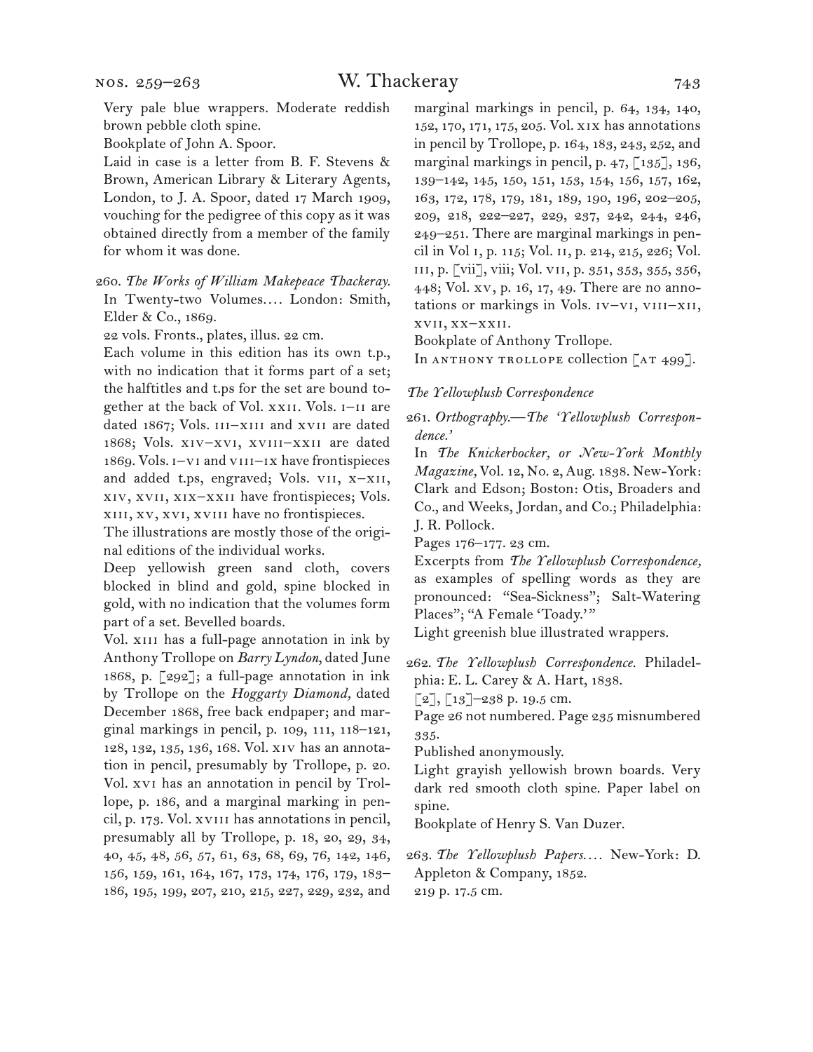Very pale blue wrappers. Moderate reddish brown pebble cloth spine.

Bookplate of John A. Spoor.

Laid in case is a letter from B. F. Stevens & Brown, American Library & Literary Agents, London, to J. A. Spoor, dated 17 March 1909, vouching for the pedigree of this copy as it was obtained directly from a member of the family for whom it was done.

260. *The Works of William Makepeace Thackeray.* In Twenty-two Volumes.... London: Smith, Elder & Co., 1869.

22 vols. Fronts., plates, illus. 22 cm.

Each volume in this edition has its own t.p., with no indication that it forms part of a set; the halftitles and t.ps for the set are bound together at the back of Vol. XXII. Vols. I–II are dated 1867; Vols. III–XIII and XVII are dated 1868; Vols. XIV–XVI, XVIII–XXII are dated 1869. Vols. I–VI and VIII–IX have frontispieces and added t.ps, engraved; Vols. VII, X–XII, XIV, XVII, XIX–XXII have frontispieces; Vols. XIII, XV, XVI, XVIII have no frontispieces.

The illustrations are mostly those of the original editions of the individual works.

Deep yellowish green sand cloth, covers blocked in blind and gold, spine blocked in gold, with no indication that the volumes form part of a set. Bevelled boards.

Vol. XIII has a full-page annotation in ink by Anthony Trollope on *Barry Lyndon*, dated June 1868, p. [292]; a full-page annotation in ink by Trollope on the *Hoggarty Diamond,* dated December 1868, free back endpaper; and marginal markings in pencil, p. 109, 111, 118–121, 128, 132, 135, 136, 168. Vol. XIV has an annotation in pencil, presumably by Trollope, p. 20. Vol. XVI has an annotation in pencil by Trollope, p. 186, and a marginal marking in pencil, p. 173. Vol. XVIII has annotations in pencil, presumably all by Trollope, p. 18, 20, 29, 34, 40, 45, 48, 56, 57, 61, 63, 68, 69, 76, 142, 146, 156, 159, 161, 164, 167, 173, 174, 176, 179, 183–186, 195, 199, 207, 210, 215, 227, 229, 232, and marginal markings in pencil, p. 64, 134, 140, 152, 170, 171, 175, 205. Vol. XIX has annotations in pencil by Trollope, p. 164, 183, 243, 252, and marginal markings in pencil, p. 47, [135], 136, 139–142, 145, 150, 151, 153, 154, 156, 157, 162, 163, 172, 178, 179, 181, 189, 190, 196, 202–205, 209, 218, 222–227, 229, 237, 242, 244, 246, 249–251. There are marginal markings in pencil in Vol I, p. 115; Vol. II, p. 214, 215, 226; Vol. III, p. [vii], viii; Vol. VII, p. 351, 353, 355, 356, 448; Vol. XV, p. 16, 17, 49. There are no annotations or markings in Vols. IV–VI, VIII–XII, XVII, XX–XXII.

Bookplate of Anthony Trollope.

In ANTHONY TROLLOPE collection [AT 499].

*The Yellowplush Correspondence*

261. *Orthography.—The 'Yellowplush Correspondence.'*

In *The Knickerbocker, or New-York Monthly Magazine,* Vol. 12, No. 2, Aug. 1838. New-York: Clark and Edson; Boston: Otis, Broaders and Co., and Weeks, Jordan, and Co.; Philadelphia: J. R. Pollock.

Pages 176–177. 23 cm.

Excerpts from *The Yellowplush Correspondence,* as examples of spelling words as they are pronounced: "Sea-Sickness"; Salt-Watering Places"; "A Female 'Toady.'"

Light greenish blue illustrated wrappers.

262. *The Yellowplush Correspondence.* Philadelphia: E. L. Carey & A. Hart, 1838.

[2], [13]–238 p. 19.5 cm.

Page 26 not numbered. Page 235 misnumbered 335.

Published anonymously.

Light grayish yellowish brown boards. Very dark red smooth cloth spine. Paper label on spine.

Bookplate of Henry S. Van Duzer.

263. *The Yellowplush Papers....* New-York: D. Appleton & Company, 1852.

219 p. 17.5 cm.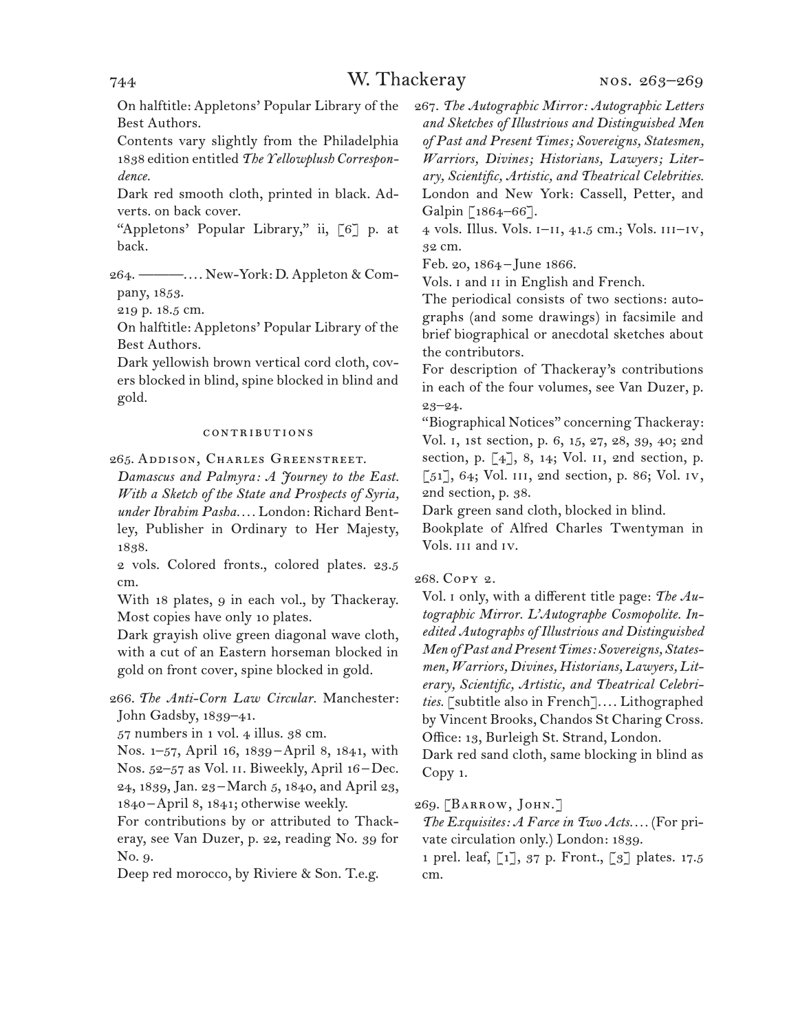On halftitle: Appletons' Popular Library of the Best Authors.

Contents vary slightly from the Philadelphia 1838 edition entitled *The Yellowplush Correspondence.*

Dark red smooth cloth, printed in black. Adverts. on back cover.

"Appletons' Popular Library," ii, [6] p. at back.

264. ———. . . . New-York: D. Appleton & Company, 1853.

219 p. 18.5 cm.

On halftitle: Appletons' Popular Library of the Best Authors.

Dark yellowish brown vertical cord cloth, covers blocked in blind, spine blocked in blind and gold.

## CONTRIBUTIONS

265. Addison, Charles Greenstreet.

*Damascus and Palmyra: A Journey to the East. With a Sketch of the State and Prospects of Syria, under Ibrahim Pasha. . . .* London: Richard Bentley, Publisher in Ordinary to Her Majesty, 1838.

2 vols. Colored fronts., colored plates. 23.5 cm.

With 18 plates, 9 in each vol., by Thackeray. Most copies have only 10 plates.

Dark grayish olive green diagonal wave cloth, with a cut of an Eastern horseman blocked in gold on front cover, spine blocked in gold.

266. *The Anti-Corn Law Circular.* Manchester: John Gadsby, 1839–41.

57 numbers in 1 vol. 4 illus. 38 cm.

Nos. 1–57, April 16, 1839 – April 8, 1841, with Nos. 52–57 as Vol. II. Biweekly, April 16 – Dec. 24, 1839, Jan. 23 – March 5, 1840, and April 23, 1840 – April 8, 1841; otherwise weekly.

For contributions by or attributed to Thackeray, see Van Duzer, p. 22, reading No. 39 for No. 9.

Deep red morocco, by Riviere & Son. T.e.g.

267. *The Autographic Mirror: Autographic Letters and Sketches of Illustrious and Distinguished Men of Past and Present Times; Sovereigns, Statesmen, Warriors, Divines; Historians, Lawyers; Literary, Scientific, Artistic, and Theatrical Celebrities.* London and New York: Cassell, Petter, and Galpin [1864–66].

4 vols. Illus. Vols. I–II, 41.5 cm.; Vols. III–IV, 32 cm.

Feb. 20, 1864 – June 1866.

Vols. I and II in English and French.

The periodical consists of two sections: autographs (and some drawings) in facsimile and brief biographical or anecdotal sketches about the contributors.

For description of Thackeray's contributions in each of the four volumes, see Van Duzer, p. 23–24.

"Biographical Notices" concerning Thackeray: Vol. I, 1st section, p. 6, 15, 27, 28, 39, 40; 2nd section, p. [4], 8, 14; Vol. II, 2nd section, p. [51], 64; Vol. III, 2nd section, p. 86; Vol. IV, 2nd section, p. 38.

Dark green sand cloth, blocked in blind.

Bookplate of Alfred Charles Twentyman in Vols. III and IV.

268. Copy 2.

Vol. I only, with a different title page: *The Autographic Mirror. L'Autographe Cosmopolite. Inedited Autographs of Illustrious and Distinguished Men of Past and Present Times: Sovereigns, Statesmen, Warriors, Divines, Historians, Lawyers, Literary, Scientific, Artistic, and Theatrical Celebrities.* [subtitle also in French]. . . . Lithographed by Vincent Brooks, Chandos St Charing Cross. Office: 13, Burleigh St. Strand, London.

Dark red sand cloth, same blocking in blind as Copy 1.

269. [Barrow, John.]

*The Exquisites: A Farce in Two Acts. . . .* (For private circulation only.) London: 1839.

1 prel. leaf, [1], 37 p. Front., [3] plates. 17.5 cm.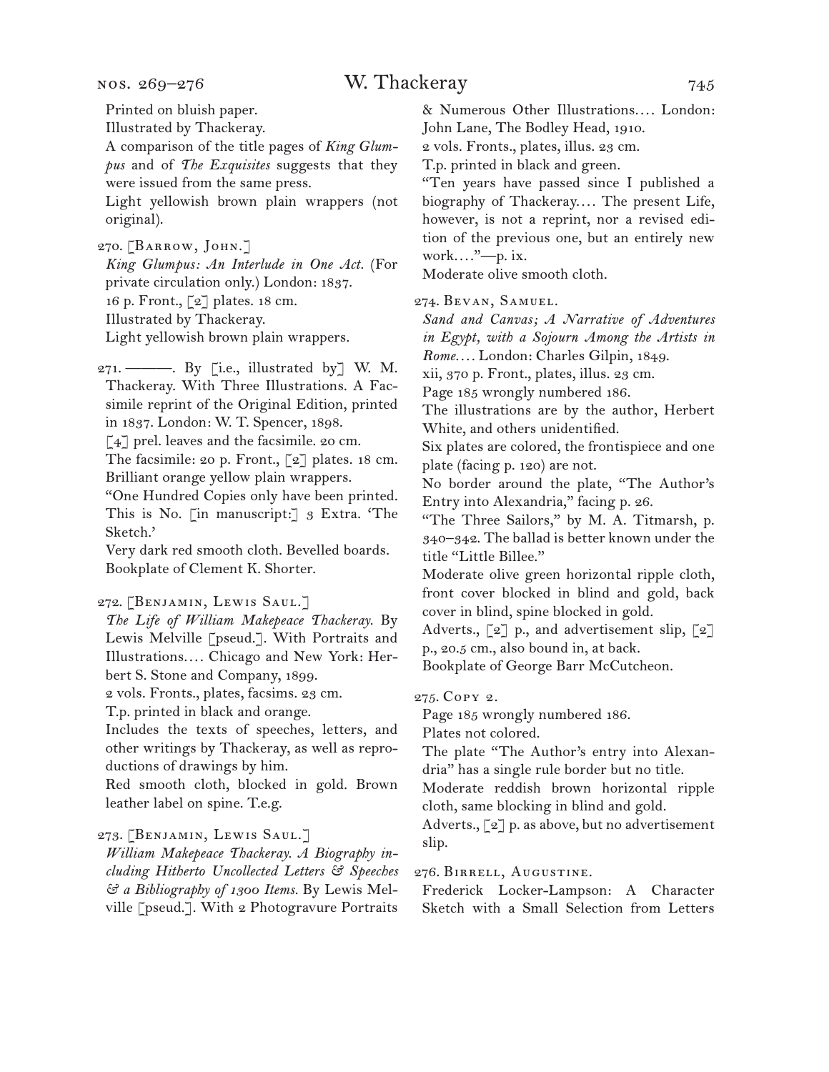Printed on bluish paper.
Illustrated by Thackeray.
A comparison of the title pages of *King Glumpus* and of *The Exquisites* suggests that they were issued from the same press.
Light yellowish brown plain wrappers (not original).

270. [Barrow, John.]
*King Glumpus: An Interlude in One Act.* (For private circulation only.) London: 1837.
16 p. Front., [2] plates. 18 cm.
Illustrated by Thackeray.
Light yellowish brown plain wrappers.

271. ———. By [i.e., illustrated by] W. M. Thackeray. With Three Illustrations. A Facsimile reprint of the Original Edition, printed in 1837. London: W. T. Spencer, 1898.
[4] prel. leaves and the facsimile. 20 cm.
The facsimile: 20 p. Front., [2] plates. 18 cm.
Brilliant orange yellow plain wrappers.
"One Hundred Copies only have been printed. This is No. [in manuscript:] 3 Extra. 'The Sketch.'
Very dark red smooth cloth. Bevelled boards.
Bookplate of Clement K. Shorter.

272. [Benjamin, Lewis Saul.]
*The Life of William Makepeace Thackeray.* By Lewis Melville [pseud.]. With Portraits and Illustrations.... Chicago and New York: Herbert S. Stone and Company, 1899.
2 vols. Fronts., plates, facsims. 23 cm.
T.p. printed in black and orange.
Includes the texts of speeches, letters, and other writings by Thackeray, as well as reproductions of drawings by him.
Red smooth cloth, blocked in gold. Brown leather label on spine. T.e.g.

273. [Benjamin, Lewis Saul.]
*William Makepeace Thackeray. A Biography including Hitherto Uncollected Letters & Speeches & a Bibliography of 1300 Items.* By Lewis Melville [pseud.]. With 2 Photogravure Portraits & Numerous Other Illustrations.... London: John Lane, The Bodley Head, 1910.
2 vols. Fronts., plates, illus. 23 cm.
T.p. printed in black and green.
"Ten years have passed since I published a biography of Thackeray.... The present Life, however, is not a reprint, nor a revised edition of the previous one, but an entirely new work...."—p. ix.
Moderate olive smooth cloth.

274. Bevan, Samuel.
*Sand and Canvas; A Narrative of Adventures in Egypt, with a Sojourn Among the Artists in Rome....* London: Charles Gilpin, 1849.
xii, 370 p. Front., plates, illus. 23 cm.
Page 185 wrongly numbered 186.
The illustrations are by the author, Herbert White, and others unidentified.
Six plates are colored, the frontispiece and one plate (facing p. 120) are not.
No border around the plate, "The Author's Entry into Alexandria," facing p. 26.
"The Three Sailors," by M. A. Titmarsh, p. 340–342. The ballad is better known under the title "Little Billee."
Moderate olive green horizontal ripple cloth, front cover blocked in blind and gold, back cover in blind, spine blocked in gold.
Adverts., [2] p., and advertisement slip, [2] p., 20.5 cm., also bound in, at back.
Bookplate of George Barr McCutcheon.

275. Copy 2.
Page 185 wrongly numbered 186.
Plates not colored.
The plate "The Author's entry into Alexandria" has a single rule border but no title.
Moderate reddish brown horizontal ripple cloth, same blocking in blind and gold.
Adverts., [2] p. as above, but no advertisement slip.

276. Birrell, Augustine.
Frederick Locker-Lampson: A Character Sketch with a Small Selection from Letters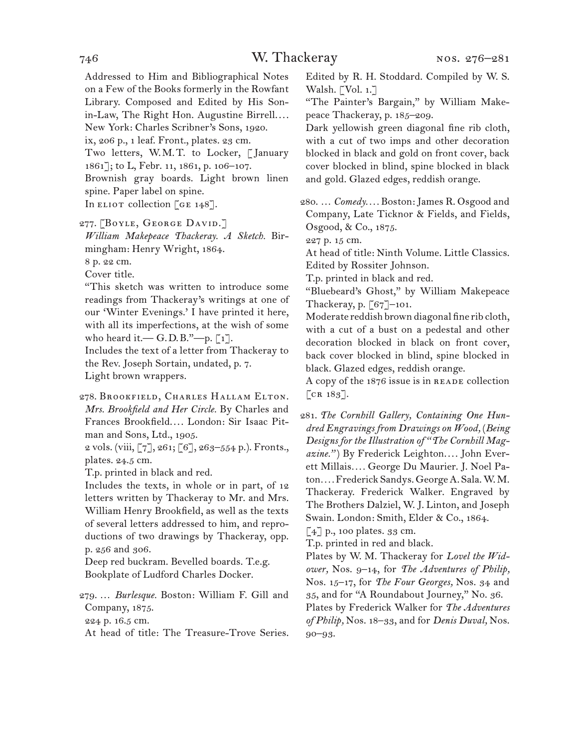Addressed to Him and Bibliographical Notes on a Few of the Books formerly in the Rowfant Library. Composed and Edited by His Son-in-Law, The Right Hon. Augustine Birrell.… New York: Charles Scribner's Sons, 1920.
ix, 206 p., 1 leaf. Front., plates. 23 cm.
Two letters, W.M.T. to Locker, [January 1861]; to L, Febr. 11, 1861, p. 106–107.
Brownish gray boards. Light brown linen spine. Paper label on spine.
In ELIOT collection [GE 148].

277. [Boyle, George David.]
*William Makepeace Thackeray. A Sketch.* Birmingham: Henry Wright, 1864.
8 p. 22 cm.
Cover title.
"This sketch was written to introduce some readings from Thackeray's writings at one of our 'Winter Evenings.' I have printed it here, with all its imperfections, at the wish of some who heard it.— G.D.B."—p. [1].
Includes the text of a letter from Thackeray to the Rev. Joseph Sortain, undated, p. 7.
Light brown wrappers.

278. Brookfield, Charles Hallam Elton.
*Mrs. Brookfield and Her Circle.* By Charles and Frances Brookfield.… London: Sir Isaac Pitman and Sons, Ltd., 1905.
2 vols. (viii, [7], 261; [6], 263–554 p.). Fronts., plates. 24.5 cm.
T.p. printed in black and red.
Includes the texts, in whole or in part, of 12 letters written by Thackeray to Mr. and Mrs. William Henry Brookfield, as well as the texts of several letters addressed to him, and reproductions of two drawings by Thackeray, opp. p. 256 and 306.
Deep red buckram. Bevelled boards. T.e.g.
Bookplate of Ludford Charles Docker.

279. … *Burlesque.* Boston: William F. Gill and Company, 1875.
224 p. 16.5 cm.
At head of title: The Treasure-Trove Series. Edited by R. H. Stoddard. Compiled by W. S. Walsh. [Vol. 1.]
"The Painter's Bargain," by William Makepeace Thackeray, p. 185–209.
Dark yellowish green diagonal fine rib cloth, with a cut of two imps and other decoration blocked in black and gold on front cover, back cover blocked in blind, spine blocked in black and gold. Glazed edges, reddish orange.

280. … *Comedy.*… Boston: James R. Osgood and Company, Late Ticknor & Fields, and Fields, Osgood, & Co., 1875.
227 p. 15 cm.
At head of title: Ninth Volume. Little Classics. Edited by Rossiter Johnson.
T.p. printed in black and red.
"Bluebeard's Ghost," by William Makepeace Thackeray, p. [67]–101.
Moderate reddish brown diagonal fine rib cloth, with a cut of a bust on a pedestal and other decoration blocked in black on front cover, back cover blocked in blind, spine blocked in black. Glazed edges, reddish orange.
A copy of the 1876 issue is in READE collection [CR 183].

281. *The Cornhill Gallery, Containing One Hundred Engravings from Drawings on Wood, (Being Designs for the Illustration of "The Cornhill Magazine.")* By Frederick Leighton.… John Everett Millais.… George Du Maurier. J. Noel Paton.… Frederick Sandys. George A. Sala. W. M. Thackeray. Frederick Walker. Engraved by The Brothers Dalziel, W. J. Linton, and Joseph Swain. London: Smith, Elder & Co., 1864.
[4] p., 100 plates. 33 cm.
T.p. printed in red and black.
Plates by W. M. Thackeray for *Lovel the Widower,* Nos. 9–14, for *The Adventures of Philip,* Nos. 15–17, for *The Four Georges,* Nos. 34 and 35, and for "A Roundabout Journey," No. 36.
Plates by Frederick Walker for *The Adventures of Philip,* Nos. 18–33, and for *Denis Duval,* Nos. 90–93.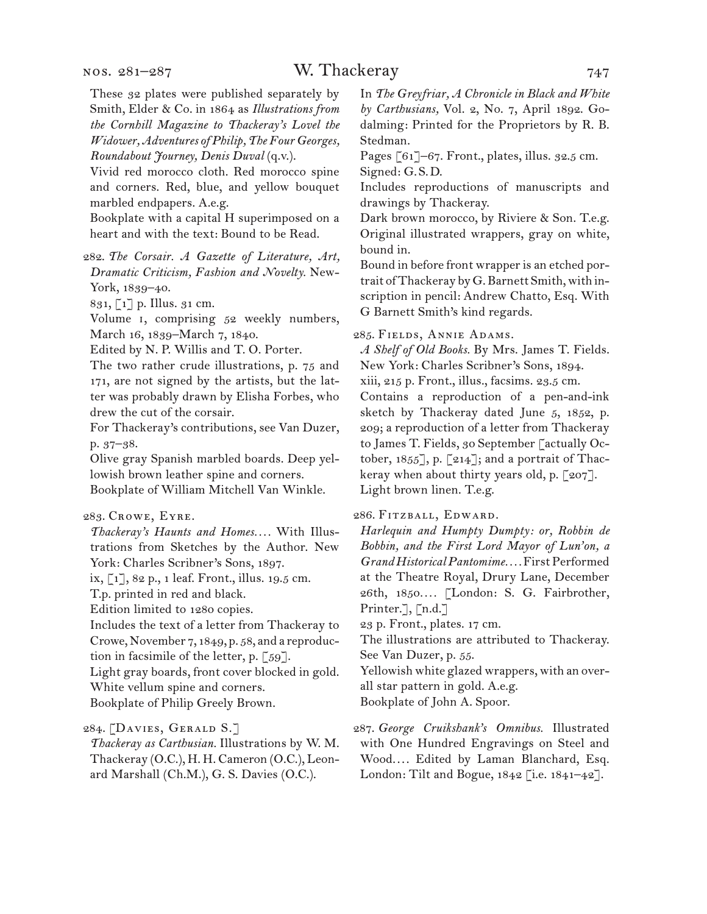These 32 plates were published separately by Smith, Elder & Co. in 1864 as *Illustrations from the Cornhill Magazine to Thackeray's Lovel the Widower, Adventures of Philip, The Four Georges, Roundabout Journey, Denis Duval* (q.v.).

Vivid red morocco cloth. Red morocco spine and corners. Red, blue, and yellow bouquet marbled endpapers. A.e.g.

Bookplate with a capital H superimposed on a heart and with the text: Bound to be Read.

282. *The Corsair. A Gazette of Literature, Art, Dramatic Criticism, Fashion and Novelty.* New-York, 1839–40.

831, [1] p. Illus. 31 cm.

Volume 1, comprising 52 weekly numbers, March 16, 1839–March 7, 1840.

Edited by N. P. Willis and T. O. Porter.

The two rather crude illustrations, p. 75 and 171, are not signed by the artists, but the latter was probably drawn by Elisha Forbes, who drew the cut of the corsair.

For Thackeray's contributions, see Van Duzer, p. 37–38.

Olive gray Spanish marbled boards. Deep yellowish brown leather spine and corners.

Bookplate of William Mitchell Van Winkle.

283. Crowe, Eyre.

*Thackeray's Haunts and Homes....* With Illustrations from Sketches by the Author. New York: Charles Scribner's Sons, 1897.

ix, [1], 82 p., 1 leaf. Front., illus. 19.5 cm.

T.p. printed in red and black.

Edition limited to 1280 copies.

Includes the text of a letter from Thackeray to Crowe, November 7, 1849, p. 58, and a reproduction in facsimile of the letter, p. [59].

Light gray boards, front cover blocked in gold. White vellum spine and corners.

Bookplate of Philip Greely Brown.

284. [Davies, Gerald S.]

*Thackeray as Carthusian.* Illustrations by W. M. Thackeray (O.C.), H. H. Cameron (O.C.), Leonard Marshall (Ch.M.), G. S. Davies (O.C.).

In *The Greyfriar, A Chronicle in Black and White by Carthusians,* Vol. 2, No. 7, April 1892. Godalming: Printed for the Proprietors by R. B. Stedman.

Pages [61]–67. Front., plates, illus. 32.5 cm.

Signed: G.S.D.

Includes reproductions of manuscripts and drawings by Thackeray.

Dark brown morocco, by Riviere & Son. T.e.g. Original illustrated wrappers, gray on white, bound in.

Bound in before front wrapper is an etched portrait of Thackeray by G. Barnett Smith, with inscription in pencil: Andrew Chatto, Esq. With G Barnett Smith's kind regards.

285. Fields, Annie Adams.

*A Shelf of Old Books.* By Mrs. James T. Fields. New York: Charles Scribner's Sons, 1894.

xiii, 215 p. Front., illus., facsims. 23.5 cm.

Contains a reproduction of a pen-and-ink sketch by Thackeray dated June 5, 1852, p. 209; a reproduction of a letter from Thackeray to James T. Fields, 30 September [actually October, 1855], p. [214]; and a portrait of Thackeray when about thirty years old, p. [207].

Light brown linen. T.e.g.

286. Fitzball, Edward.

*Harlequin and Humpty Dumpty: or, Robbin de Bobbin, and the First Lord Mayor of Lun'on, a Grand Historical Pantomime....* First Performed at the Theatre Royal, Drury Lane, December 26th, 1850.... [London: S. G. Fairbrother, Printer.], [n.d.]

23 p. Front., plates. 17 cm.

The illustrations are attributed to Thackeray. See Van Duzer, p. 55.

Yellowish white glazed wrappers, with an overall star pattern in gold. A.e.g.

Bookplate of John A. Spoor.

287. *George Cruikshank's Omnibus.* Illustrated with One Hundred Engravings on Steel and Wood.... Edited by Laman Blanchard, Esq. London: Tilt and Bogue, 1842 [i.e. 1841–42].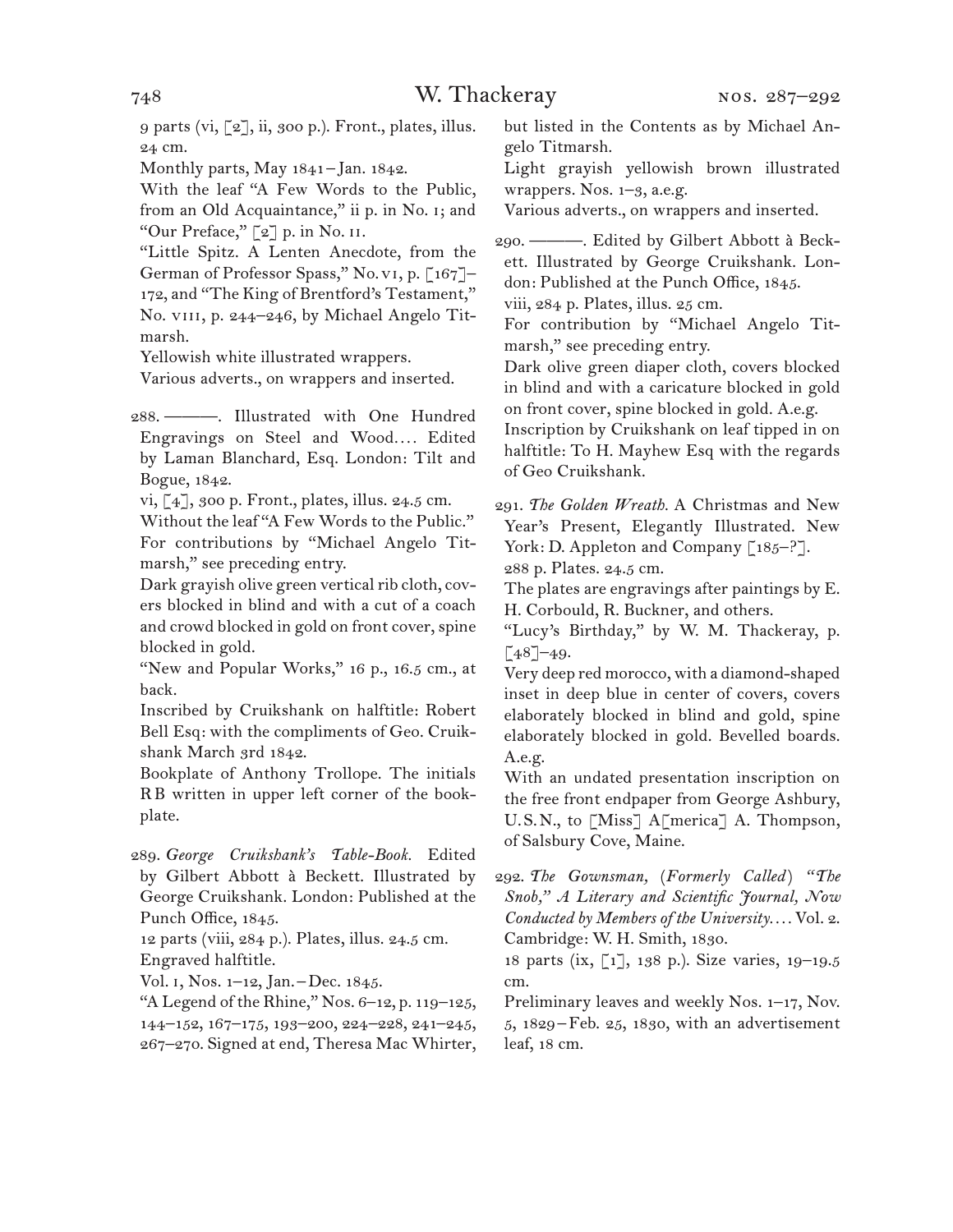9 parts (vi, [2], ii, 300 p.). Front., plates, illus. 24 cm.

Monthly parts, May 1841 – Jan. 1842.

With the leaf "A Few Words to the Public, from an Old Acquaintance," ii p. in No. i; and "Our Preface," [2] p. in No. ii.

"Little Spitz. A Lenten Anecdote, from the German of Professor Spass," No. vi, p. [167]–172, and "The King of Brentford's Testament," No. viii, p. 244–246, by Michael Angelo Titmarsh.

Yellowish white illustrated wrappers.

Various adverts., on wrappers and inserted.

288. ———. Illustrated with One Hundred Engravings on Steel and Wood.... Edited by Laman Blanchard, Esq. London: Tilt and Bogue, 1842.

vi, [4], 300 p. Front., plates, illus. 24.5 cm.

Without the leaf "A Few Words to the Public."

For contributions by "Michael Angelo Titmarsh," see preceding entry.

Dark grayish olive green vertical rib cloth, covers blocked in blind and with a cut of a coach and crowd blocked in gold on front cover, spine blocked in gold.

"New and Popular Works," 16 p., 16.5 cm., at back.

Inscribed by Cruikshank on halftitle: Robert Bell Esq: with the compliments of Geo. Cruikshank March 3rd 1842.

Bookplate of Anthony Trollope. The initials RB written in upper left corner of the bookplate.

289. *George Cruikshank's Table-Book.* Edited by Gilbert Abbott à Beckett. Illustrated by George Cruikshank. London: Published at the Punch Office, 1845.

12 parts (viii, 284 p.). Plates, illus. 24.5 cm.

Engraved halftitle.

Vol. i, Nos. 1–12, Jan. – Dec. 1845.

"A Legend of the Rhine," Nos. 6–12, p. 119–125, 144–152, 167–175, 193–200, 224–228, 241–245, 267–270. Signed at end, Theresa Mac Whirter, but listed in the Contents as by Michael Angelo Titmarsh.

Light grayish yellowish brown illustrated wrappers. Nos. 1–3, a.e.g.

Various adverts., on wrappers and inserted.

290. ———. Edited by Gilbert Abbott à Beckett. Illustrated by George Cruikshank. London: Published at the Punch Office, 1845.

viii, 284 p. Plates, illus. 25 cm.

For contribution by "Michael Angelo Titmarsh," see preceding entry.

Dark olive green diaper cloth, covers blocked in blind and with a caricature blocked in gold on front cover, spine blocked in gold. A.e.g.

Inscription by Cruikshank on leaf tipped in on halftitle: To H. Mayhew Esq with the regards of Geo Cruikshank.

291. *The Golden Wreath.* A Christmas and New Year's Present, Elegantly Illustrated. New York: D. Appleton and Company [185–?].

288 p. Plates. 24.5 cm.

The plates are engravings after paintings by E. H. Corbould, R. Buckner, and others.

"Lucy's Birthday," by W. M. Thackeray, p. [48]–49.

Very deep red morocco, with a diamond-shaped inset in deep blue in center of covers, covers elaborately blocked in blind and gold, spine elaborately blocked in gold. Bevelled boards. A.e.g.

With an undated presentation inscription on the free front endpaper from George Ashbury, U.S.N., to [Miss] A[merica] A. Thompson, of Salsbury Cove, Maine.

292. *The Gownsman,* (*Formerly Called*) *"The Snob," A Literary and Scientific Journal, Now Conducted by Members of the University....* Vol. 2. Cambridge: W. H. Smith, 1830.

18 parts (ix, [1], 138 p.). Size varies, 19–19.5 cm.

Preliminary leaves and weekly Nos. 1–17, Nov. 5, 1829 – Feb. 25, 1830, with an advertisement leaf, 18 cm.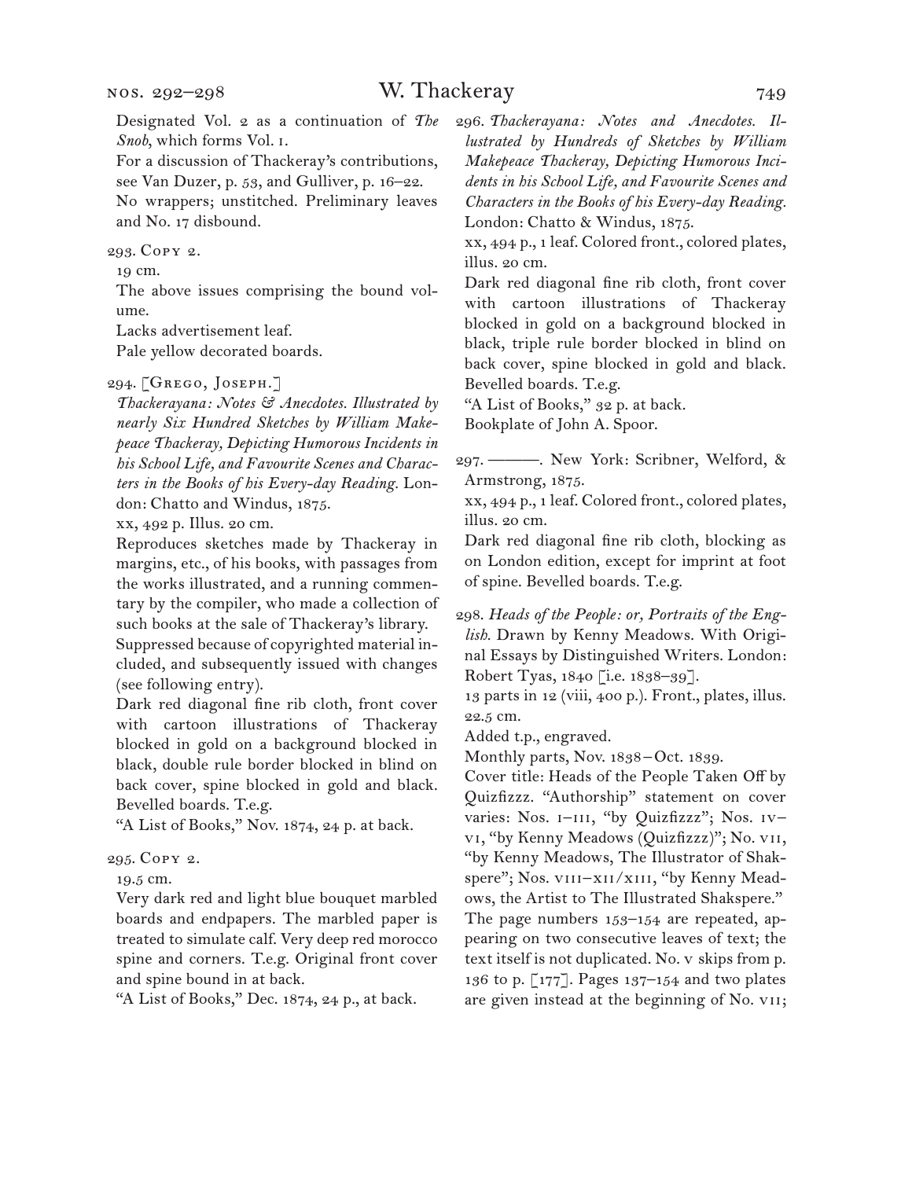Designated Vol. 2 as a continuation of *The Snob*, which forms Vol. i.

For a discussion of Thackeray's contributions, see Van Duzer, p. 53, and Gulliver, p. 16–22.

No wrappers; unstitched. Preliminary leaves and No. 17 disbound.

293. Copy 2.

19 cm.

The above issues comprising the bound volume.

Lacks advertisement leaf.

Pale yellow decorated boards.

294. [Grego, Joseph.]

*Thackerayana: Notes & Anecdotes. Illustrated by nearly Six Hundred Sketches by William Makepeace Thackeray, Depicting Humorous Incidents in his School Life, and Favourite Scenes and Characters in the Books of his Every-day Reading.* London: Chatto and Windus, 1875.

xx, 492 p. Illus. 20 cm.

Reproduces sketches made by Thackeray in margins, etc., of his books, with passages from the works illustrated, and a running commentary by the compiler, who made a collection of such books at the sale of Thackeray's library.

Suppressed because of copyrighted material included, and subsequently issued with changes (see following entry).

Dark red diagonal fine rib cloth, front cover with cartoon illustrations of Thackeray blocked in gold on a background blocked in black, double rule border blocked in blind on back cover, spine blocked in gold and black. Bevelled boards. T.e.g.

"A List of Books," Nov. 1874, 24 p. at back.

295. Copy 2.

19.5 cm.

Very dark red and light blue bouquet marbled boards and endpapers. The marbled paper is treated to simulate calf. Very deep red morocco spine and corners. T.e.g. Original front cover and spine bound in at back.

"A List of Books," Dec. 1874, 24 p., at back.

296. *Thackerayana: Notes and Anecdotes. Illustrated by Hundreds of Sketches by William Makepeace Thackeray, Depicting Humorous Incidents in his School Life, and Favourite Scenes and Characters in the Books of his Every-day Reading.* London: Chatto & Windus, 1875.

xx, 494 p., 1 leaf. Colored front., colored plates, illus. 20 cm.

Dark red diagonal fine rib cloth, front cover with cartoon illustrations of Thackeray blocked in gold on a background blocked in black, triple rule border blocked in blind on back cover, spine blocked in gold and black. Bevelled boards. T.e.g.

"A List of Books," 32 p. at back.

Bookplate of John A. Spoor.

297. ———. New York: Scribner, Welford, & Armstrong, 1875.

xx, 494 p., 1 leaf. Colored front., colored plates, illus. 20 cm.

Dark red diagonal fine rib cloth, blocking as on London edition, except for imprint at foot of spine. Bevelled boards. T.e.g.

298. *Heads of the People: or, Portraits of the English.* Drawn by Kenny Meadows. With Original Essays by Distinguished Writers. London: Robert Tyas, 1840 [i.e. 1838–39].

13 parts in 12 (viii, 400 p.). Front., plates, illus. 22.5 cm.

Added t.p., engraved.

Monthly parts, Nov. 1838 – Oct. 1839.

Cover title: Heads of the People Taken Off by Quizfizzz. "Authorship" statement on cover varies: Nos. i–iii, "by Quizfizzz"; Nos. iv–vi, "by Kenny Meadows (Quizfizzz)"; No. vii, "by Kenny Meadows, The Illustrator of Shakspere"; Nos. viii–xii/xiii, "by Kenny Meadows, the Artist to The Illustrated Shakspere."

The page numbers 153–154 are repeated, appearing on two consecutive leaves of text; the text itself is not duplicated. No. v skips from p. 136 to p. [177]. Pages 137–154 and two plates are given instead at the beginning of No. vii;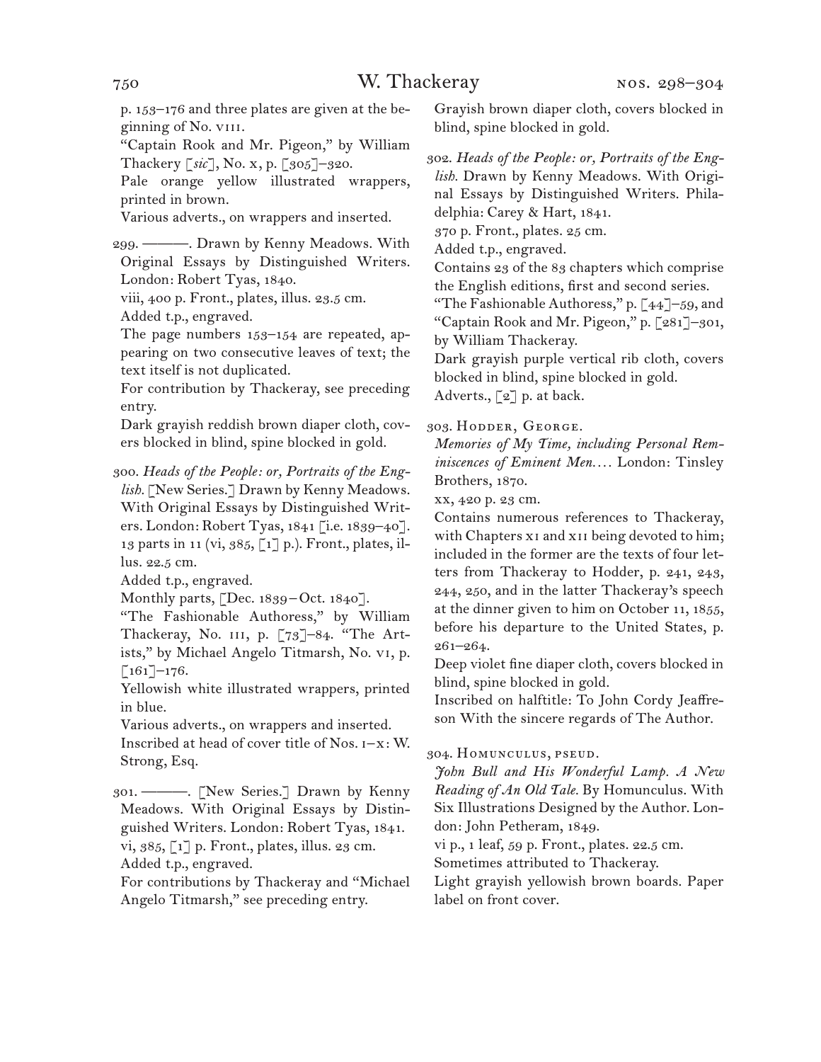p. 153–176 and three plates are given at the beginning of No. VIII.

"Captain Rook and Mr. Pigeon," by William Thackery [*sic*], No. X, p. [305]–320.

Pale orange yellow illustrated wrappers, printed in brown.

Various adverts., on wrappers and inserted.

299. ———. Drawn by Kenny Meadows. With Original Essays by Distinguished Writers. London: Robert Tyas, 1840.

viii, 400 p. Front., plates, illus. 23.5 cm.

Added t.p., engraved.

The page numbers 153–154 are repeated, appearing on two consecutive leaves of text; the text itself is not duplicated.

For contribution by Thackeray, see preceding entry.

Dark grayish reddish brown diaper cloth, covers blocked in blind, spine blocked in gold.

300. *Heads of the People: or, Portraits of the English.* [New Series.] Drawn by Kenny Meadows. With Original Essays by Distinguished Writers. London: Robert Tyas, 1841 [i.e. 1839–40]. 13 parts in 11 (vi, 385, [1] p.). Front., plates, illus. 22.5 cm.

Added t.p., engraved.

Monthly parts, [Dec. 1839–Oct. 1840].

"The Fashionable Authoress," by William Thackeray, No. III, p. [73]–84. "The Artists," by Michael Angelo Titmarsh, No. VI, p. [161]–176.

Yellowish white illustrated wrappers, printed in blue.

Various adverts., on wrappers and inserted.

Inscribed at head of cover title of Nos. I–X: W. Strong, Esq.

301. ———. [New Series.] Drawn by Kenny Meadows. With Original Essays by Distinguished Writers. London: Robert Tyas, 1841.

vi, 385, [1] p. Front., plates, illus. 23 cm.

Added t.p., engraved.

For contributions by Thackeray and "Michael Angelo Titmarsh," see preceding entry.

Grayish brown diaper cloth, covers blocked in blind, spine blocked in gold.

302. *Heads of the People: or, Portraits of the English.* Drawn by Kenny Meadows. With Original Essays by Distinguished Writers. Philadelphia: Carey & Hart, 1841.

370 p. Front., plates. 25 cm.

Added t.p., engraved.

Contains 23 of the 83 chapters which comprise the English editions, first and second series.

"The Fashionable Authoress," p. [44]–59, and "Captain Rook and Mr. Pigeon," p. [281]–301, by William Thackeray.

Dark grayish purple vertical rib cloth, covers blocked in blind, spine blocked in gold.

Adverts., [2] p. at back.

303. Hodder, George.

*Memories of My Time, including Personal Reminiscences of Eminent Men....* London: Tinsley Brothers, 1870.

xx, 420 p. 23 cm.

Contains numerous references to Thackeray, with Chapters XI and XII being devoted to him; included in the former are the texts of four letters from Thackeray to Hodder, p. 241, 243, 244, 250, and in the latter Thackeray's speech at the dinner given to him on October 11, 1855, before his departure to the United States, p. 261–264.

Deep violet fine diaper cloth, covers blocked in blind, spine blocked in gold.

Inscribed on halftitle: To John Cordy Jeaffreson With the sincere regards of The Author.

304. Homunculus, pseud.

*John Bull and His Wonderful Lamp. A New Reading of An Old Tale.* By Homunculus. With Six Illustrations Designed by the Author. London: John Petheram, 1849.

vi p., 1 leaf, 59 p. Front., plates. 22.5 cm.

Sometimes attributed to Thackeray.

Light grayish yellowish brown boards. Paper label on front cover.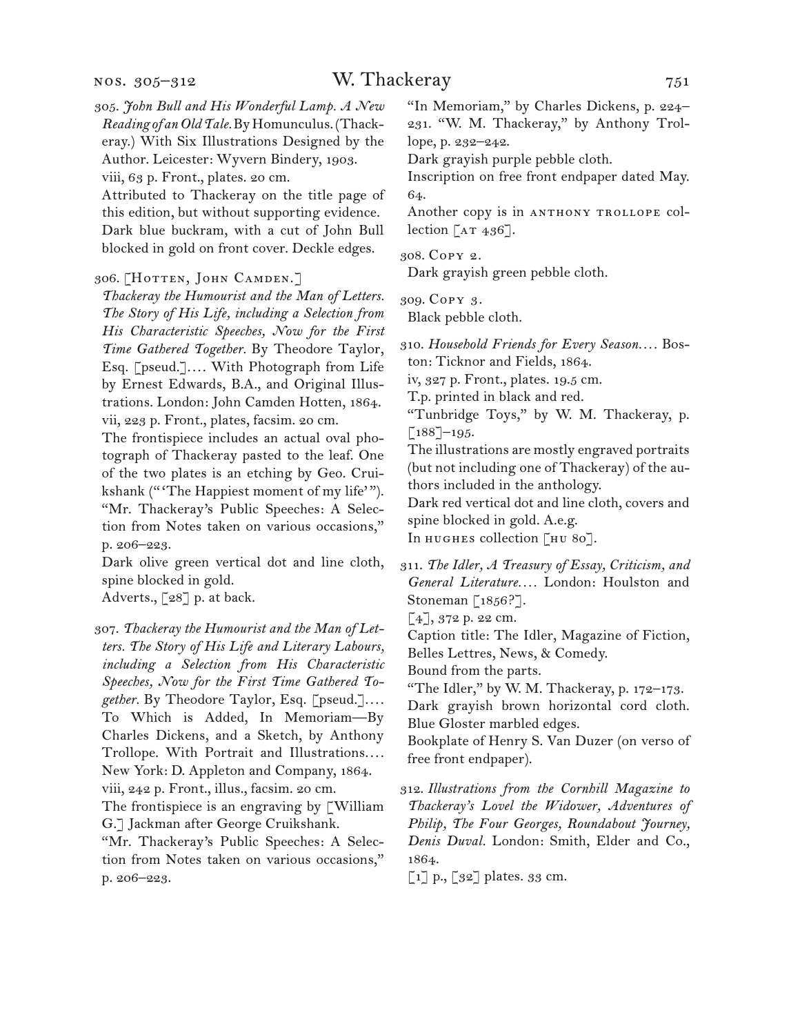305. *John Bull and His Wonderful Lamp. A New Reading of an Old Tale.* By Homunculus. (Thackeray.) With Six Illustrations Designed by the Author. Leicester: Wyvern Bindery, 1903.
viii, 63 p. Front., plates. 20 cm.
Attributed to Thackeray on the title page of this edition, but without supporting evidence.
Dark blue buckram, with a cut of John Bull blocked in gold on front cover. Deckle edges.

306. [Hotten, John Camden.]
*Thackeray the Humourist and the Man of Letters. The Story of His Life, including a Selection from His Characteristic Speeches, Now for the First Time Gathered Together.* By Theodore Taylor, Esq. [pseud.].... With Photograph from Life by Ernest Edwards, B.A., and Original Illustrations. London: John Camden Hotten, 1864.
vii, 223 p. Front., plates, facsim. 20 cm.
The frontispiece includes an actual oval photograph of Thackeray pasted to the leaf. One of the two plates is an etching by Geo. Cruikshank ("'The Happiest moment of my life'").
"Mr. Thackeray's Public Speeches: A Selection from Notes taken on various occasions," p. 206–223.
Dark olive green vertical dot and line cloth, spine blocked in gold.
Adverts., [28] p. at back.

307. *Thackeray the Humourist and the Man of Letters. The Story of His Life and Literary Labours, including a Selection from His Characteristic Speeches, Now for the First Time Gathered Together.* By Theodore Taylor, Esq. [pseud.].... To Which is Added, In Memoriam—By Charles Dickens, and a Sketch, by Anthony Trollope. With Portrait and Illustrations.... New York: D. Appleton and Company, 1864.
viii, 242 p. Front., illus., facsim. 20 cm.
The frontispiece is an engraving by [William G.] Jackman after George Cruikshank.
"Mr. Thackeray's Public Speeches: A Selection from Notes taken on various occasions," p. 206–223.
"In Memoriam," by Charles Dickens, p. 224–231. "W. M. Thackeray," by Anthony Trollope, p. 232–242.
Dark grayish purple pebble cloth.
Inscription on free front endpaper dated May. 64.
Another copy is in Anthony Trollope collection [AT 436].

308. Copy 2.
Dark grayish green pebble cloth.

309. Copy 3.
Black pebble cloth.

310. *Household Friends for Every Season....* Boston: Ticknor and Fields, 1864.
iv, 327 p. Front., plates. 19.5 cm.
T.p. printed in black and red.
"Tunbridge Toys," by W. M. Thackeray, p. [188]–195.
The illustrations are mostly engraved portraits (but not including one of Thackeray) of the authors included in the anthology.
Dark red vertical dot and line cloth, covers and spine blocked in gold. A.e.g.
In Hughes collection [HU 80].

311. *The Idler, A Treasury of Essay, Criticism, and General Literature....* London: Houlston and Stoneman [1856?].
[4], 372 p. 22 cm.
Caption title: The Idler, Magazine of Fiction, Belles Lettres, News, & Comedy.
Bound from the parts.
"The Idler," by W. M. Thackeray, p. 172–173.
Dark grayish brown horizontal cord cloth. Blue Gloster marbled edges.
Bookplate of Henry S. Van Duzer (on verso of free front endpaper).

312. *Illustrations from the Cornhill Magazine to Thackeray's Lovel the Widower, Adventures of Philip, The Four Georges, Roundabout Journey, Denis Duval.* London: Smith, Elder and Co., 1864.
[1] p., [32] plates. 33 cm.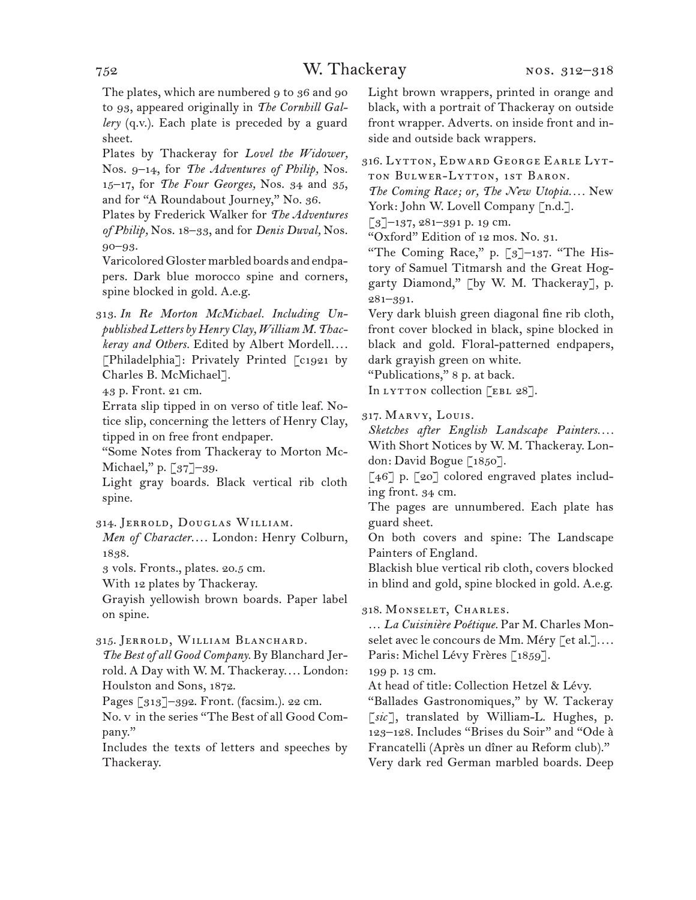The plates, which are numbered 9 to 36 and 90 to 93, appeared originally in *The Cornhill Gallery* (q.v.). Each plate is preceded by a guard sheet.

Plates by Thackeray for *Lovel the Widower,* Nos. 9–14, for *The Adventures of Philip,* Nos. 15–17, for *The Four Georges,* Nos. 34 and 35, and for "A Roundabout Journey," No. 36.

Plates by Frederick Walker for *The Adventures of Philip,* Nos. 18–33, and for *Denis Duval,* Nos. 90–93.

Varicolored Gloster marbled boards and endpapers. Dark blue morocco spine and corners, spine blocked in gold. A.e.g.

313. *In Re Morton McMichael. Including Unpublished Letters by Henry Clay, William M. Thackeray and Others.* Edited by Albert Mordell.… [Philadelphia]: Privately Printed [c1921 by Charles B. McMichael].

43 p. Front. 21 cm.

Errata slip tipped in on verso of title leaf. Notice slip, concerning the letters of Henry Clay, tipped in on free front endpaper.

"Some Notes from Thackeray to Morton McMichael," p. [37]–39.

Light gray boards. Black vertical rib cloth spine.

314. Jerrold, Douglas William.

*Men of Character.*… London: Henry Colburn, 1838.

3 vols. Fronts., plates. 20.5 cm.

With 12 plates by Thackeray.

Grayish yellowish brown boards. Paper label on spine.

315. Jerrold, William Blanchard.

*The Best of all Good Company.* By Blanchard Jerrold. A Day with W. M. Thackeray.… London: Houlston and Sons, 1872.

Pages [313]–392. Front. (facsim.). 22 cm.

No. v in the series "The Best of all Good Company."

Includes the texts of letters and speeches by Thackeray.

Light brown wrappers, printed in orange and black, with a portrait of Thackeray on outside front wrapper. Adverts. on inside front and inside and outside back wrappers.

316. Lytton, Edward George Earle Lytton Bulwer-Lytton, 1st Baron.

*The Coming Race; or, The New Utopia.*… New York: John W. Lovell Company [n.d.].

[3]–137, 281–391 p. 19 cm.

"Oxford" Edition of 12 mos. No. 31.

"The Coming Race," p. [3]–137. "The History of Samuel Titmarsh and the Great Hoggarty Diamond," [by W. M. Thackeray], p. 281–391.

Very dark bluish green diagonal fine rib cloth, front cover blocked in black, spine blocked in black and gold. Floral-patterned endpapers, dark grayish green on white.

"Publications," 8 p. at back.

In lytton collection [ebl 28].

317. Marvy, Louis.

*Sketches after English Landscape Painters.*… With Short Notices by W. M. Thackeray. London: David Bogue [1850].

[46] p. [20] colored engraved plates including front. 34 cm.

The pages are unnumbered. Each plate has guard sheet.

On both covers and spine: The Landscape Painters of England.

Blackish blue vertical rib cloth, covers blocked in blind and gold, spine blocked in gold. A.e.g.

318. Monselet, Charles.

… *La Cuisinière Poétique.* Par M. Charles Monselet avec le concours de Mm. Méry [et al.].… Paris: Michel Lévy Frères [1859].

199 p. 13 cm.

At head of title: Collection Hetzel & Lévy.

"Ballades Gastronomiques," by W. Tackeray [*sic*], translated by William-L. Hughes, p. 123–128. Includes "Brises du Soir" and "Ode à Francatelli (Après un dîner au Reform club)."

Very dark red German marbled boards. Deep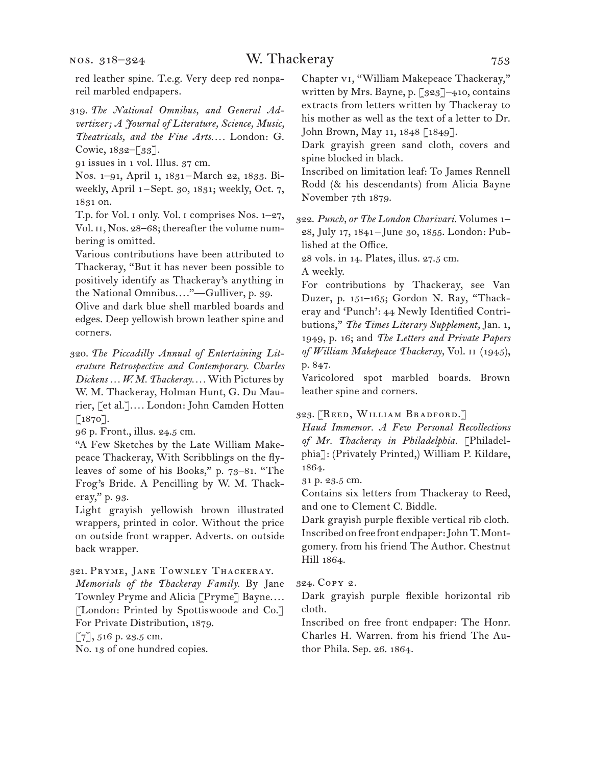red leather spine. T.e.g. Very deep red nonpareil marbled endpapers.

319. *The National Omnibus, and General Advertizer; A Journal of Literature, Science, Music, Theatricals, and the Fine Arts. . . .* London: G. Cowie, 1832–[33].

91 issues in 1 vol. Illus. 37 cm.

Nos. 1–91, April 1, 1831–March 22, 1833. Biweekly, April 1–Sept. 30, 1831; weekly, Oct. 7, 1831 on.

T.p. for Vol. i only. Vol. i comprises Nos. 1–27, Vol. ii, Nos. 28–68; thereafter the volume numbering is omitted.

Various contributions have been attributed to Thackeray, "But it has never been possible to positively identify as Thackeray's anything in the National Omnibus. . . ."—Gulliver, p. 39.

Olive and dark blue shell marbled boards and edges. Deep yellowish brown leather spine and corners.

320. *The Piccadilly Annual of Entertaining Literature Retrospective and Contemporary. Charles Dickens . . . W. M. Thackeray. . . .* With Pictures by W. M. Thackeray, Holman Hunt, G. Du Maurier, [et al.]. . . . London: John Camden Hotten [1870].

96 p. Front., illus. 24.5 cm.

"A Few Sketches by the Late William Makepeace Thackeray, With Scribblings on the flyleaves of some of his Books," p. 73–81. "The Frog's Bride. A Pencilling by W. M. Thackeray," p. 93.

Light grayish yellowish brown illustrated wrappers, printed in color. Without the price on outside front wrapper. Adverts. on outside back wrapper.

321. Pryme, Jane Townley Thackeray.

*Memorials of the Thackeray Family.* By Jane Townley Pryme and Alicia [Pryme] Bayne. . . . [London: Printed by Spottiswoode and Co.] For Private Distribution, 1879.

[7], 516 p. 23.5 cm.

No. 13 of one hundred copies.

Chapter vi, "William Makepeace Thackeray," written by Mrs. Bayne, p. [323]–410, contains extracts from letters written by Thackeray to his mother as well as the text of a letter to Dr. John Brown, May 11, 1848 [1849].

Dark grayish green sand cloth, covers and spine blocked in black.

Inscribed on limitation leaf: To James Rennell Rodd (& his descendants) from Alicia Bayne November 7th 1879.

322. *Punch, or The London Charivari.* Volumes 1–28, July 17, 1841–June 30, 1855. London: Published at the Office.

28 vols. in 14. Plates, illus. 27.5 cm.

A weekly.

For contributions by Thackeray, see Van Duzer, p. 151–165; Gordon N. Ray, "Thackeray and 'Punch': 44 Newly Identified Contributions," *The Times Literary Supplement,* Jan. 1, 1949, p. 16; and *The Letters and Private Papers of William Makepeace Thackeray,* Vol. ii (1945), p. 847.

Varicolored spot marbled boards. Brown leather spine and corners.

323. [Reed, William Bradford.]

*Haud Immemor. A Few Personal Recollections of Mr. Thackeray in Philadelphia.* [Philadelphia]: (Privately Printed,) William P. Kildare, 1864.

31 p. 23.5 cm.

Contains six letters from Thackeray to Reed, and one to Clement C. Biddle.

Dark grayish purple flexible vertical rib cloth.

Inscribed on free front endpaper: John T. Montgomery. from his friend The Author. Chestnut Hill 1864.

324. Copy 2.

Dark grayish purple flexible horizontal rib cloth.

Inscribed on free front endpaper: The Honr. Charles H. Warren. from his friend The Author Phila. Sep. 26. 1864.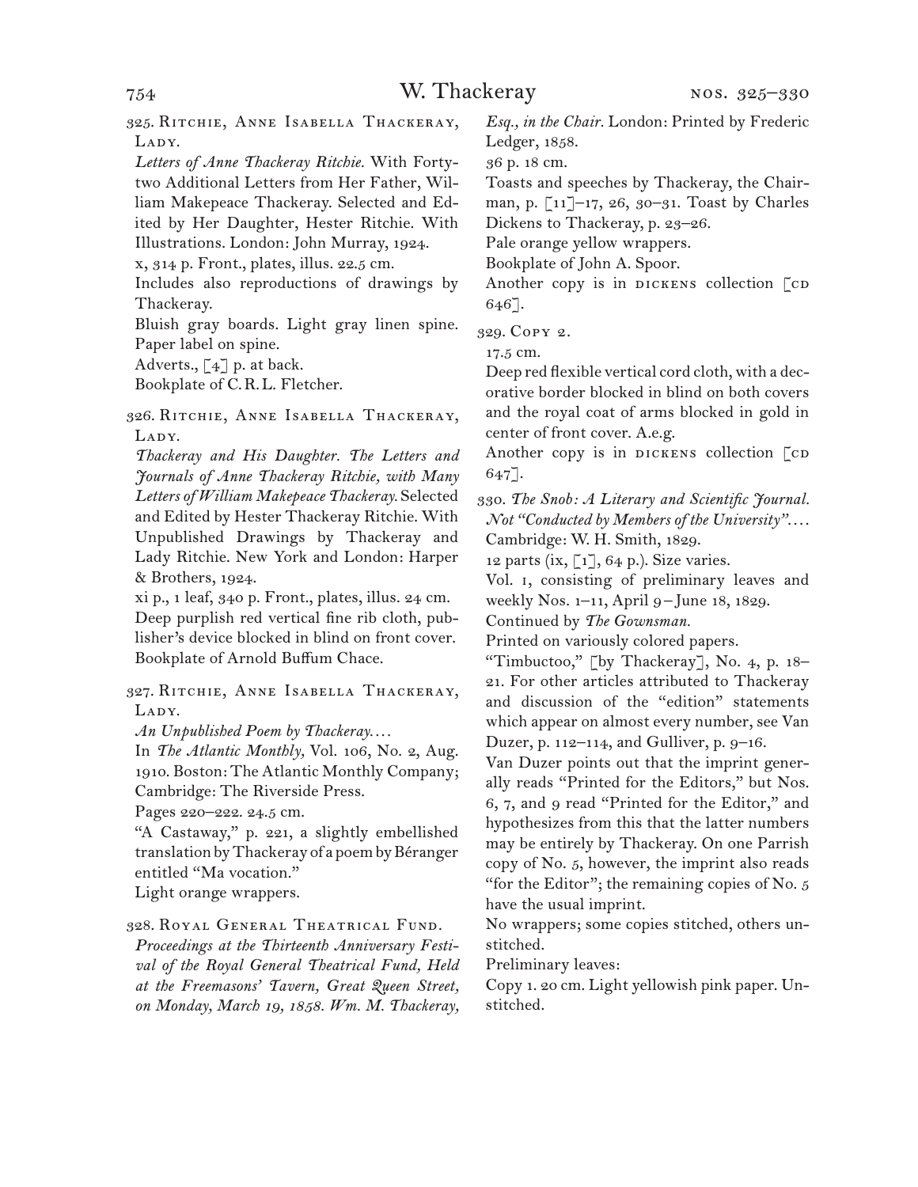325. Ritchie, Anne Isabella Thackeray, Lady.

*Letters of Anne Thackeray Ritchie.* With Forty-two Additional Letters from Her Father, William Makepeace Thackeray. Selected and Edited by Her Daughter, Hester Ritchie. With Illustrations. London: John Murray, 1924.

x, 314 p. Front., plates, illus. 22.5 cm.

Includes also reproductions of drawings by Thackeray.

Bluish gray boards. Light gray linen spine. Paper label on spine.

Adverts., [4] p. at back.

Bookplate of C. R. L. Fletcher.

326. Ritchie, Anne Isabella Thackeray, Lady.

*Thackeray and His Daughter. The Letters and Journals of Anne Thackeray Ritchie, with Many Letters of William Makepeace Thackeray.* Selected and Edited by Hester Thackeray Ritchie. With Unpublished Drawings by Thackeray and Lady Ritchie. New York and London: Harper & Brothers, 1924.

xi p., 1 leaf, 340 p. Front., plates, illus. 24 cm.

Deep purplish red vertical fine rib cloth, publisher's device blocked in blind on front cover.

Bookplate of Arnold Buffum Chace.

327. Ritchie, Anne Isabella Thackeray, Lady.

*An Unpublished Poem by Thackeray....*

In *The Atlantic Monthly,* Vol. 106, No. 2, Aug. 1910. Boston: The Atlantic Monthly Company; Cambridge: The Riverside Press.

Pages 220–222. 24.5 cm.

"A Castaway," p. 221, a slightly embellished translation by Thackeray of a poem by Béranger entitled "Ma vocation."

Light orange wrappers.

328. Royal General Theatrical Fund.

*Proceedings at the Thirteenth Anniversary Festival of the Royal General Theatrical Fund, Held at the Freemasons' Tavern, Great Queen Street, on Monday, March 19, 1858. Wm. M. Thackeray, Esq., in the Chair.* London: Printed by Frederic Ledger, 1858.

36 p. 18 cm.

Toasts and speeches by Thackeray, the Chairman, p. [11]–17, 26, 30–31. Toast by Charles Dickens to Thackeray, p. 23–26.

Pale orange yellow wrappers.

Bookplate of John A. Spoor.

Another copy is in dickens collection [cd 646].

329. Copy 2.

17.5 cm.

Deep red flexible vertical cord cloth, with a decorative border blocked in blind on both covers and the royal coat of arms blocked in gold in center of front cover. A.e.g.

Another copy is in dickens collection [cd 647].

330. *The Snob: A Literary and Scientific Journal. Not "Conducted by Members of the University"....* Cambridge: W. H. Smith, 1829.

12 parts (ix, [1], 64 p.). Size varies.

Vol. 1, consisting of preliminary leaves and weekly Nos. 1–11, April 9 – June 18, 1829.

Continued by *The Gownsman.*

Printed on variously colored papers.

"Timbuctoo," [by Thackeray], No. 4, p. 18–21. For other articles attributed to Thackeray and discussion of the "edition" statements which appear on almost every number, see Van Duzer, p. 112–114, and Gulliver, p. 9–16.

Van Duzer points out that the imprint generally reads "Printed for the Editors," but Nos. 6, 7, and 9 read "Printed for the Editor," and hypothesizes from this that the latter numbers may be entirely by Thackeray. On one Parrish copy of No. 5, however, the imprint also reads "for the Editor"; the remaining copies of No. 5 have the usual imprint.

No wrappers; some copies stitched, others unstitched.

Preliminary leaves:

Copy 1. 20 cm. Light yellowish pink paper. Unstitched.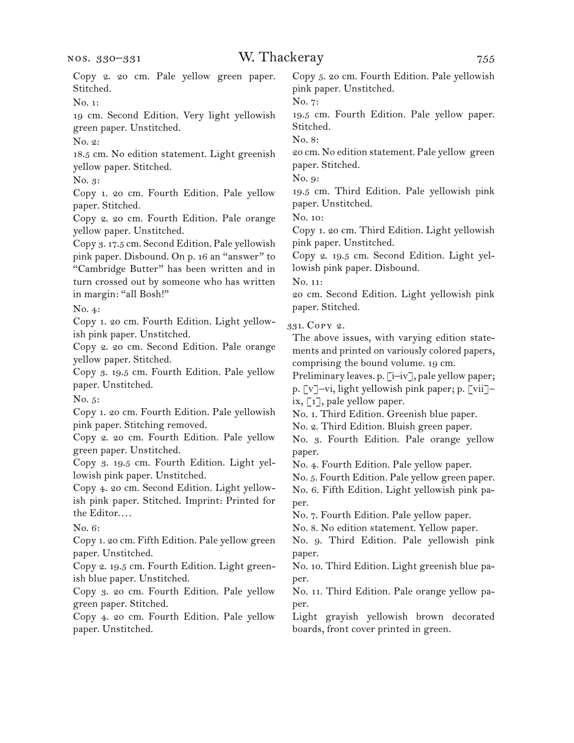Copy 2. 20 cm. Pale yellow green paper. Stitched.

No. 1:

19 cm. Second Edition. Very light yellowish green paper. Unstitched.

No. 2:

18.5 cm. No edition statement. Light greenish yellow paper. Stitched.

No. 3:

Copy 1. 20 cm. Fourth Edition. Pale yellow paper. Stitched.

Copy 2. 20 cm. Fourth Edition. Pale orange yellow paper. Unstitched.

Copy 3. 17.5 cm. Second Edition. Pale yellowish pink paper. Disbound. On p. 16 an "answer" to "Cambridge Butter" has been written and in turn crossed out by someone who has written in margin: "all Bosh!"

No. 4:

Copy 1. 20 cm. Fourth Edition. Light yellowish pink paper. Unstitched.

Copy 2. 20 cm. Second Edition. Pale orange yellow paper. Stitched.

Copy 3. 19.5 cm. Fourth Edition. Pale yellow paper. Unstitched.

No. 5:

Copy 1. 20 cm. Fourth Edition. Pale yellowish pink paper. Stitching removed.

Copy 2. 20 cm. Fourth Edition. Pale yellow green paper. Unstitched.

Copy 3. 19.5 cm. Fourth Edition. Light yellowish pink paper. Unstitched.

Copy 4. 20 cm. Second Edition. Light yellowish pink paper. Stitched. Imprint: Printed for the Editor. . . .

No. 6:

Copy 1. 20 cm. Fifth Edition. Pale yellow green paper. Unstitched.

Copy 2. 19.5 cm. Fourth Edition. Light greenish blue paper. Unstitched.

Copy 3. 20 cm. Fourth Edition. Pale yellow green paper. Stitched.

Copy 4. 20 cm. Fourth Edition. Pale yellow paper. Unstitched.

Copy 5. 20 cm. Fourth Edition. Pale yellowish pink paper. Unstitched.

No. 7:

19.5 cm. Fourth Edition. Pale yellow paper. Stitched.

No. 8:

20 cm. No edition statement. Pale yellow green paper. Stitched.

No. 9:

19.5 cm. Third Edition. Pale yellowish pink paper. Unstitched.

No. 10:

Copy 1. 20 cm. Third Edition. Light yellowish pink paper. Unstitched.

Copy 2. 19.5 cm. Second Edition. Light yellowish pink paper. Disbound.

No. 11:

20 cm. Second Edition. Light yellowish pink paper. Stitched.

331. Copy 2.

The above issues, with varying edition statements and printed on variously colored papers, comprising the bound volume. 19 cm.

Preliminary leaves. p. [i–iv], pale yellow paper; p. [v]–vi, light yellowish pink paper; p. [vii]–ix, [1], pale yellow paper.

No. 1. Third Edition. Greenish blue paper.

No. 2. Third Edition. Bluish green paper.

No. 3. Fourth Edition. Pale orange yellow paper.

No. 4. Fourth Edition. Pale yellow paper.

No. 5. Fourth Edition. Pale yellow green paper.

No. 6. Fifth Edition. Light yellowish pink paper.

No. 7. Fourth Edition. Pale yellow paper.

No. 8. No edition statement. Yellow paper.

No. 9. Third Edition. Pale yellowish pink paper.

No. 10. Third Edition. Light greenish blue paper.

No. 11. Third Edition. Pale orange yellow paper.

Light grayish yellowish brown decorated boards, front cover printed in green.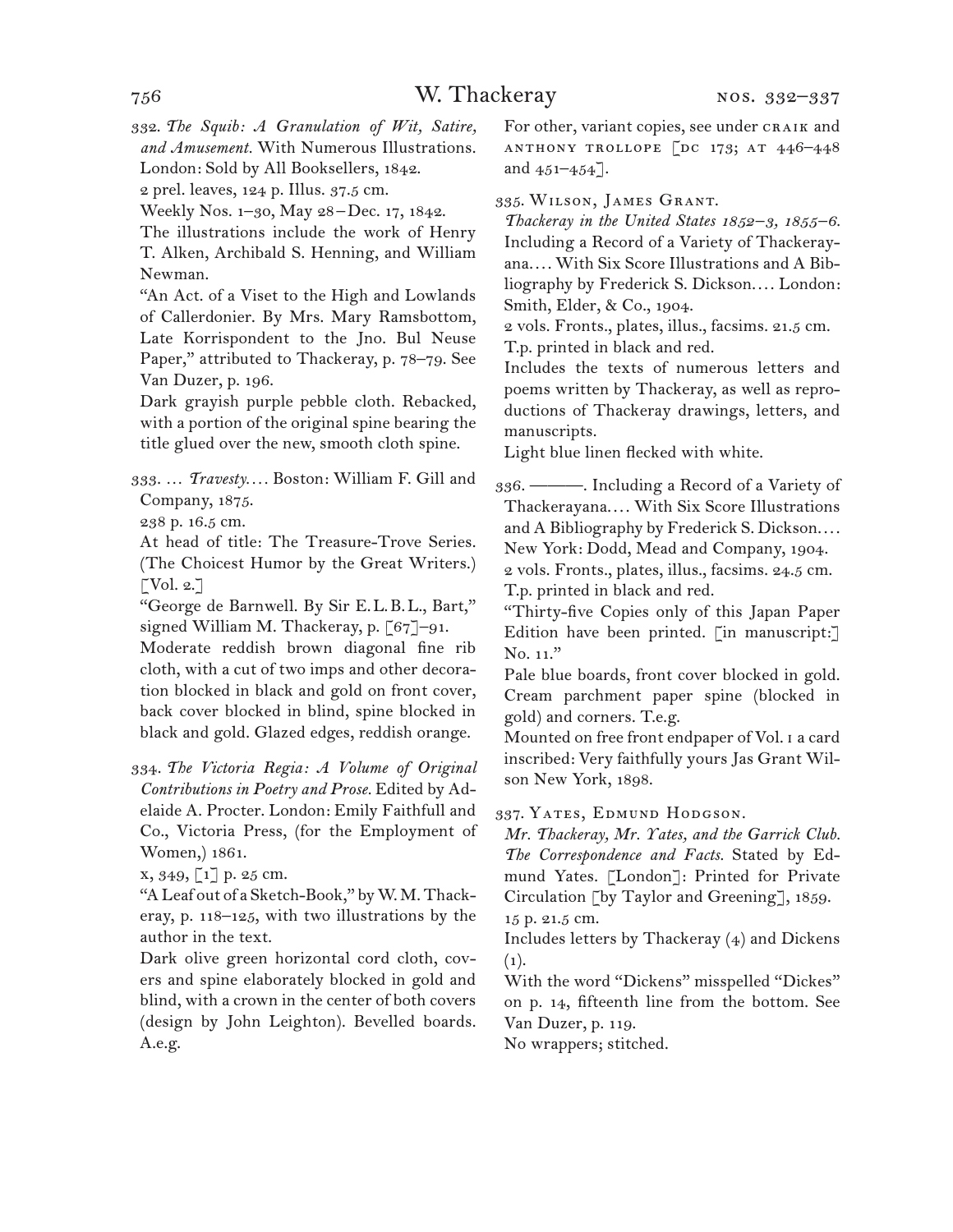332. *The Squib: A Granulation of Wit, Satire, and Amusement.* With Numerous Illustrations. London: Sold by All Booksellers, 1842.
2 prel. leaves, 124 p. Illus. 37.5 cm.
Weekly Nos. 1–30, May 28 – Dec. 17, 1842.
The illustrations include the work of Henry T. Alken, Archibald S. Henning, and William Newman.
"An Act. of a Viset to the High and Lowlands of Callerdonier. By Mrs. Mary Ramsbottom, Late Korrispondent to the Jno. Bul Neuse Paper," attributed to Thackeray, p. 78–79. See Van Duzer, p. 196.
Dark grayish purple pebble cloth. Rebacked, with a portion of the original spine bearing the title glued over the new, smooth cloth spine.

333. … *Travesty.…* Boston: William F. Gill and Company, 1875.
238 p. 16.5 cm.
At head of title: The Treasure-Trove Series. (The Choicest Humor by the Great Writers.) [Vol. 2.]
"George de Barnwell. By Sir E. L. B. L., Bart," signed William M. Thackeray, p. [67]–91.
Moderate reddish brown diagonal fine rib cloth, with a cut of two imps and other decoration blocked in black and gold on front cover, back cover blocked in blind, spine blocked in black and gold. Glazed edges, reddish orange.

334. *The Victoria Regia: A Volume of Original Contributions in Poetry and Prose.* Edited by Adelaide A. Procter. London: Emily Faithfull and Co., Victoria Press, (for the Employment of Women,) 1861.
x, 349, [1] p. 25 cm.
"A Leaf out of a Sketch-Book," by W. M. Thackeray, p. 118–125, with two illustrations by the author in the text.
Dark olive green horizontal cord cloth, covers and spine elaborately blocked in gold and blind, with a crown in the center of both covers (design by John Leighton). Bevelled boards. A.e.g.
For other, variant copies, see under CRAIK and ANTHONY TROLLOPE [DC 173; AT 446–448 and 451–454].

335. WILSON, JAMES GRANT.
*Thackeray in the United States 1852–3, 1855–6.* Including a Record of a Variety of Thackerayana.… With Six Score Illustrations and A Bibliography by Frederick S. Dickson.… London: Smith, Elder, & Co., 1904.
2 vols. Fronts., plates, illus., facsims. 21.5 cm.
T.p. printed in black and red.
Includes the texts of numerous letters and poems written by Thackeray, as well as reproductions of Thackeray drawings, letters, and manuscripts.
Light blue linen flecked with white.

336. ———. Including a Record of a Variety of Thackerayana.… With Six Score Illustrations and A Bibliography by Frederick S. Dickson.… New York: Dodd, Mead and Company, 1904.
2 vols. Fronts., plates, illus., facsims. 24.5 cm.
T.p. printed in black and red.
"Thirty-five Copies only of this Japan Paper Edition have been printed. [in manuscript:] No. 11."
Pale blue boards, front cover blocked in gold. Cream parchment paper spine (blocked in gold) and corners. T.e.g.
Mounted on free front endpaper of Vol. 1 a card inscribed: Very faithfully yours Jas Grant Wilson New York, 1898.

337. YATES, EDMUND HODGSON.
*Mr. Thackeray, Mr. Yates, and the Garrick Club. The Correspondence and Facts.* Stated by Edmund Yates. [London]: Printed for Private Circulation [by Taylor and Greening], 1859.
15 p. 21.5 cm.
Includes letters by Thackeray (4) and Dickens (1).
With the word "Dickens" misspelled "Dickes" on p. 14, fifteenth line from the bottom. See Van Duzer, p. 119.
No wrappers; stitched.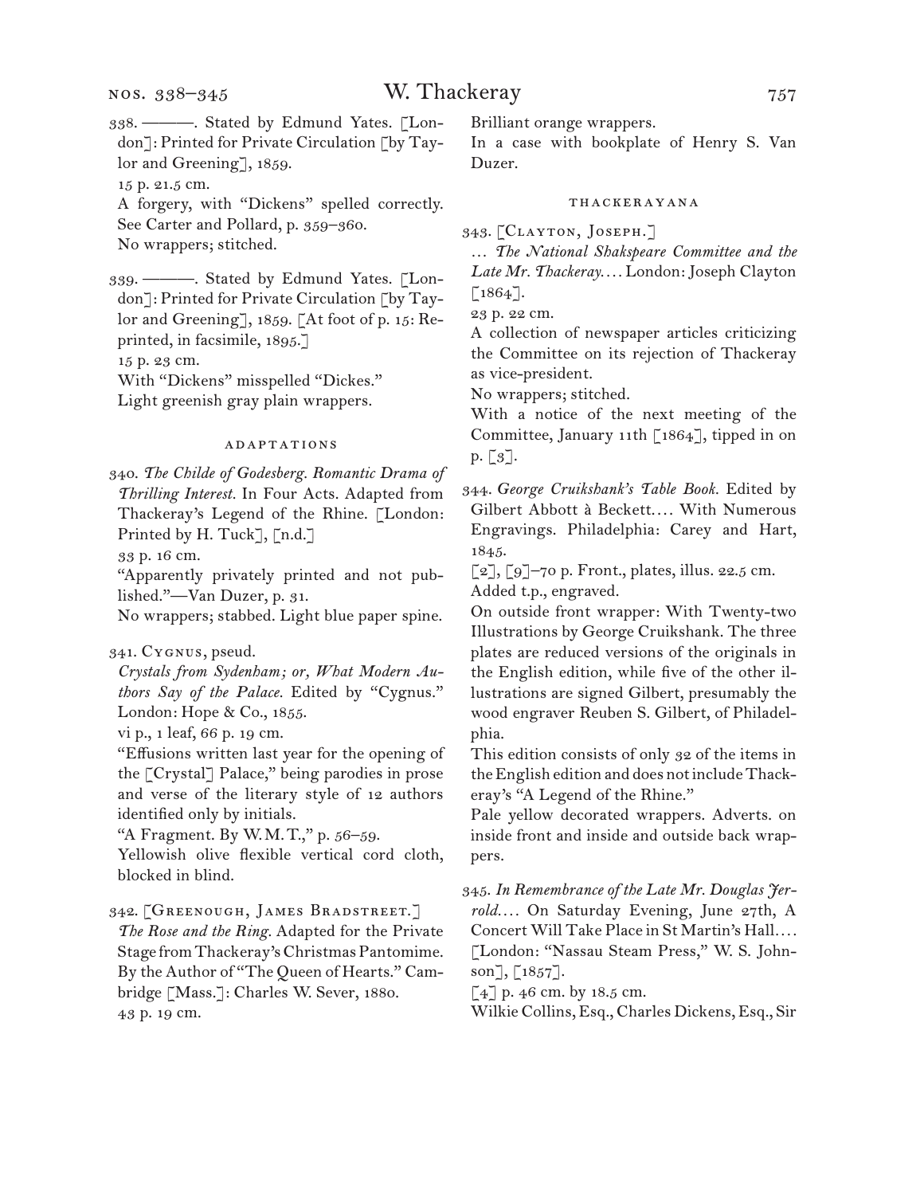338. ———. Stated by Edmund Yates. [London]: Printed for Private Circulation [by Taylor and Greening], 1859.
15 p. 21.5 cm.
A forgery, with "Dickens" spelled correctly. See Carter and Pollard, p. 359–360.
No wrappers; stitched.

339. ———. Stated by Edmund Yates. [London]: Printed for Private Circulation [by Taylor and Greening], 1859. [At foot of p. 15: Reprinted, in facsimile, 1895.]
15 p. 23 cm.
With "Dickens" misspelled "Dickes."
Light greenish gray plain wrappers.

## ADAPTATIONS

340. *The Childe of Godesberg. Romantic Drama of Thrilling Interest.* In Four Acts. Adapted from Thackeray's Legend of the Rhine. [London: Printed by H. Tuck], [n.d.]
33 p. 16 cm.
"Apparently privately printed and not published."—Van Duzer, p. 31.
No wrappers; stabbed. Light blue paper spine.

341. Cygnus, pseud.
*Crystals from Sydenham; or, What Modern Authors Say of the Palace.* Edited by "Cygnus." London: Hope & Co., 1855.
vi p., 1 leaf, 66 p. 19 cm.
"Effusions written last year for the opening of the [Crystal] Palace," being parodies in prose and verse of the literary style of 12 authors identified only by initials.
"A Fragment. By W. M. T.," p. 56–59.
Yellowish olive flexible vertical cord cloth, blocked in blind.

342. [Greenough, James Bradstreet.]
*The Rose and the Ring.* Adapted for the Private Stage from Thackeray's Christmas Pantomime. By the Author of "The Queen of Hearts." Cambridge [Mass.]: Charles W. Sever, 1880.
43 p. 19 cm.
Brilliant orange wrappers.
In a case with bookplate of Henry S. Van Duzer.

## THACKERAYANA

343. [Clayton, Joseph.]
… *The National Shakspeare Committee and the Late Mr. Thackeray.*… London: Joseph Clayton [1864].
23 p. 22 cm.
A collection of newspaper articles criticizing the Committee on its rejection of Thackeray as vice-president.
No wrappers; stitched.
With a notice of the next meeting of the Committee, January 11th [1864], tipped in on p. [3].

344. *George Cruikshank's Table Book.* Edited by Gilbert Abbott à Beckett.… With Numerous Engravings. Philadelphia: Carey and Hart, 1845.
[2], [9]–70 p. Front., plates, illus. 22.5 cm.
Added t.p., engraved.
On outside front wrapper: With Twenty-two Illustrations by George Cruikshank. The three plates are reduced versions of the originals in the English edition, while five of the other illustrations are signed Gilbert, presumably the wood engraver Reuben S. Gilbert, of Philadelphia.
This edition consists of only 32 of the items in the English edition and does not include Thackeray's "A Legend of the Rhine."
Pale yellow decorated wrappers. Adverts. on inside front and inside and outside back wrappers.

345. *In Remembrance of the Late Mr. Douglas Jerrold.*… On Saturday Evening, June 27th, A Concert Will Take Place in St Martin's Hall.… [London: "Nassau Steam Press," W. S. Johnson], [1857].
[4] p. 46 cm. by 18.5 cm.
Wilkie Collins, Esq., Charles Dickens, Esq., Sir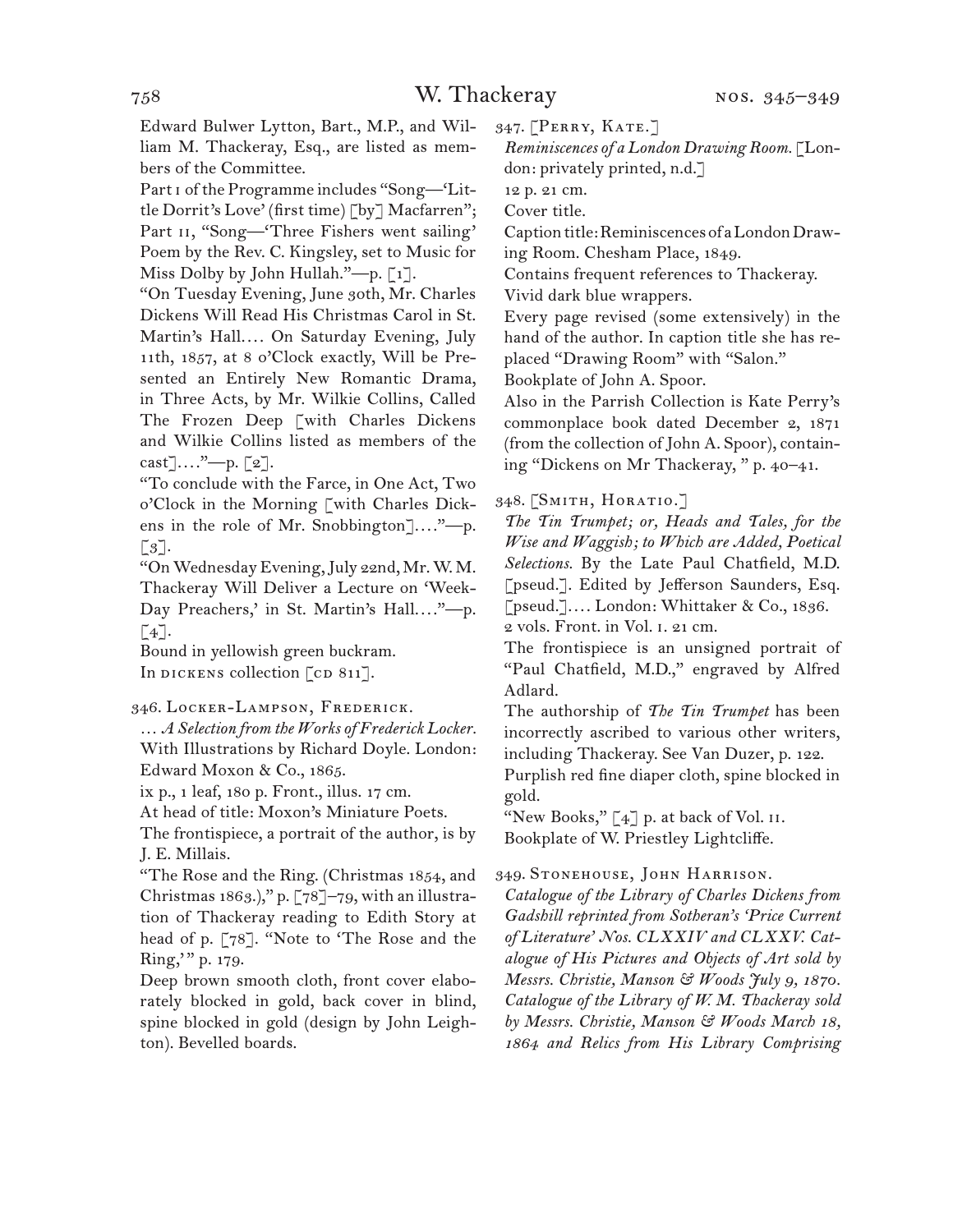Edward Bulwer Lytton, Bart., M.P., and William M. Thackeray, Esq., are listed as members of the Committee.

Part I of the Programme includes "Song—'Little Dorrit's Love' (first time) [by] Macfarren"; Part II, "Song—'Three Fishers went sailing' Poem by the Rev. C. Kingsley, set to Music for Miss Dolby by John Hullah."—p. [1].

"On Tuesday Evening, June 30th, Mr. Charles Dickens Will Read His Christmas Carol in St. Martin's Hall.... On Saturday Evening, July 11th, 1857, at 8 o'Clock exactly, Will be Presented an Entirely New Romantic Drama, in Three Acts, by Mr. Wilkie Collins, Called The Frozen Deep [with Charles Dickens and Wilkie Collins listed as members of the cast]...."—p. [2].

"To conclude with the Farce, in One Act, Two o'Clock in the Morning [with Charles Dickens in the role of Mr. Snobbington]...."—p. [3].

"On Wednesday Evening, July 22nd, Mr. W. M. Thackeray Will Deliver a Lecture on 'Week-Day Preachers,' in St. Martin's Hall...."—p. [4].

Bound in yellowish green buckram.

In DICKENS collection [CD 811].

346. Locker-Lampson, Frederick.

... *A Selection from the Works of Frederick Locker.* With Illustrations by Richard Doyle. London: Edward Moxon & Co., 1865.

ix p., 1 leaf, 180 p. Front., illus. 17 cm.

At head of title: Moxon's Miniature Poets.

The frontispiece, a portrait of the author, is by J. E. Millais.

"The Rose and the Ring. (Christmas 1854, and Christmas 1863.)," p. [78]–79, with an illustration of Thackeray reading to Edith Story at head of p. [78]. "Note to 'The Rose and the Ring,'" p. 179.

Deep brown smooth cloth, front cover elaborately blocked in gold, back cover in blind, spine blocked in gold (design by John Leighton). Bevelled boards.

347. [Perry, Kate.]

*Reminiscences of a London Drawing Room.* [London: privately printed, n.d.]

12 p. 21 cm.

Cover title.

Caption title: Reminiscences of a London Drawing Room. Chesham Place, 1849.

Contains frequent references to Thackeray.

Vivid dark blue wrappers.

Every page revised (some extensively) in the hand of the author. In caption title she has replaced "Drawing Room" with "Salon."

Bookplate of John A. Spoor.

Also in the Parrish Collection is Kate Perry's commonplace book dated December 2, 1871 (from the collection of John A. Spoor), containing "Dickens on Mr Thackeray, " p. 40–41.

348. [Smith, Horatio.]

*The Tin Trumpet; or, Heads and Tales, for the Wise and Waggish; to Which are Added, Poetical Selections.* By the Late Paul Chatfield, M.D. [pseud.]. Edited by Jefferson Saunders, Esq. [pseud.].... London: Whittaker & Co., 1836.

2 vols. Front. in Vol. I. 21 cm.

The frontispiece is an unsigned portrait of "Paul Chatfield, M.D.," engraved by Alfred Adlard.

The authorship of *The Tin Trumpet* has been incorrectly ascribed to various other writers, including Thackeray. See Van Duzer, p. 122.

Purplish red fine diaper cloth, spine blocked in gold.

"New Books," [4] p. at back of Vol. II.

Bookplate of W. Priestley Lightcliffe.

349. Stonehouse, John Harrison.

*Catalogue of the Library of Charles Dickens from Gadshill reprinted from Sotheran's 'Price Current of Literature' Nos. CLXXIV and CLXXV. Catalogue of His Pictures and Objects of Art sold by Messrs. Christie, Manson & Woods July 9, 1870. Catalogue of the Library of W. M. Thackeray sold by Messrs. Christie, Manson & Woods March 18, 1864 and Relics from His Library Comprising*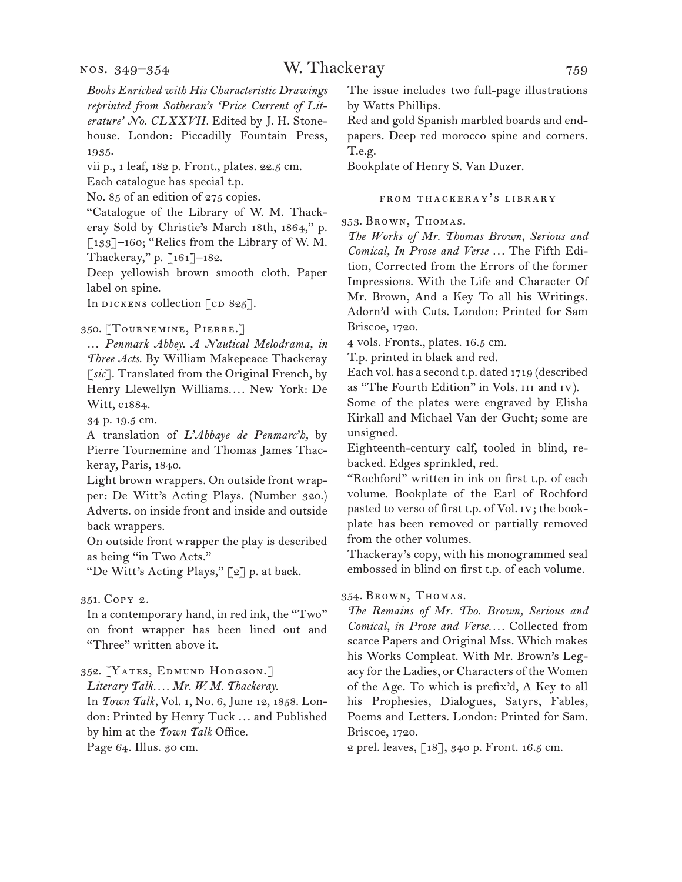*Books Enriched with His Characteristic Drawings reprinted from Sotheran's 'Price Current of Literature' No. CLXXVII.* Edited by J. H. Stonehouse. London: Piccadilly Fountain Press, 1935.

vii p., 1 leaf, 182 p. Front., plates. 22.5 cm.

Each catalogue has special t.p.

No. 85 of an edition of 275 copies.

"Catalogue of the Library of W. M. Thackeray Sold by Christie's March 18th, 1864," p. [133]–160; "Relics from the Library of W. M. Thackeray," p. [161]–182.

Deep yellowish brown smooth cloth. Paper label on spine.

In DICKENS collection [CD 825].

350. [Tournemine, Pierre.]

… *Penmark Abbey. A Nautical Melodrama, in Three Acts.* By William Makepeace Thackeray [*sic*]. Translated from the Original French, by Henry Llewellyn Williams.… New York: De Witt, c1884.

34 p. 19.5 cm.

A translation of *L'Abbaye de Penmarc'h,* by Pierre Tournemine and Thomas James Thackeray, Paris, 1840.

Light brown wrappers. On outside front wrapper: De Witt's Acting Plays. (Number 320.) Adverts. on inside front and inside and outside back wrappers.

On outside front wrapper the play is described as being "in Two Acts."

"De Witt's Acting Plays," [2] p. at back.

351. Copy 2.

In a contemporary hand, in red ink, the "Two" on front wrapper has been lined out and "Three" written above it.

352. [Yates, Edmund Hodgson.]

*Literary Talk.… Mr. W. M. Thackeray.*

In *Town Talk,* Vol. 1, No. 6, June 12, 1858. London: Printed by Henry Tuck … and Published by him at the *Town Talk* Office.

Page 64. Illus. 30 cm.

The issue includes two full-page illustrations by Watts Phillips.

Red and gold Spanish marbled boards and endpapers. Deep red morocco spine and corners. T.e.g.

Bookplate of Henry S. Van Duzer.

### FROM THACKERAY'S LIBRARY

353. Brown, Thomas.

*The Works of Mr. Thomas Brown, Serious and Comical, In Prose and Verse* … The Fifth Edition, Corrected from the Errors of the former Impressions. With the Life and Character Of Mr. Brown, And a Key To all his Writings. Adorn'd with Cuts. London: Printed for Sam Briscoe, 1720.

4 vols. Fronts., plates. 16.5 cm.

T.p. printed in black and red.

Each vol. has a second t.p. dated 1719 (described as "The Fourth Edition" in Vols. III and IV).

Some of the plates were engraved by Elisha Kirkall and Michael Van der Gucht; some are unsigned.

Eighteenth-century calf, tooled in blind, rebacked. Edges sprinkled, red.

"Rochford" written in ink on first t.p. of each volume. Bookplate of the Earl of Rochford pasted to verso of first t.p. of Vol. IV; the bookplate has been removed or partially removed from the other volumes.

Thackeray's copy, with his monogrammed seal embossed in blind on first t.p. of each volume.

354. Brown, Thomas.

*The Remains of Mr. Tho. Brown, Serious and Comical, in Prose and Verse.…* Collected from scarce Papers and Original Mss. Which makes his Works Compleat. With Mr. Brown's Legacy for the Ladies, or Characters of the Women of the Age. To which is prefix'd, A Key to all his Prophesies, Dialogues, Satyrs, Fables, Poems and Letters. London: Printed for Sam. Briscoe, 1720.

2 prel. leaves, [18], 340 p. Front. 16.5 cm.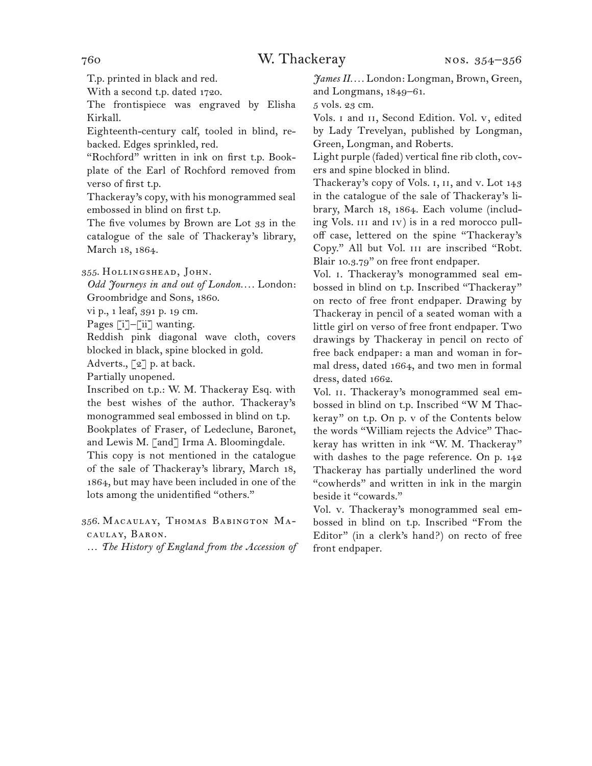T.p. printed in black and red.

With a second t.p. dated 1720.

The frontispiece was engraved by Elisha Kirkall.

Eighteenth-century calf, tooled in blind, rebacked. Edges sprinkled, red.

“Rochford” written in ink on first t.p. Bookplate of the Earl of Rochford removed from verso of first t.p.

Thackeray’s copy, with his monogrammed seal embossed in blind on first t.p.

The five volumes by Brown are Lot 33 in the catalogue of the sale of Thackeray’s library, March 18, 1864.

355. Hollingshead, John.

*Odd Journeys in and out of London.…* London: Groombridge and Sons, 1860.

vi p., 1 leaf, 391 p. 19 cm.

Pages [i]–[ii] wanting.

Reddish pink diagonal wave cloth, covers blocked in black, spine blocked in gold.

Adverts., [2] p. at back.

Partially unopened.

Inscribed on t.p.: W. M. Thackeray Esq. with the best wishes of the author. Thackeray’s monogrammed seal embossed in blind on t.p.

Bookplates of Fraser, of Ledeclune, Baronet, and Lewis M. [and] Irma A. Bloomingdale.

This copy is not mentioned in the catalogue of the sale of Thackeray’s library, March 18, 1864, but may have been included in one of the lots among the unidentified “others.”

356. Macaulay, Thomas Babington Macaulay, Baron.

… *The History of England from the Accession of James II.…* London: Longman, Brown, Green, and Longmans, 1849–61.

5 vols. 23 cm.

Vols. I and II, Second Edition. Vol. V, edited by Lady Trevelyan, published by Longman, Green, Longman, and Roberts.

Light purple (faded) vertical fine rib cloth, covers and spine blocked in blind.

Thackeray’s copy of Vols. I, II, and V. Lot 143 in the catalogue of the sale of Thackeray’s library, March 18, 1864. Each volume (including Vols. III and IV) is in a red morocco pull-off case, lettered on the spine “Thackeray’s Copy.” All but Vol. III are inscribed “Robt. Blair 10.3.79” on free front endpaper.

Vol. I. Thackeray’s monogrammed seal embossed in blind on t.p. Inscribed “Thackeray” on recto of free front endpaper. Drawing by Thackeray in pencil of a seated woman with a little girl on verso of free front endpaper. Two drawings by Thackeray in pencil on recto of free back endpaper: a man and woman in formal dress, dated 1664, and two men in formal dress, dated 1662.

Vol. II. Thackeray’s monogrammed seal embossed in blind on t.p. Inscribed “W M Thackeray” on t.p. On p. v of the Contents below the words “William rejects the Advice” Thackeray has written in ink “W. M. Thackeray” with dashes to the page reference. On p. 142 Thackeray has partially underlined the word “cowherds” and written in ink in the margin beside it “cowards.”

Vol. V. Thackeray’s monogrammed seal embossed in blind on t.p. Inscribed “From the Editor” (in a clerk’s hand?) on recto of free front endpaper.